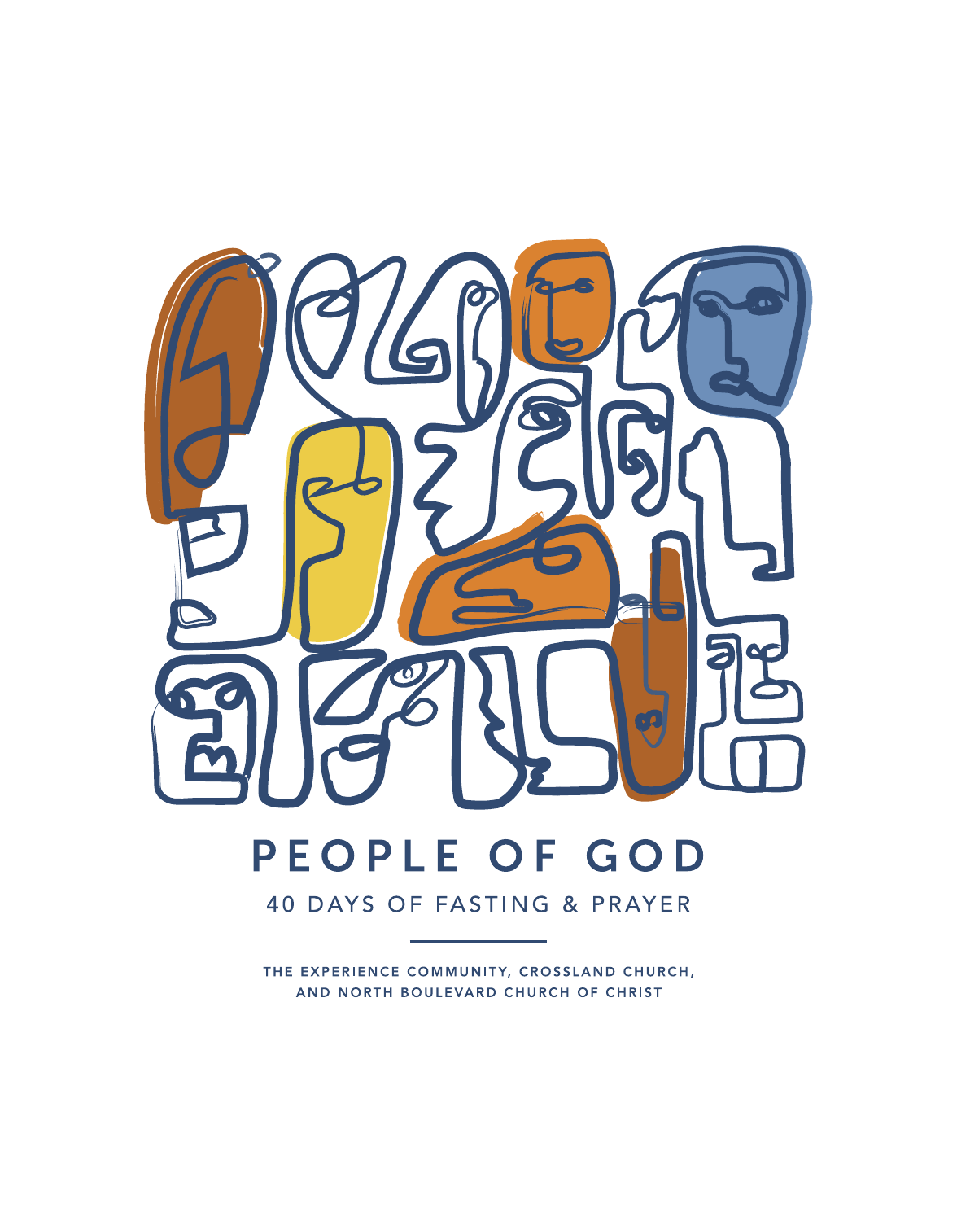# PEOPLE OF GOD

## 40 DAYS OF FASTING & PRAYER

THE EXPERIENCE COMMUNITY, CROSSLAND CHURCH, AND NORTH BOULEVARD CHURCH OF CHRIST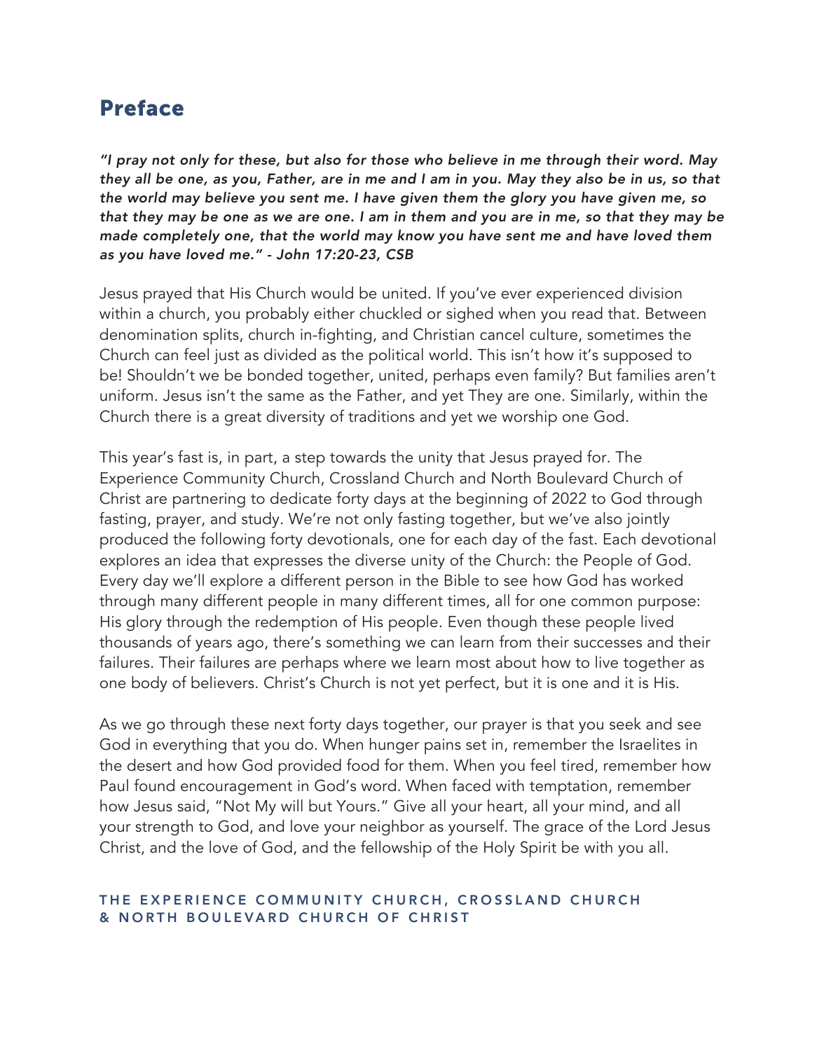# Preface

***"I pray not only for these, but also for those who believe in me through their word. May they all be one, as you, Father, are in me and I am in you. May they also be in us, so that the world may believe you sent me. I have given them the glory you have given me, so that they may be one as we are one. I am in them and you are in me, so that they may be made completely one, that the world may know you have sent me and have loved them as you have loved me." - John 17:20-23, CSB***

Jesus prayed that His Church would be united. If you've ever experienced division within a church, you probably either chuckled or sighed when you read that. Between denomination splits, church in-fighting, and Christian cancel culture, sometimes the Church can feel just as divided as the political world. This isn't how it's supposed to be! Shouldn't we be bonded together, united, perhaps even family? But families aren't uniform. Jesus isn't the same as the Father, and yet They are one. Similarly, within the Church there is a great diversity of traditions and yet we worship one God.

This year's fast is, in part, a step towards the unity that Jesus prayed for. The Experience Community Church, Crossland Church and North Boulevard Church of Christ are partnering to dedicate forty days at the beginning of 2022 to God through fasting, prayer, and study. We're not only fasting together, but we've also jointly produced the following forty devotionals, one for each day of the fast. Each devotional explores an idea that expresses the diverse unity of the Church: the People of God. Every day we'll explore a different person in the Bible to see how God has worked through many different people in many different times, all for one common purpose: His glory through the redemption of His people. Even though these people lived thousands of years ago, there's something we can learn from their successes and their failures. Their failures are perhaps where we learn most about how to live together as one body of believers. Christ's Church is not yet perfect, but it is one and it is His.

As we go through these next forty days together, our prayer is that you seek and see God in everything that you do. When hunger pains set in, remember the Israelites in the desert and how God provided food for them. When you feel tired, remember how Paul found encouragement in God's word. When faced with temptation, remember how Jesus said, "Not My will but Yours." Give all your heart, all your mind, and all your strength to God, and love your neighbor as yourself. The grace of the Lord Jesus Christ, and the love of God, and the fellowship of the Holy Spirit be with you all.

**THE EXPERIENCE COMMUNITY CHURCH, CROSSLAND CHURCH & NORTH BOULEVARD CHURCH OF CHRIST**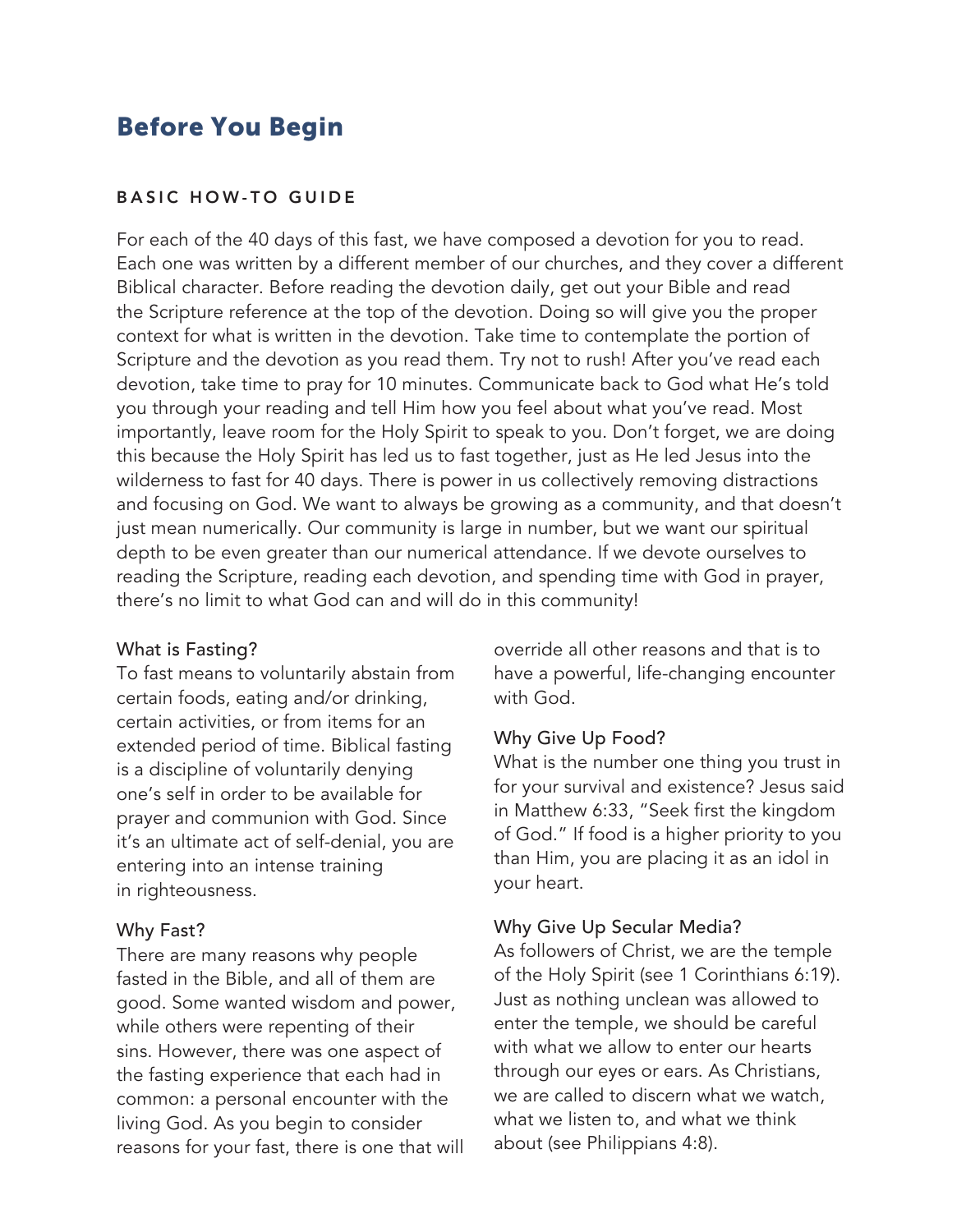# Before You Begin

## BASIC HOW-TO GUIDE

For each of the 40 days of this fast, we have composed a devotion for you to read. Each one was written by a different member of our churches, and they cover a different Biblical character. Before reading the devotion daily, get out your Bible and read the Scripture reference at the top of the devotion. Doing so will give you the proper context for what is written in the devotion. Take time to contemplate the portion of Scripture and the devotion as you read them. Try not to rush! After you've read each devotion, take time to pray for 10 minutes. Communicate back to God what He's told you through your reading and tell Him how you feel about what you've read. Most importantly, leave room for the Holy Spirit to speak to you. Don't forget, we are doing this because the Holy Spirit has led us to fast together, just as He led Jesus into the wilderness to fast for 40 days. There is power in us collectively removing distractions and focusing on God. We want to always be growing as a community, and that doesn't just mean numerically. Our community is large in number, but we want our spiritual depth to be even greater than our numerical attendance. If we devote ourselves to reading the Scripture, reading each devotion, and spending time with God in prayer, there's no limit to what God can and will do in this community!

### What is Fasting?

To fast means to voluntarily abstain from certain foods, eating and/or drinking, certain activities, or from items for an extended period of time. Biblical fasting is a discipline of voluntarily denying one's self in order to be available for prayer and communion with God. Since it's an ultimate act of self-denial, you are entering into an intense training in righteousness.

### Why Fast?

There are many reasons why people fasted in the Bible, and all of them are good. Some wanted wisdom and power, while others were repenting of their sins. However, there was one aspect of the fasting experience that each had in common: a personal encounter with the living God. As you begin to consider reasons for your fast, there is one that will override all other reasons and that is to have a powerful, life-changing encounter with God.

### Why Give Up Food?

What is the number one thing you trust in for your survival and existence? Jesus said in Matthew 6:33, "Seek first the kingdom of God." If food is a higher priority to you than Him, you are placing it as an idol in your heart.

### Why Give Up Secular Media?

As followers of Christ, we are the temple of the Holy Spirit (see 1 Corinthians 6:19). Just as nothing unclean was allowed to enter the temple, we should be careful with what we allow to enter our hearts through our eyes or ears. As Christians, we are called to discern what we watch, what we listen to, and what we think about (see Philippians 4:8).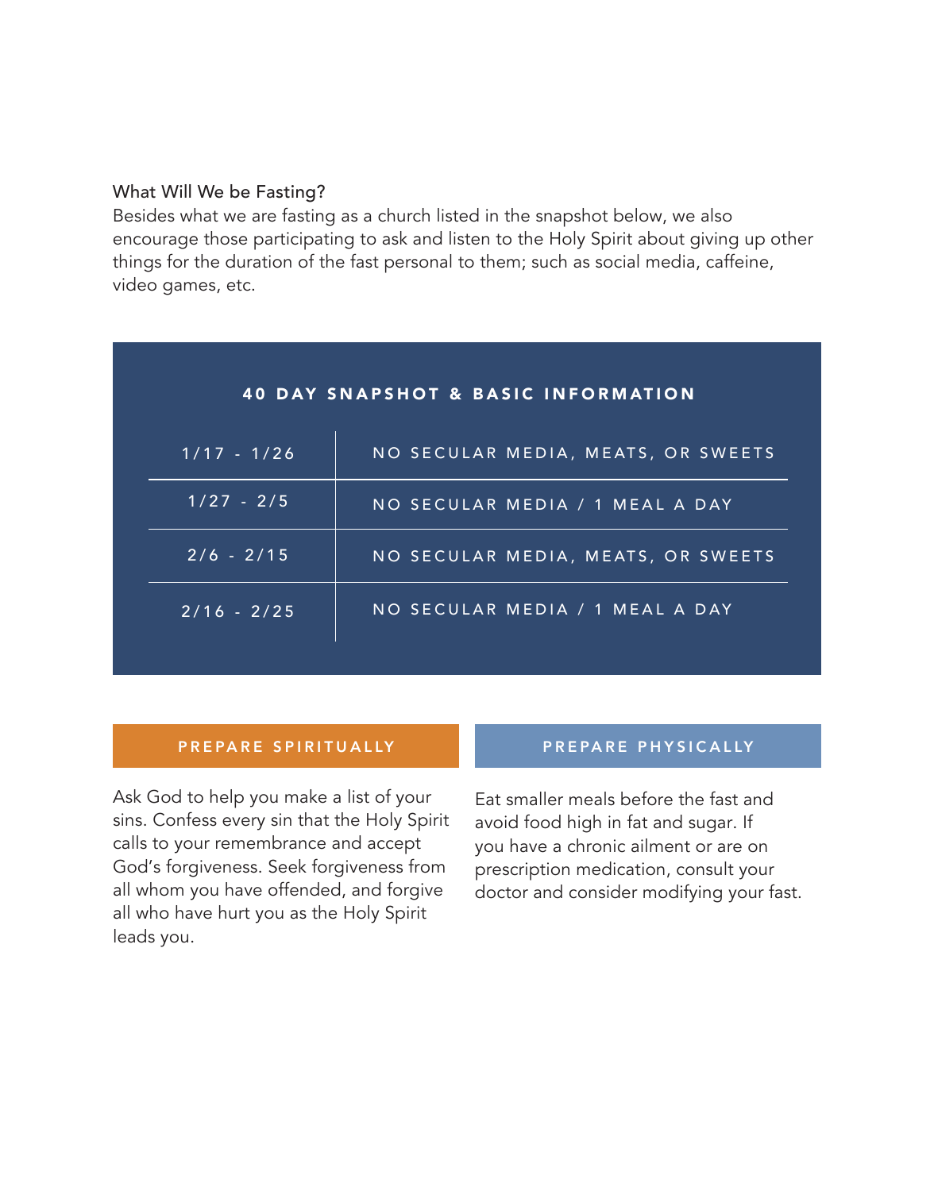### What Will We be Fasting?

Besides what we are fasting as a church listed in the snapshot below, we also encourage those participating to ask and listen to the Holy Spirit about giving up other things for the duration of the fast personal to them; such as social media, caffeine, video games, etc.

**40 DAY SNAPSHOT & BASIC INFORMATION**

| Dates | Fast |
|---|---|
| 1/17 - 1/26 | NO SECULAR MEDIA, MEATS, OR SWEETS |
| 1/27 - 2/5 | NO SECULAR MEDIA / 1 MEAL A DAY |
| 2/6 - 2/15 | NO SECULAR MEDIA, MEATS, OR SWEETS |
| 2/16 - 2/25 | NO SECULAR MEDIA / 1 MEAL A DAY |

**PREPARE SPIRITUALLY**

Ask God to help you make a list of your sins. Confess every sin that the Holy Spirit calls to your remembrance and accept God's forgiveness. Seek forgiveness from all whom you have offended, and forgive all who have hurt you as the Holy Spirit leads you.

**PREPARE PHYSICALLY**

Eat smaller meals before the fast and avoid food high in fat and sugar. If you have a chronic ailment or are on prescription medication, consult your doctor and consider modifying your fast.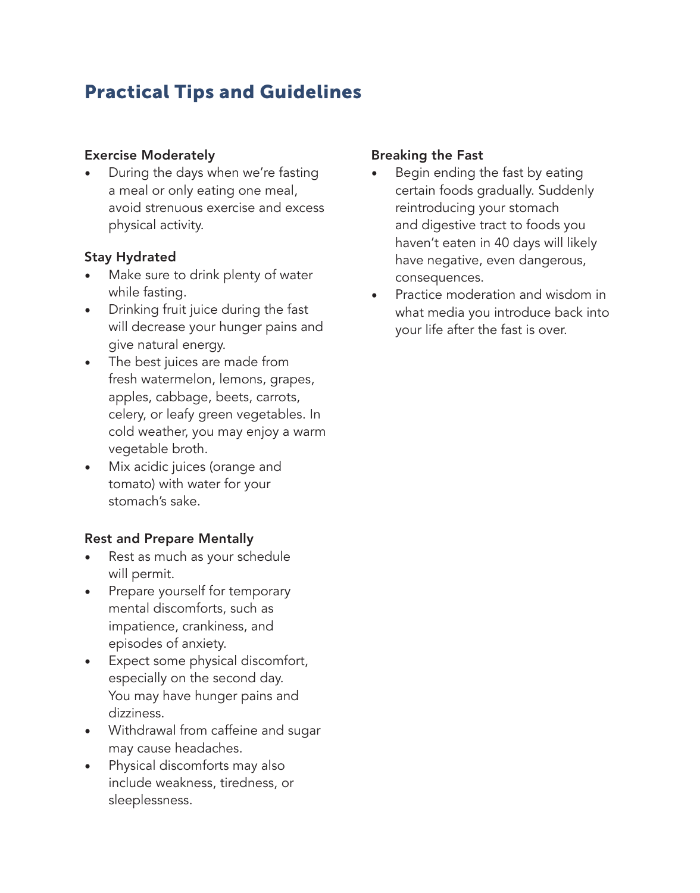## Practical Tips and Guidelines

**Exercise Moderately**

- During the days when we're fasting a meal or only eating one meal, avoid strenuous exercise and excess physical activity.

**Stay Hydrated**

- Make sure to drink plenty of water while fasting.
- Drinking fruit juice during the fast will decrease your hunger pains and give natural energy.
- The best juices are made from fresh watermelon, lemons, grapes, apples, cabbage, beets, carrots, celery, or leafy green vegetables. In cold weather, you may enjoy a warm vegetable broth.
- Mix acidic juices (orange and tomato) with water for your stomach's sake.

**Rest and Prepare Mentally**

- Rest as much as your schedule will permit.
- Prepare yourself for temporary mental discomforts, such as impatience, crankiness, and episodes of anxiety.
- Expect some physical discomfort, especially on the second day. You may have hunger pains and dizziness.
- Withdrawal from caffeine and sugar may cause headaches.
- Physical discomforts may also include weakness, tiredness, or sleeplessness.

**Breaking the Fast**

- Begin ending the fast by eating certain foods gradually. Suddenly reintroducing your stomach and digestive tract to foods you haven't eaten in 40 days will likely have negative, even dangerous, consequences.
- Practice moderation and wisdom in what media you introduce back into your life after the fast is over.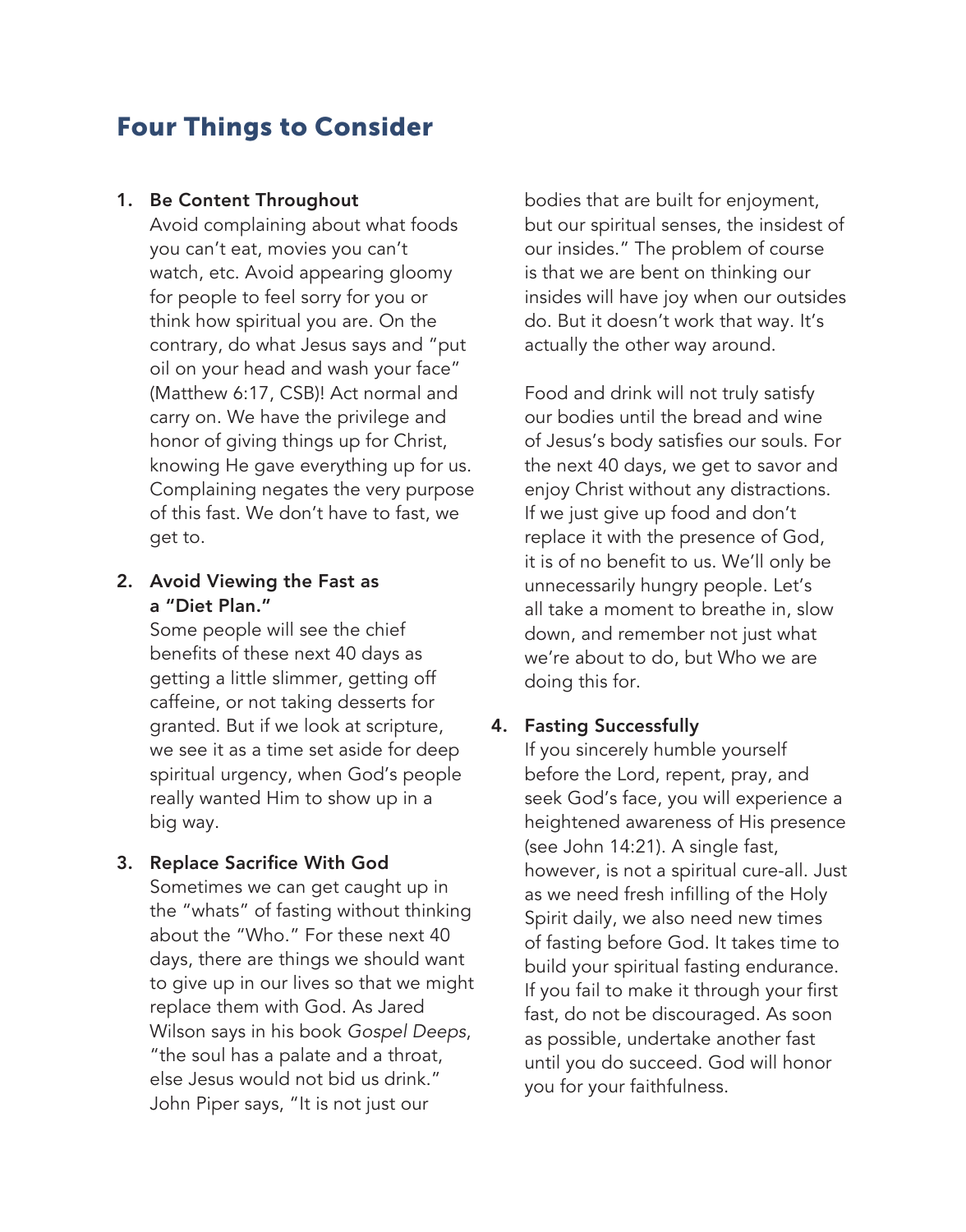## Four Things to Consider

1. **Be Content Throughout**
   Avoid complaining about what foods you can't eat, movies you can't watch, etc. Avoid appearing gloomy for people to feel sorry for you or think how spiritual you are. On the contrary, do what Jesus says and "put oil on your head and wash your face" (Matthew 6:17, CSB)! Act normal and carry on. We have the privilege and honor of giving things up for Christ, knowing He gave everything up for us. Complaining negates the very purpose of this fast. We don't have to fast, we get to.

2. **Avoid Viewing the Fast as a "Diet Plan."**
   Some people will see the chief benefits of these next 40 days as getting a little slimmer, getting off caffeine, or not taking desserts for granted. But if we look at scripture, we see it as a time set aside for deep spiritual urgency, when God's people really wanted Him to show up in a big way.

3. **Replace Sacrifice With God**
   Sometimes we can get caught up in the "whats" of fasting without thinking about the "Who." For these next 40 days, there are things we should want to give up in our lives so that we might replace them with God. As Jared Wilson says in his book *Gospel Deeps*, "the soul has a palate and a throat, else Jesus would not bid us drink." John Piper says, "It is not just our bodies that are built for enjoyment, but our spiritual senses, the insidest of our insides." The problem of course is that we are bent on thinking our insides will have joy when our outsides do. But it doesn't work that way. It's actually the other way around.

   Food and drink will not truly satisfy our bodies until the bread and wine of Jesus's body satisfies our souls. For the next 40 days, we get to savor and enjoy Christ without any distractions. If we just give up food and don't replace it with the presence of God, it is of no benefit to us. We'll only be unnecessarily hungry people. Let's all take a moment to breathe in, slow down, and remember not just what we're about to do, but Who we are doing this for.

4. **Fasting Successfully**
   If you sincerely humble yourself before the Lord, repent, pray, and seek God's face, you will experience a heightened awareness of His presence (see John 14:21). A single fast, however, is not a spiritual cure-all. Just as we need fresh infilling of the Holy Spirit daily, we also need new times of fasting before God. It takes time to build your spiritual fasting endurance. If you fail to make it through your first fast, do not be discouraged. As soon as possible, undertake another fast until you do succeed. God will honor you for your faithfulness.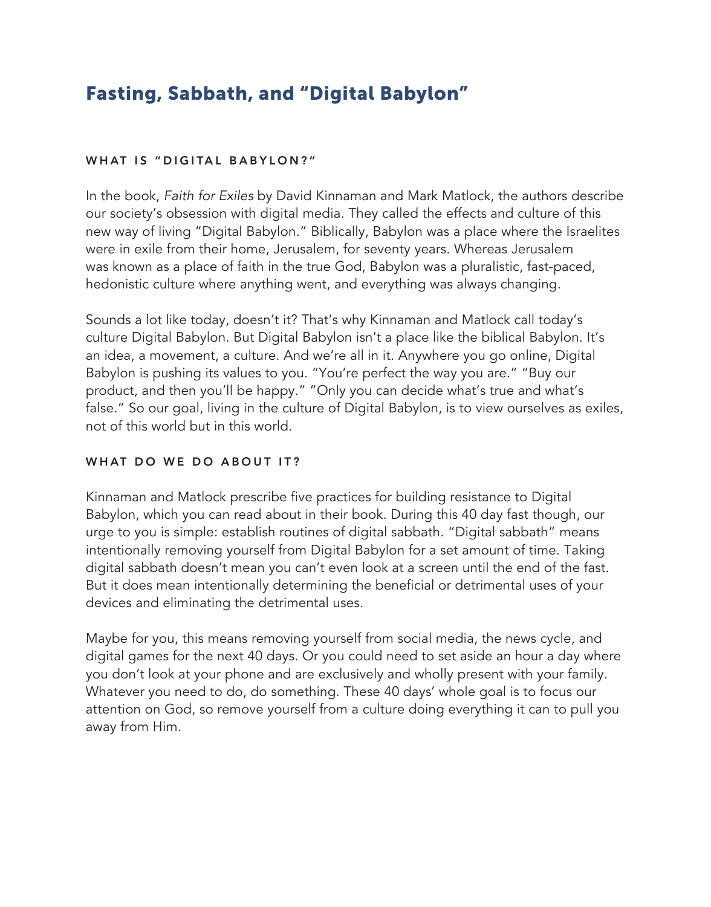# Fasting, Sabbath, and "Digital Babylon"

### WHAT IS "DIGITAL BABYLON?"

In the book, *Faith for Exiles* by David Kinnaman and Mark Matlock, the authors describe our society's obsession with digital media. They called the effects and culture of this new way of living "Digital Babylon." Biblically, Babylon was a place where the Israelites were in exile from their home, Jerusalem, for seventy years. Whereas Jerusalem was known as a place of faith in the true God, Babylon was a pluralistic, fast-paced, hedonistic culture where anything went, and everything was always changing.

Sounds a lot like today, doesn't it? That's why Kinnaman and Matlock call today's culture Digital Babylon. But Digital Babylon isn't a place like the biblical Babylon. It's an idea, a movement, a culture. And we're all in it. Anywhere you go online, Digital Babylon is pushing its values to you. "You're perfect the way you are." "Buy our product, and then you'll be happy." "Only you can decide what's true and what's false." So our goal, living in the culture of Digital Babylon, is to view ourselves as exiles, not of this world but in this world.

### WHAT DO WE DO ABOUT IT?

Kinnaman and Matlock prescribe five practices for building resistance to Digital Babylon, which you can read about in their book. During this 40 day fast though, our urge to you is simple: establish routines of digital sabbath. "Digital sabbath" means intentionally removing yourself from Digital Babylon for a set amount of time. Taking digital sabbath doesn't mean you can't even look at a screen until the end of the fast. But it does mean intentionally determining the beneficial or detrimental uses of your devices and eliminating the detrimental uses.

Maybe for you, this means removing yourself from social media, the news cycle, and digital games for the next 40 days. Or you could need to set aside an hour a day where you don't look at your phone and are exclusively and wholly present with your family. Whatever you need to do, do something. These 40 days' whole goal is to focus our attention on God, so remove yourself from a culture doing everything it can to pull you away from Him.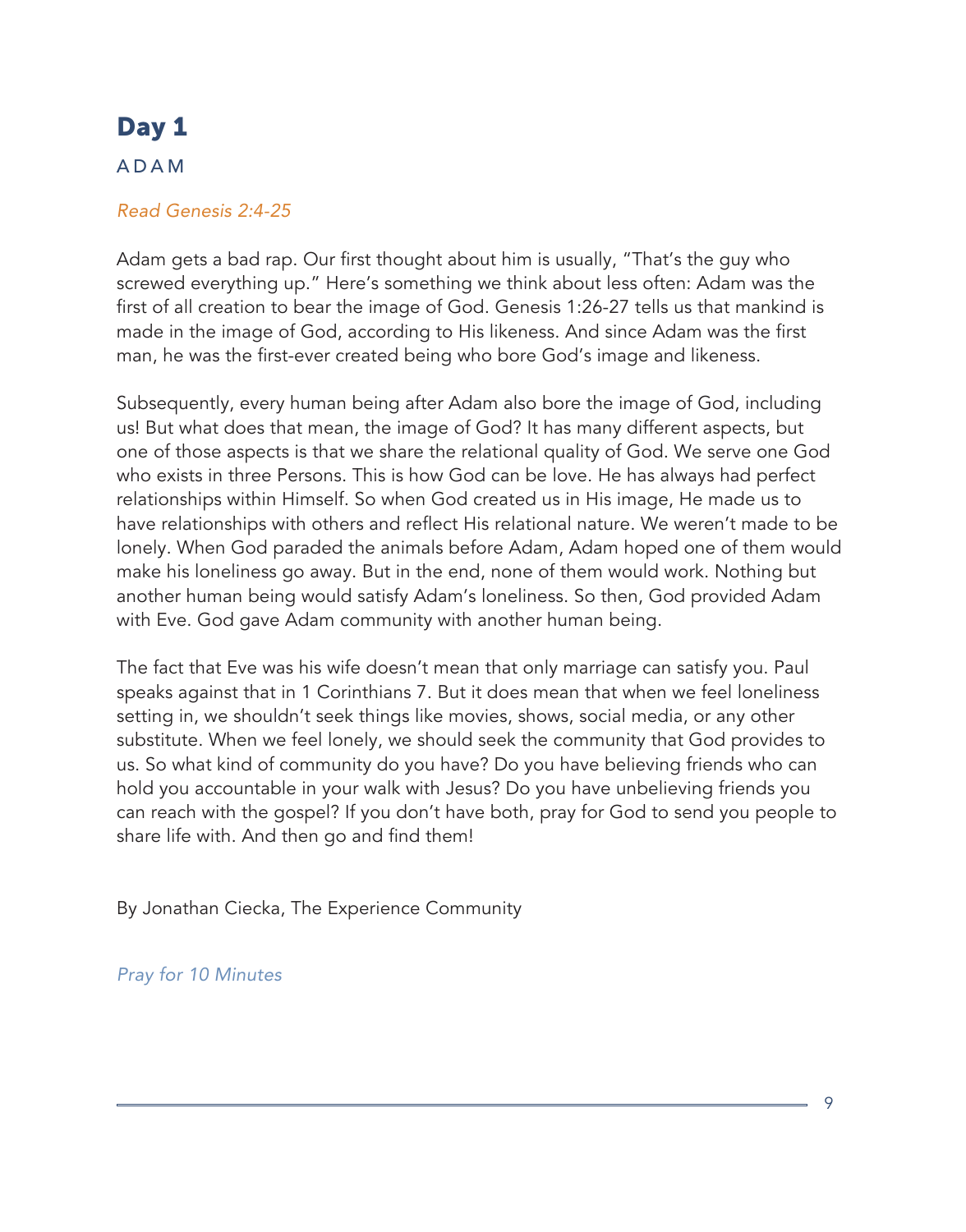# Day 1

## ADAM

*Read Genesis 2:4-25*

Adam gets a bad rap. Our first thought about him is usually, "That's the guy who screwed everything up." Here's something we think about less often: Adam was the first of all creation to bear the image of God. Genesis 1:26-27 tells us that mankind is made in the image of God, according to His likeness. And since Adam was the first man, he was the first-ever created being who bore God's image and likeness.

Subsequently, every human being after Adam also bore the image of God, including us! But what does that mean, the image of God? It has many different aspects, but one of those aspects is that we share the relational quality of God. We serve one God who exists in three Persons. This is how God can be love. He has always had perfect relationships within Himself. So when God created us in His image, He made us to have relationships with others and reflect His relational nature. We weren't made to be lonely. When God paraded the animals before Adam, Adam hoped one of them would make his loneliness go away. But in the end, none of them would work. Nothing but another human being would satisfy Adam's loneliness. So then, God provided Adam with Eve. God gave Adam community with another human being.

The fact that Eve was his wife doesn't mean that only marriage can satisfy you. Paul speaks against that in 1 Corinthians 7. But it does mean that when we feel loneliness setting in, we shouldn't seek things like movies, shows, social media, or any other substitute. When we feel lonely, we should seek the community that God provides to us. So what kind of community do you have? Do you have believing friends who can hold you accountable in your walk with Jesus? Do you have unbelieving friends you can reach with the gospel? If you don't have both, pray for God to send you people to share life with. And then go and find them!

By Jonathan Ciecka, The Experience Community

*Pray for 10 Minutes*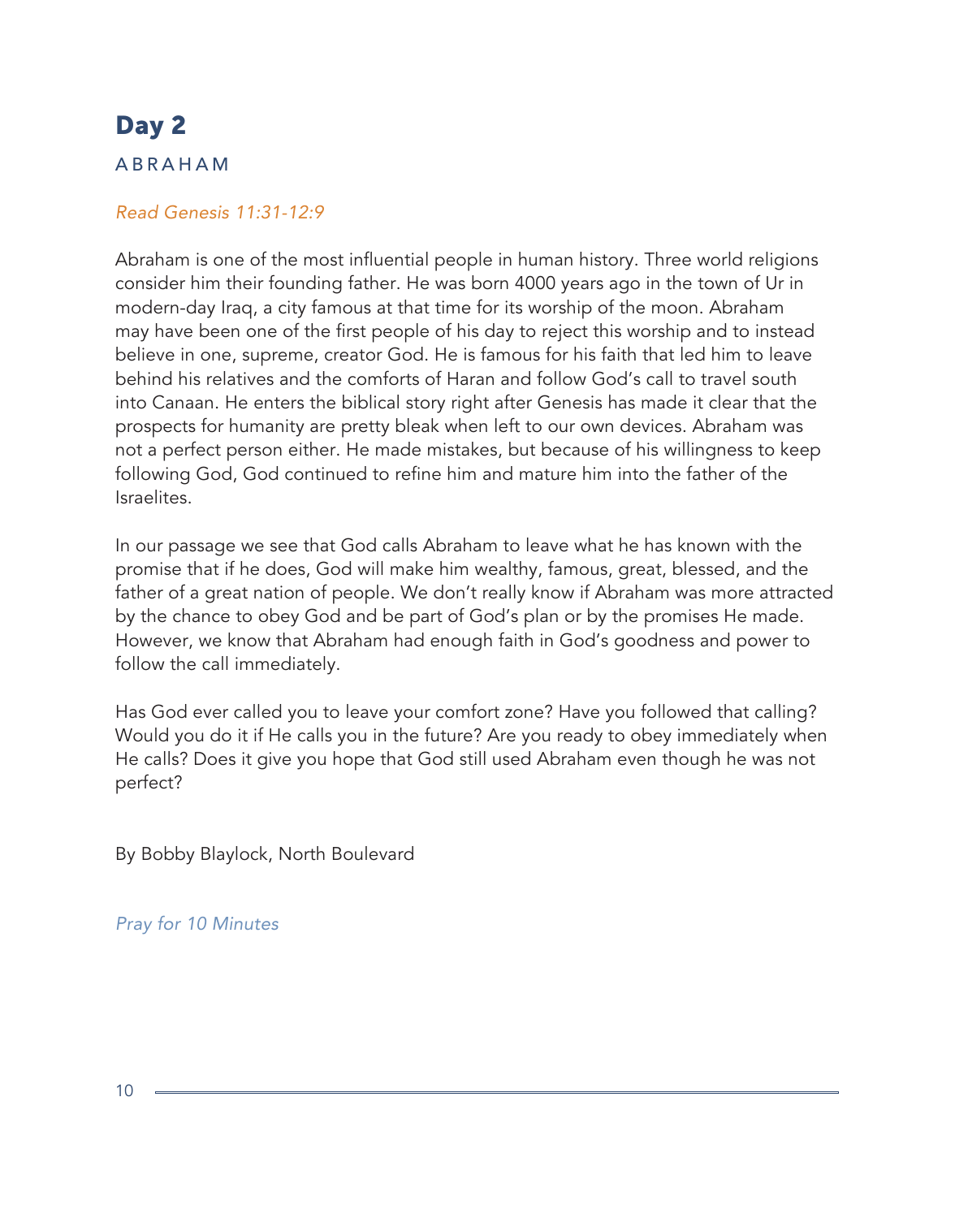# Day 2

## ABRAHAM

*Read Genesis 11:31-12:9*

Abraham is one of the most influential people in human history. Three world religions consider him their founding father. He was born 4000 years ago in the town of Ur in modern-day Iraq, a city famous at that time for its worship of the moon. Abraham may have been one of the first people of his day to reject this worship and to instead believe in one, supreme, creator God. He is famous for his faith that led him to leave behind his relatives and the comforts of Haran and follow God's call to travel south into Canaan. He enters the biblical story right after Genesis has made it clear that the prospects for humanity are pretty bleak when left to our own devices. Abraham was not a perfect person either. He made mistakes, but because of his willingness to keep following God, God continued to refine him and mature him into the father of the Israelites.

In our passage we see that God calls Abraham to leave what he has known with the promise that if he does, God will make him wealthy, famous, great, blessed, and the father of a great nation of people. We don't really know if Abraham was more attracted by the chance to obey God and be part of God's plan or by the promises He made. However, we know that Abraham had enough faith in God's goodness and power to follow the call immediately.

Has God ever called you to leave your comfort zone? Have you followed that calling? Would you do it if He calls you in the future? Are you ready to obey immediately when He calls? Does it give you hope that God still used Abraham even though he was not perfect?

By Bobby Blaylock, North Boulevard

*Pray for 10 Minutes*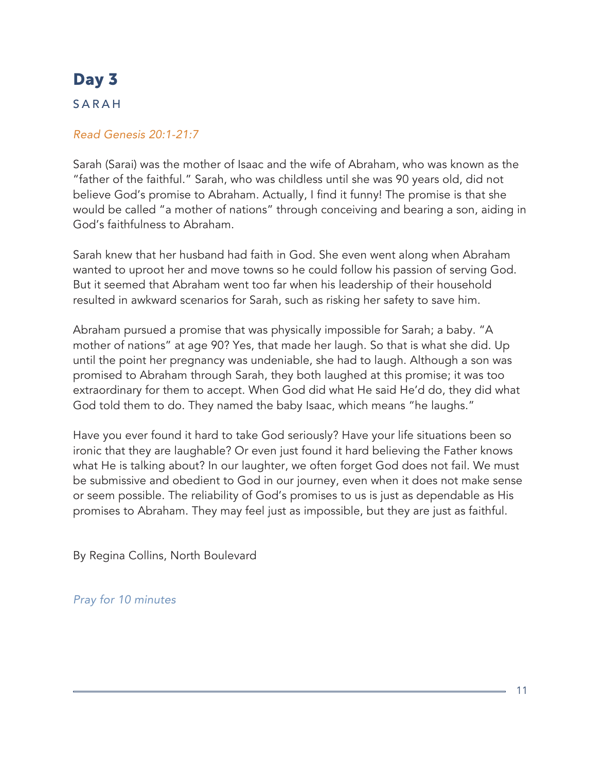# Day 3

SARAH

*Read Genesis 20:1-21:7*

Sarah (Sarai) was the mother of Isaac and the wife of Abraham, who was known as the "father of the faithful." Sarah, who was childless until she was 90 years old, did not believe God's promise to Abraham. Actually, I find it funny! The promise is that she would be called "a mother of nations" through conceiving and bearing a son, aiding in God's faithfulness to Abraham.

Sarah knew that her husband had faith in God. She even went along when Abraham wanted to uproot her and move towns so he could follow his passion of serving God. But it seemed that Abraham went too far when his leadership of their household resulted in awkward scenarios for Sarah, such as risking her safety to save him.

Abraham pursued a promise that was physically impossible for Sarah; a baby. "A mother of nations" at age 90? Yes, that made her laugh. So that is what she did. Up until the point her pregnancy was undeniable, she had to laugh. Although a son was promised to Abraham through Sarah, they both laughed at this promise; it was too extraordinary for them to accept. When God did what He said He'd do, they did what God told them to do. They named the baby Isaac, which means "he laughs."

Have you ever found it hard to take God seriously? Have your life situations been so ironic that they are laughable? Or even just found it hard believing the Father knows what He is talking about? In our laughter, we often forget God does not fail. We must be submissive and obedient to God in our journey, even when it does not make sense or seem possible. The reliability of God's promises to us is just as dependable as His promises to Abraham. They may feel just as impossible, but they are just as faithful.

By Regina Collins, North Boulevard

*Pray for 10 minutes*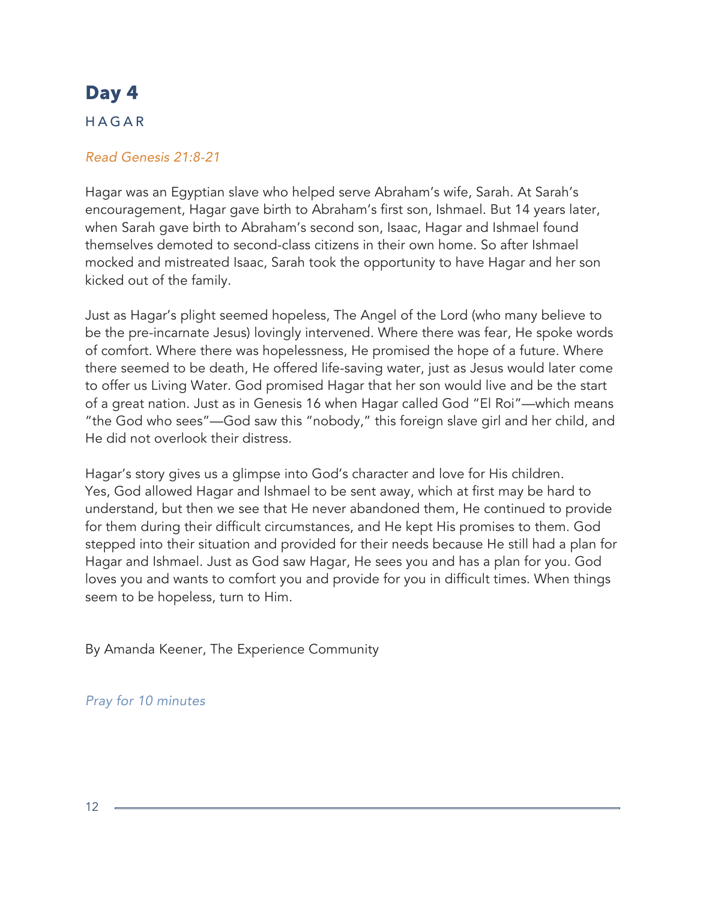# Day 4

## HAGAR

*Read Genesis 21:8-21*

Hagar was an Egyptian slave who helped serve Abraham's wife, Sarah. At Sarah's encouragement, Hagar gave birth to Abraham's first son, Ishmael. But 14 years later, when Sarah gave birth to Abraham's second son, Isaac, Hagar and Ishmael found themselves demoted to second-class citizens in their own home. So after Ishmael mocked and mistreated Isaac, Sarah took the opportunity to have Hagar and her son kicked out of the family.

Just as Hagar's plight seemed hopeless, The Angel of the Lord (who many believe to be the pre-incarnate Jesus) lovingly intervened. Where there was fear, He spoke words of comfort. Where there was hopelessness, He promised the hope of a future. Where there seemed to be death, He offered life-saving water, just as Jesus would later come to offer us Living Water. God promised Hagar that her son would live and be the start of a great nation. Just as in Genesis 16 when Hagar called God "El Roi"—which means "the God who sees"—God saw this "nobody," this foreign slave girl and her child, and He did not overlook their distress.

Hagar's story gives us a glimpse into God's character and love for His children. Yes, God allowed Hagar and Ishmael to be sent away, which at first may be hard to understand, but then we see that He never abandoned them, He continued to provide for them during their difficult circumstances, and He kept His promises to them. God stepped into their situation and provided for their needs because He still had a plan for Hagar and Ishmael. Just as God saw Hagar, He sees you and has a plan for you. God loves you and wants to comfort you and provide for you in difficult times. When things seem to be hopeless, turn to Him.

By Amanda Keener, The Experience Community

*Pray for 10 minutes*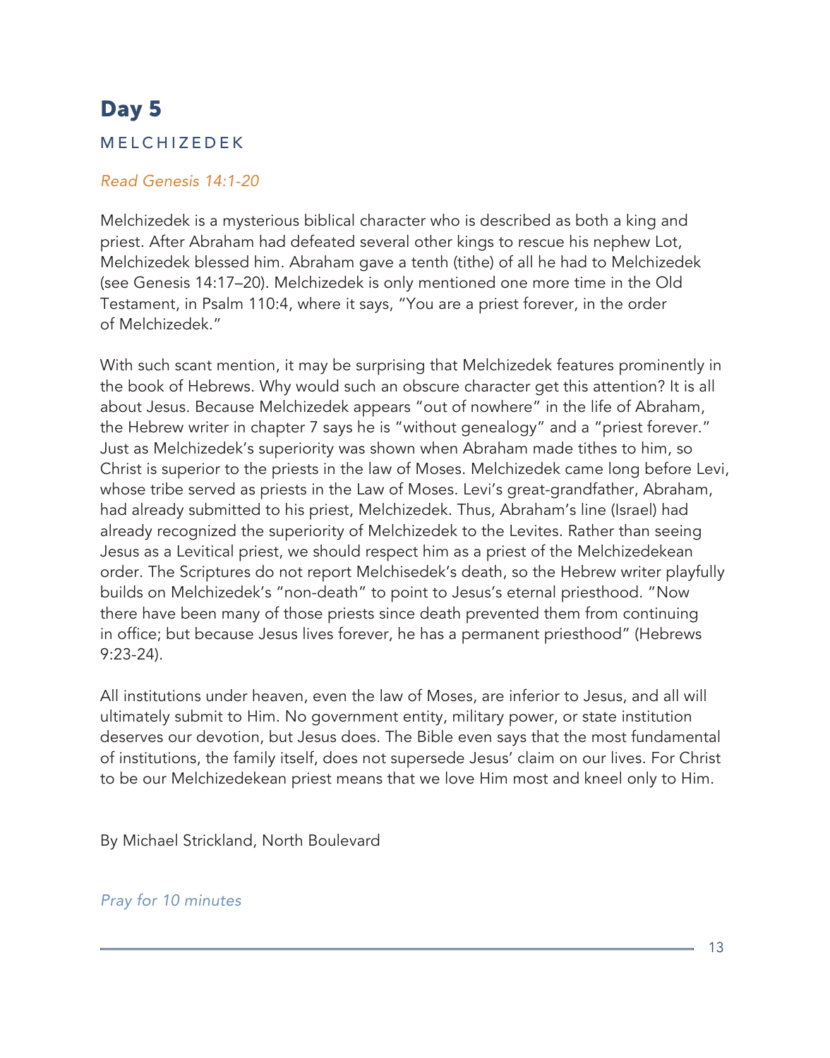# Day 5

## MELCHIZEDEK

*Read Genesis 14:1-20*

Melchizedek is a mysterious biblical character who is described as both a king and priest. After Abraham had defeated several other kings to rescue his nephew Lot, Melchizedek blessed him. Abraham gave a tenth (tithe) of all he had to Melchizedek (see Genesis 14:17–20). Melchizedek is only mentioned one more time in the Old Testament, in Psalm 110:4, where it says, "You are a priest forever, in the order of Melchizedek."

With such scant mention, it may be surprising that Melchizedek features prominently in the book of Hebrews. Why would such an obscure character get this attention? It is all about Jesus. Because Melchizedek appears "out of nowhere" in the life of Abraham, the Hebrew writer in chapter 7 says he is "without genealogy" and a "priest forever." Just as Melchizedek's superiority was shown when Abraham made tithes to him, so Christ is superior to the priests in the law of Moses. Melchizedek came long before Levi, whose tribe served as priests in the Law of Moses. Levi's great-grandfather, Abraham, had already submitted to his priest, Melchizedek. Thus, Abraham's line (Israel) had already recognized the superiority of Melchizedek to the Levites. Rather than seeing Jesus as a Levitical priest, we should respect him as a priest of the Melchizedekean order. The Scriptures do not report Melchisedek's death, so the Hebrew writer playfully builds on Melchizedek's "non-death" to point to Jesus's eternal priesthood. "Now there have been many of those priests since death prevented them from continuing in office; but because Jesus lives forever, he has a permanent priesthood" (Hebrews 9:23-24).

All institutions under heaven, even the law of Moses, are inferior to Jesus, and all will ultimately submit to Him. No government entity, military power, or state institution deserves our devotion, but Jesus does. The Bible even says that the most fundamental of institutions, the family itself, does not supersede Jesus' claim on our lives. For Christ to be our Melchizedekean priest means that we love Him most and kneel only to Him.

By Michael Strickland, North Boulevard

*Pray for 10 minutes*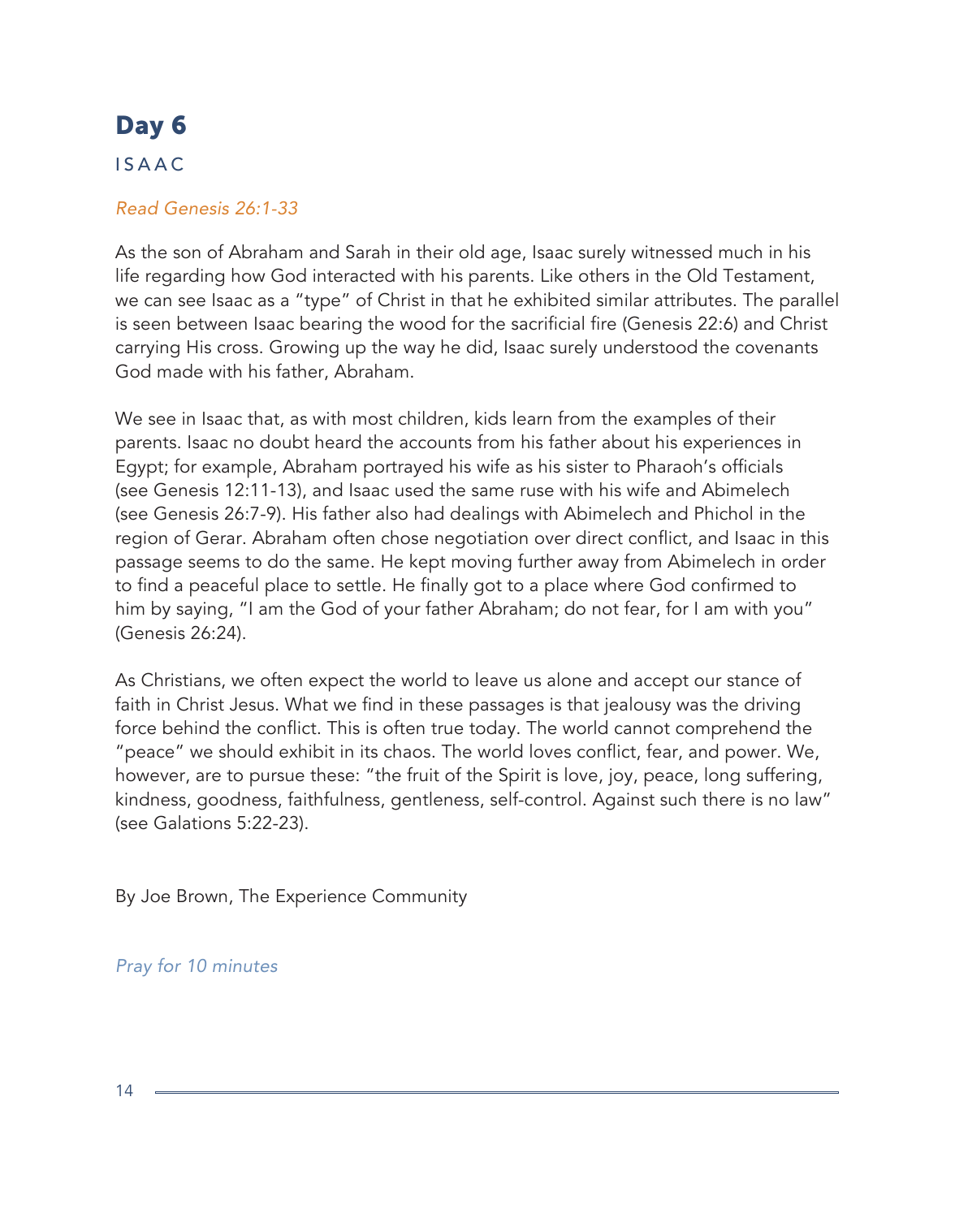# Day 6

ISAAC

*Read Genesis 26:1-33*

As the son of Abraham and Sarah in their old age, Isaac surely witnessed much in his life regarding how God interacted with his parents. Like others in the Old Testament, we can see Isaac as a "type" of Christ in that he exhibited similar attributes. The parallel is seen between Isaac bearing the wood for the sacrificial fire (Genesis 22:6) and Christ carrying His cross. Growing up the way he did, Isaac surely understood the covenants God made with his father, Abraham.

We see in Isaac that, as with most children, kids learn from the examples of their parents. Isaac no doubt heard the accounts from his father about his experiences in Egypt; for example, Abraham portrayed his wife as his sister to Pharaoh's officials (see Genesis 12:11-13), and Isaac used the same ruse with his wife and Abimelech (see Genesis 26:7-9). His father also had dealings with Abimelech and Phichol in the region of Gerar. Abraham often chose negotiation over direct conflict, and Isaac in this passage seems to do the same. He kept moving further away from Abimelech in order to find a peaceful place to settle. He finally got to a place where God confirmed to him by saying, "I am the God of your father Abraham; do not fear, for I am with you" (Genesis 26:24).

As Christians, we often expect the world to leave us alone and accept our stance of faith in Christ Jesus. What we find in these passages is that jealousy was the driving force behind the conflict. This is often true today. The world cannot comprehend the "peace" we should exhibit in its chaos. The world loves conflict, fear, and power. We, however, are to pursue these: "the fruit of the Spirit is love, joy, peace, long suffering, kindness, goodness, faithfulness, gentleness, self-control. Against such there is no law" (see Galations 5:22-23).

By Joe Brown, The Experience Community

*Pray for 10 minutes*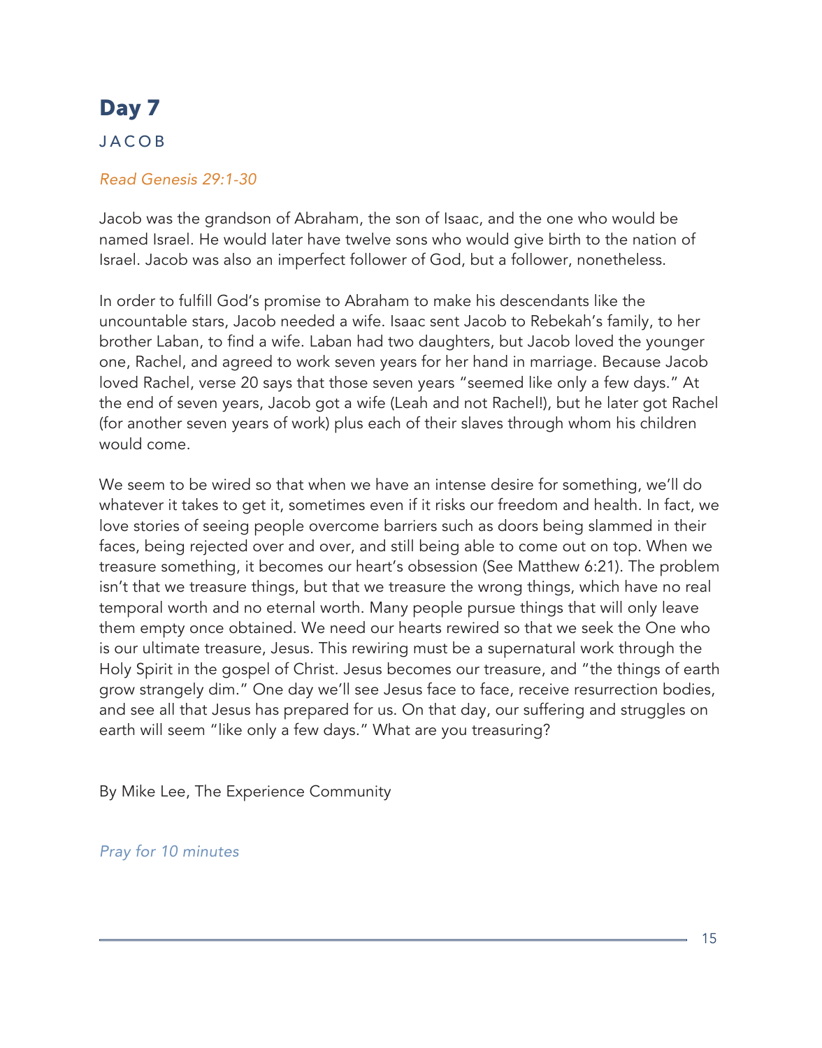# Day 7

JACOB

*Read Genesis 29:1-30*

Jacob was the grandson of Abraham, the son of Isaac, and the one who would be named Israel. He would later have twelve sons who would give birth to the nation of Israel. Jacob was also an imperfect follower of God, but a follower, nonetheless.

In order to fulfill God's promise to Abraham to make his descendants like the uncountable stars, Jacob needed a wife. Isaac sent Jacob to Rebekah's family, to her brother Laban, to find a wife. Laban had two daughters, but Jacob loved the younger one, Rachel, and agreed to work seven years for her hand in marriage. Because Jacob loved Rachel, verse 20 says that those seven years "seemed like only a few days." At the end of seven years, Jacob got a wife (Leah and not Rachel!), but he later got Rachel (for another seven years of work) plus each of their slaves through whom his children would come.

We seem to be wired so that when we have an intense desire for something, we'll do whatever it takes to get it, sometimes even if it risks our freedom and health. In fact, we love stories of seeing people overcome barriers such as doors being slammed in their faces, being rejected over and over, and still being able to come out on top. When we treasure something, it becomes our heart's obsession (See Matthew 6:21). The problem isn't that we treasure things, but that we treasure the wrong things, which have no real temporal worth and no eternal worth. Many people pursue things that will only leave them empty once obtained. We need our hearts rewired so that we seek the One who is our ultimate treasure, Jesus. This rewiring must be a supernatural work through the Holy Spirit in the gospel of Christ. Jesus becomes our treasure, and "the things of earth grow strangely dim." One day we'll see Jesus face to face, receive resurrection bodies, and see all that Jesus has prepared for us. On that day, our suffering and struggles on earth will seem "like only a few days." What are you treasuring?

By Mike Lee, The Experience Community

*Pray for 10 minutes*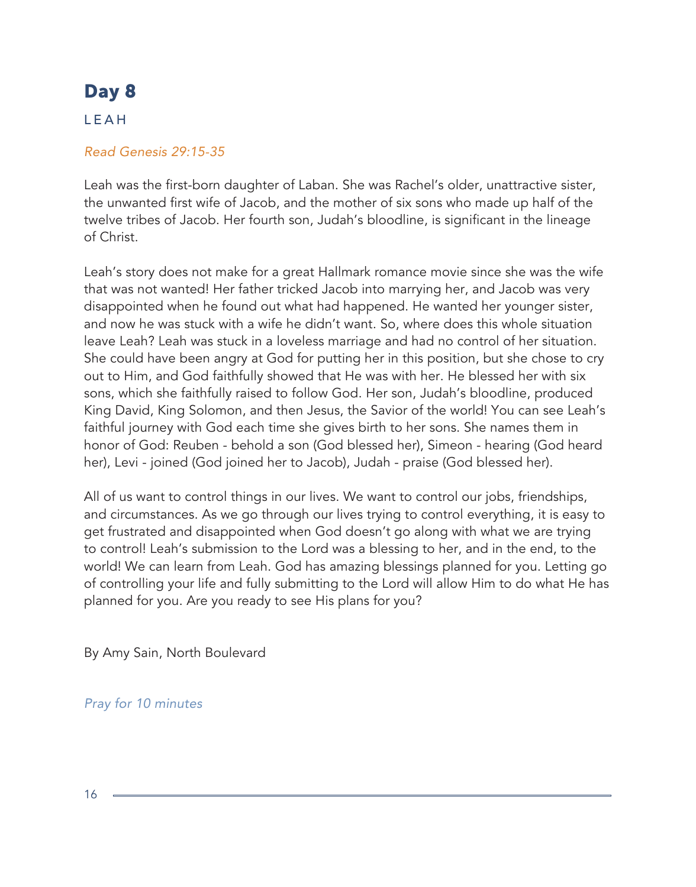# Day 8

## LEAH

*Read Genesis 29:15-35*

Leah was the first-born daughter of Laban. She was Rachel's older, unattractive sister, the unwanted first wife of Jacob, and the mother of six sons who made up half of the twelve tribes of Jacob. Her fourth son, Judah's bloodline, is significant in the lineage of Christ.

Leah's story does not make for a great Hallmark romance movie since she was the wife that was not wanted! Her father tricked Jacob into marrying her, and Jacob was very disappointed when he found out what had happened. He wanted her younger sister, and now he was stuck with a wife he didn't want. So, where does this whole situation leave Leah? Leah was stuck in a loveless marriage and had no control of her situation. She could have been angry at God for putting her in this position, but she chose to cry out to Him, and God faithfully showed that He was with her. He blessed her with six sons, which she faithfully raised to follow God. Her son, Judah's bloodline, produced King David, King Solomon, and then Jesus, the Savior of the world! You can see Leah's faithful journey with God each time she gives birth to her sons. She names them in honor of God: Reuben - behold a son (God blessed her), Simeon - hearing (God heard her), Levi - joined (God joined her to Jacob), Judah - praise (God blessed her).

All of us want to control things in our lives. We want to control our jobs, friendships, and circumstances. As we go through our lives trying to control everything, it is easy to get frustrated and disappointed when God doesn't go along with what we are trying to control! Leah's submission to the Lord was a blessing to her, and in the end, to the world! We can learn from Leah. God has amazing blessings planned for you. Letting go of controlling your life and fully submitting to the Lord will allow Him to do what He has planned for you. Are you ready to see His plans for you?

By Amy Sain, North Boulevard

*Pray for 10 minutes*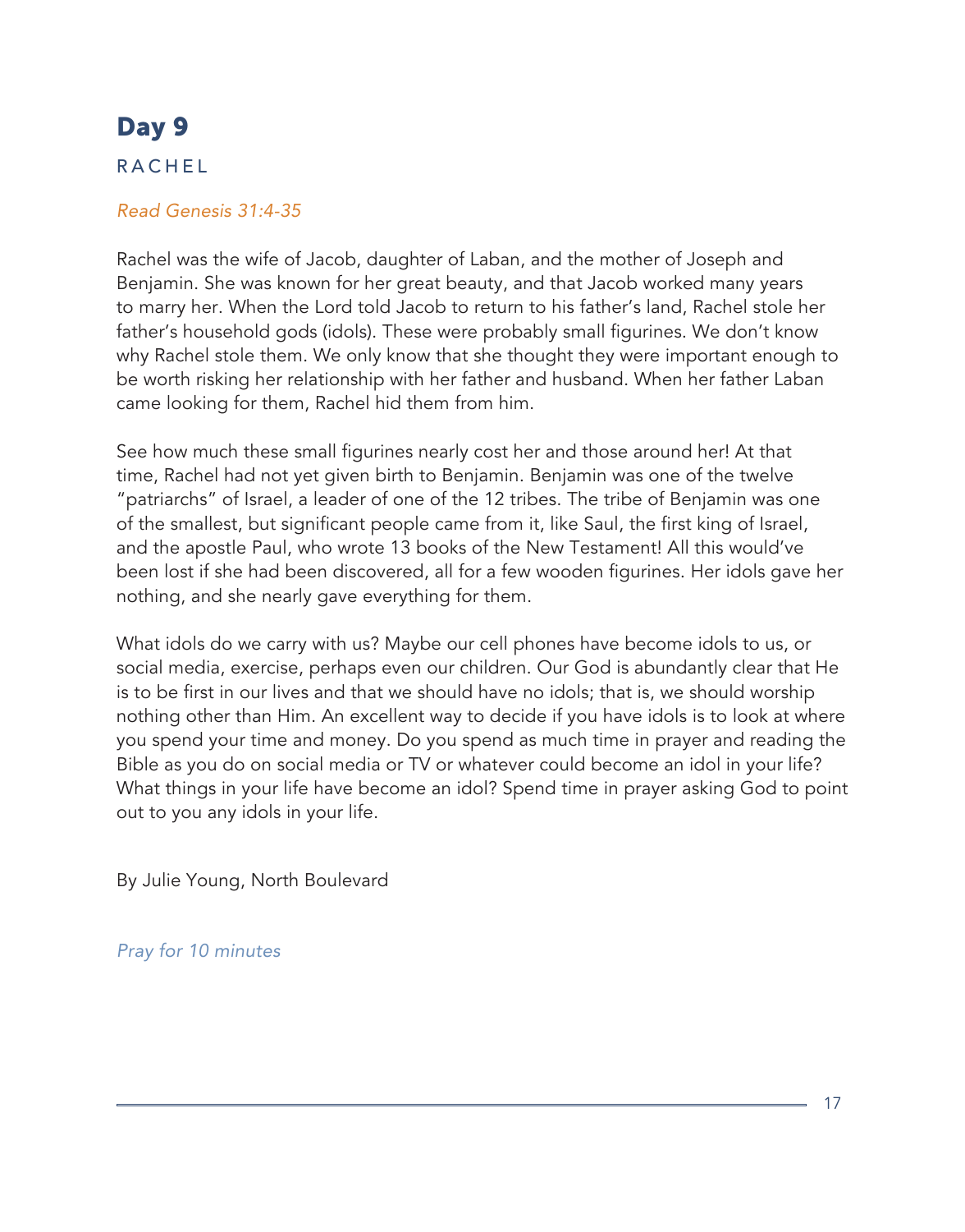# Day 9

## RACHEL

*Read Genesis 31:4-35*

Rachel was the wife of Jacob, daughter of Laban, and the mother of Joseph and Benjamin. She was known for her great beauty, and that Jacob worked many years to marry her. When the Lord told Jacob to return to his father's land, Rachel stole her father's household gods (idols). These were probably small figurines. We don't know why Rachel stole them. We only know that she thought they were important enough to be worth risking her relationship with her father and husband. When her father Laban came looking for them, Rachel hid them from him.

See how much these small figurines nearly cost her and those around her! At that time, Rachel had not yet given birth to Benjamin. Benjamin was one of the twelve "patriarchs" of Israel, a leader of one of the 12 tribes. The tribe of Benjamin was one of the smallest, but significant people came from it, like Saul, the first king of Israel, and the apostle Paul, who wrote 13 books of the New Testament! All this would've been lost if she had been discovered, all for a few wooden figurines. Her idols gave her nothing, and she nearly gave everything for them.

What idols do we carry with us? Maybe our cell phones have become idols to us, or social media, exercise, perhaps even our children. Our God is abundantly clear that He is to be first in our lives and that we should have no idols; that is, we should worship nothing other than Him. An excellent way to decide if you have idols is to look at where you spend your time and money. Do you spend as much time in prayer and reading the Bible as you do on social media or TV or whatever could become an idol in your life? What things in your life have become an idol? Spend time in prayer asking God to point out to you any idols in your life.

By Julie Young, North Boulevard

*Pray for 10 minutes*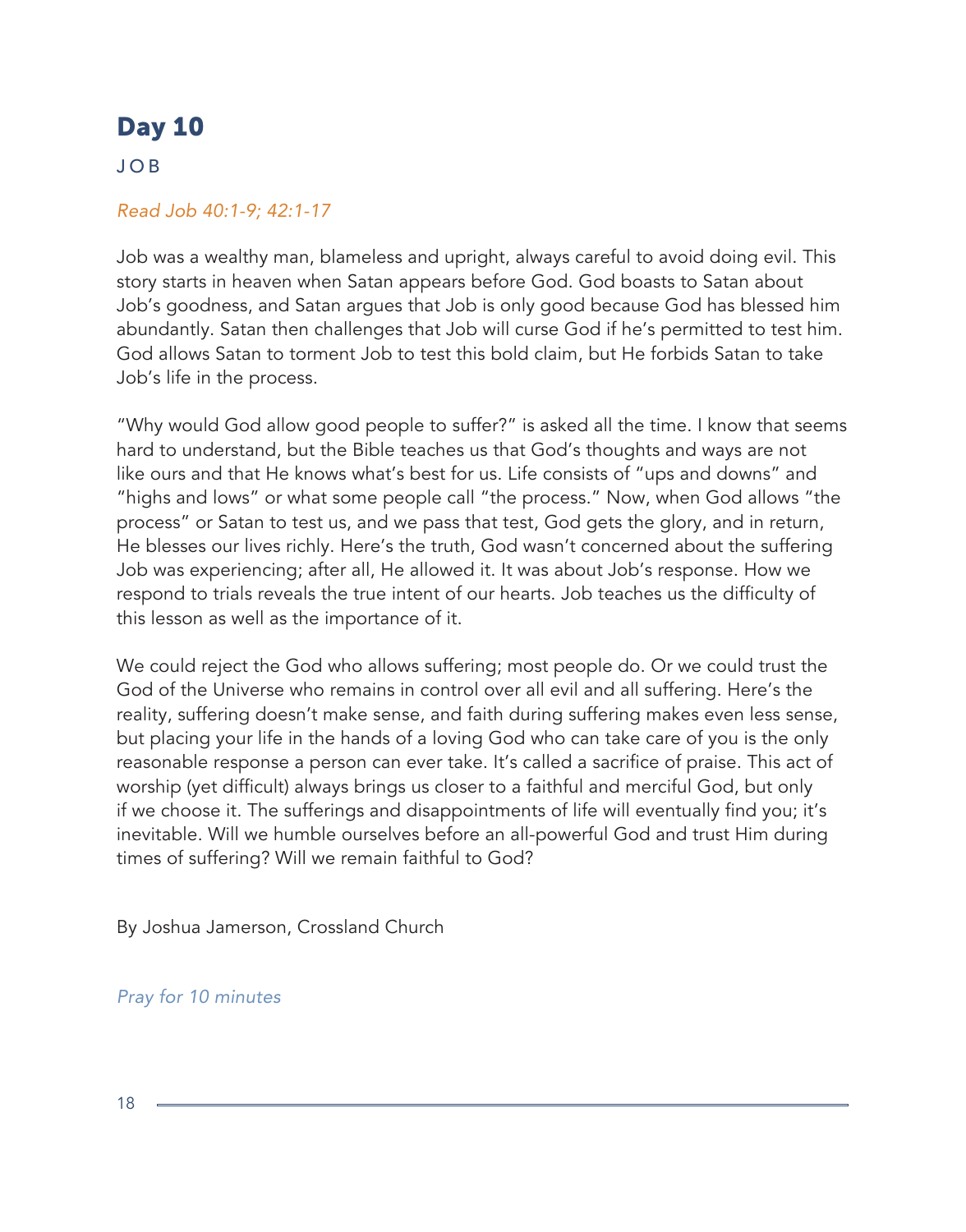## Day 10

JOB

*Read Job 40:1-9; 42:1-17*

Job was a wealthy man, blameless and upright, always careful to avoid doing evil. This story starts in heaven when Satan appears before God. God boasts to Satan about Job's goodness, and Satan argues that Job is only good because God has blessed him abundantly. Satan then challenges that Job will curse God if he's permitted to test him. God allows Satan to torment Job to test this bold claim, but He forbids Satan to take Job's life in the process.

"Why would God allow good people to suffer?" is asked all the time. I know that seems hard to understand, but the Bible teaches us that God's thoughts and ways are not like ours and that He knows what's best for us. Life consists of "ups and downs" and "highs and lows" or what some people call "the process." Now, when God allows "the process" or Satan to test us, and we pass that test, God gets the glory, and in return, He blesses our lives richly. Here's the truth, God wasn't concerned about the suffering Job was experiencing; after all, He allowed it. It was about Job's response. How we respond to trials reveals the true intent of our hearts. Job teaches us the difficulty of this lesson as well as the importance of it.

We could reject the God who allows suffering; most people do. Or we could trust the God of the Universe who remains in control over all evil and all suffering. Here's the reality, suffering doesn't make sense, and faith during suffering makes even less sense, but placing your life in the hands of a loving God who can take care of you is the only reasonable response a person can ever take. It's called a sacrifice of praise. This act of worship (yet difficult) always brings us closer to a faithful and merciful God, but only if we choose it. The sufferings and disappointments of life will eventually find you; it's inevitable. Will we humble ourselves before an all-powerful God and trust Him during times of suffering? Will we remain faithful to God?

By Joshua Jamerson, Crossland Church

*Pray for 10 minutes*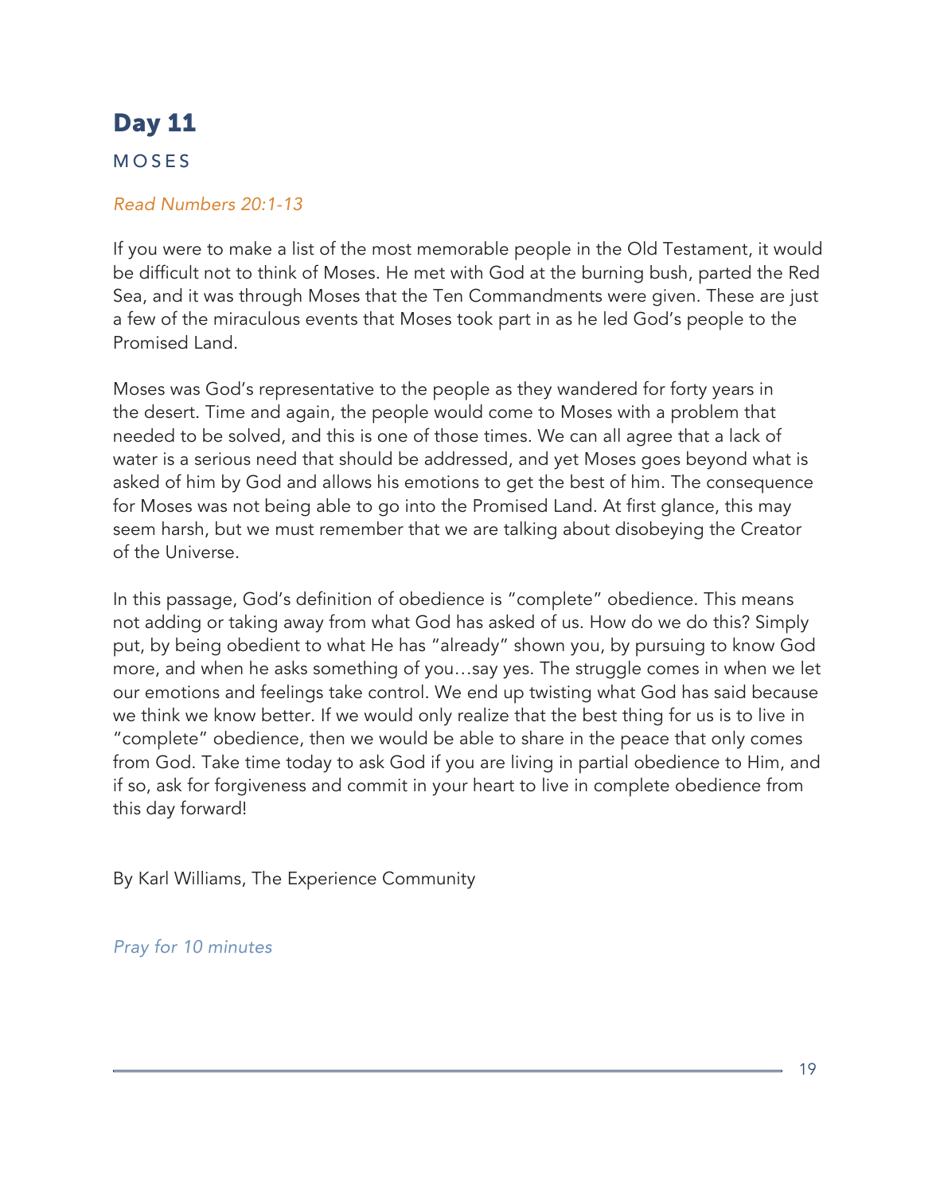# Day 11

## MOSES

*Read Numbers 20:1-13*

If you were to make a list of the most memorable people in the Old Testament, it would be difficult not to think of Moses. He met with God at the burning bush, parted the Red Sea, and it was through Moses that the Ten Commandments were given. These are just a few of the miraculous events that Moses took part in as he led God's people to the Promised Land.

Moses was God's representative to the people as they wandered for forty years in the desert. Time and again, the people would come to Moses with a problem that needed to be solved, and this is one of those times. We can all agree that a lack of water is a serious need that should be addressed, and yet Moses goes beyond what is asked of him by God and allows his emotions to get the best of him. The consequence for Moses was not being able to go into the Promised Land. At first glance, this may seem harsh, but we must remember that we are talking about disobeying the Creator of the Universe.

In this passage, God's definition of obedience is "complete" obedience. This means not adding or taking away from what God has asked of us. How do we do this? Simply put, by being obedient to what He has "already" shown you, by pursuing to know God more, and when he asks something of you…say yes. The struggle comes in when we let our emotions and feelings take control. We end up twisting what God has said because we think we know better. If we would only realize that the best thing for us is to live in "complete" obedience, then we would be able to share in the peace that only comes from God. Take time today to ask God if you are living in partial obedience to Him, and if so, ask for forgiveness and commit in your heart to live in complete obedience from this day forward!

By Karl Williams, The Experience Community

*Pray for 10 minutes*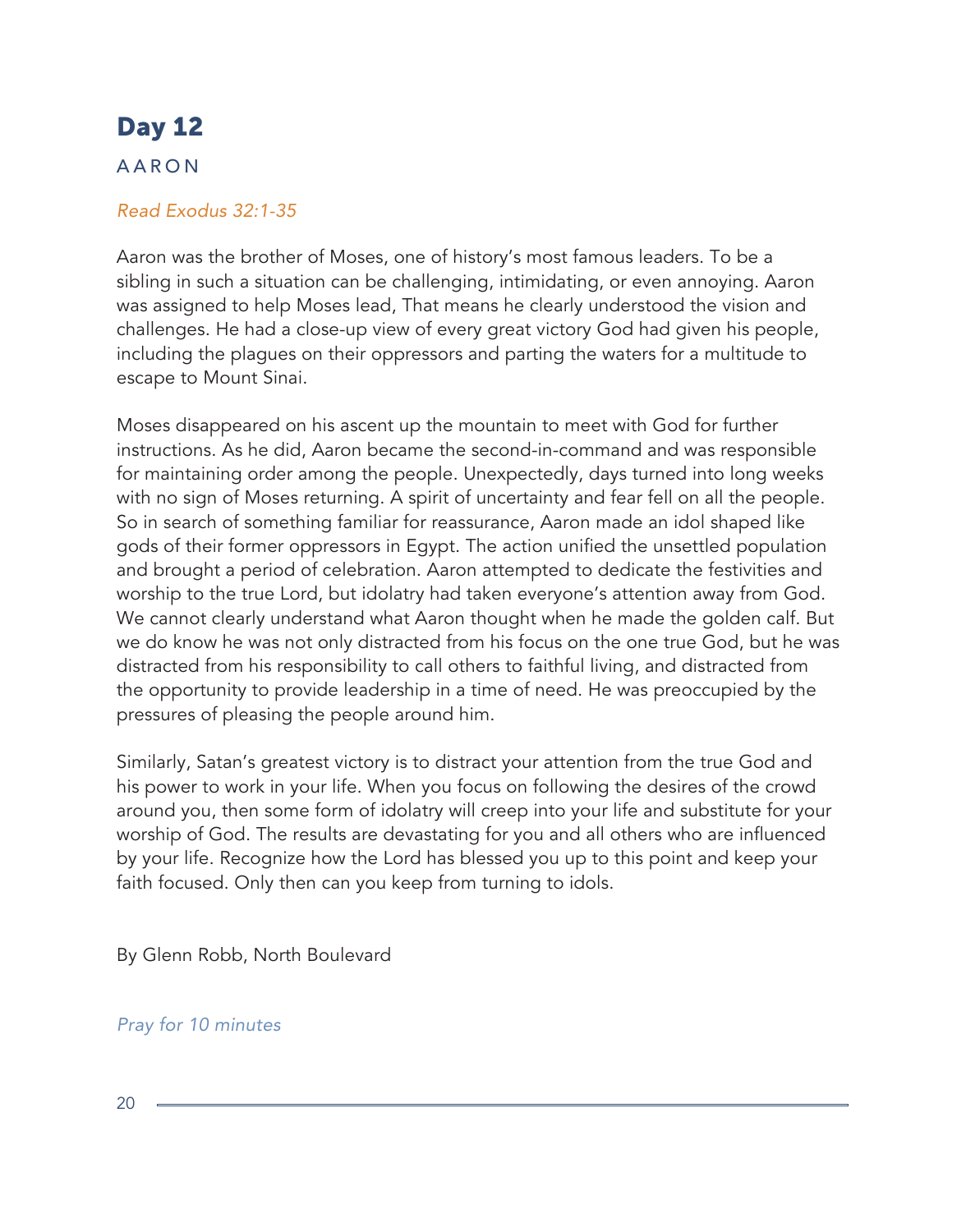# Day 12

## AARON

*Read Exodus 32:1-35*

Aaron was the brother of Moses, one of history's most famous leaders. To be a sibling in such a situation can be challenging, intimidating, or even annoying. Aaron was assigned to help Moses lead, That means he clearly understood the vision and challenges. He had a close-up view of every great victory God had given his people, including the plagues on their oppressors and parting the waters for a multitude to escape to Mount Sinai.

Moses disappeared on his ascent up the mountain to meet with God for further instructions. As he did, Aaron became the second-in-command and was responsible for maintaining order among the people. Unexpectedly, days turned into long weeks with no sign of Moses returning. A spirit of uncertainty and fear fell on all the people. So in search of something familiar for reassurance, Aaron made an idol shaped like gods of their former oppressors in Egypt. The action unified the unsettled population and brought a period of celebration. Aaron attempted to dedicate the festivities and worship to the true Lord, but idolatry had taken everyone's attention away from God. We cannot clearly understand what Aaron thought when he made the golden calf. But we do know he was not only distracted from his focus on the one true God, but he was distracted from his responsibility to call others to faithful living, and distracted from the opportunity to provide leadership in a time of need. He was preoccupied by the pressures of pleasing the people around him.

Similarly, Satan's greatest victory is to distract your attention from the true God and his power to work in your life. When you focus on following the desires of the crowd around you, then some form of idolatry will creep into your life and substitute for your worship of God. The results are devastating for you and all others who are influenced by your life. Recognize how the Lord has blessed you up to this point and keep your faith focused. Only then can you keep from turning to idols.

By Glenn Robb, North Boulevard

*Pray for 10 minutes*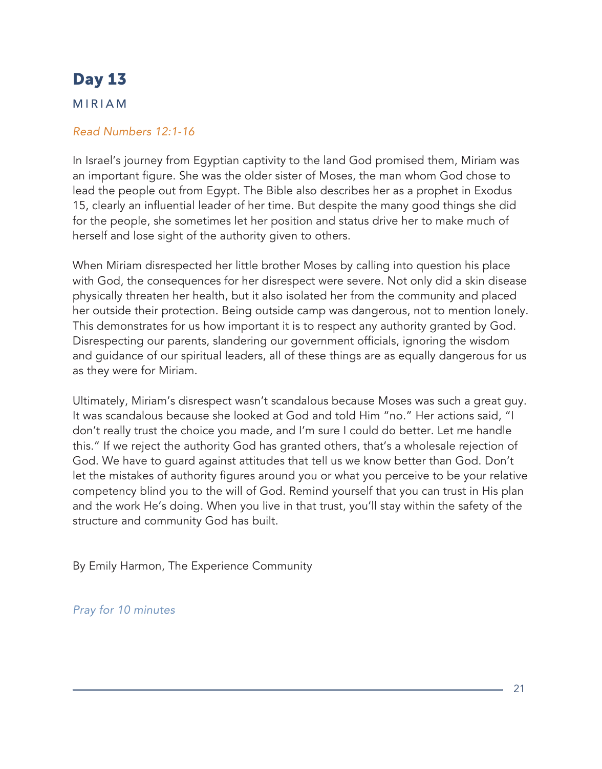# Day 13

## MIRIAM

*Read Numbers 12:1-16*

In Israel's journey from Egyptian captivity to the land God promised them, Miriam was an important figure. She was the older sister of Moses, the man whom God chose to lead the people out from Egypt. The Bible also describes her as a prophet in Exodus 15, clearly an influential leader of her time. But despite the many good things she did for the people, she sometimes let her position and status drive her to make much of herself and lose sight of the authority given to others.

When Miriam disrespected her little brother Moses by calling into question his place with God, the consequences for her disrespect were severe. Not only did a skin disease physically threaten her health, but it also isolated her from the community and placed her outside their protection. Being outside camp was dangerous, not to mention lonely. This demonstrates for us how important it is to respect any authority granted by God. Disrespecting our parents, slandering our government officials, ignoring the wisdom and guidance of our spiritual leaders, all of these things are as equally dangerous for us as they were for Miriam.

Ultimately, Miriam's disrespect wasn't scandalous because Moses was such a great guy. It was scandalous because she looked at God and told Him "no." Her actions said, "I don't really trust the choice you made, and I'm sure I could do better. Let me handle this." If we reject the authority God has granted others, that's a wholesale rejection of God. We have to guard against attitudes that tell us we know better than God. Don't let the mistakes of authority figures around you or what you perceive to be your relative competency blind you to the will of God. Remind yourself that you can trust in His plan and the work He's doing. When you live in that trust, you'll stay within the safety of the structure and community God has built.

By Emily Harmon, The Experience Community

*Pray for 10 minutes*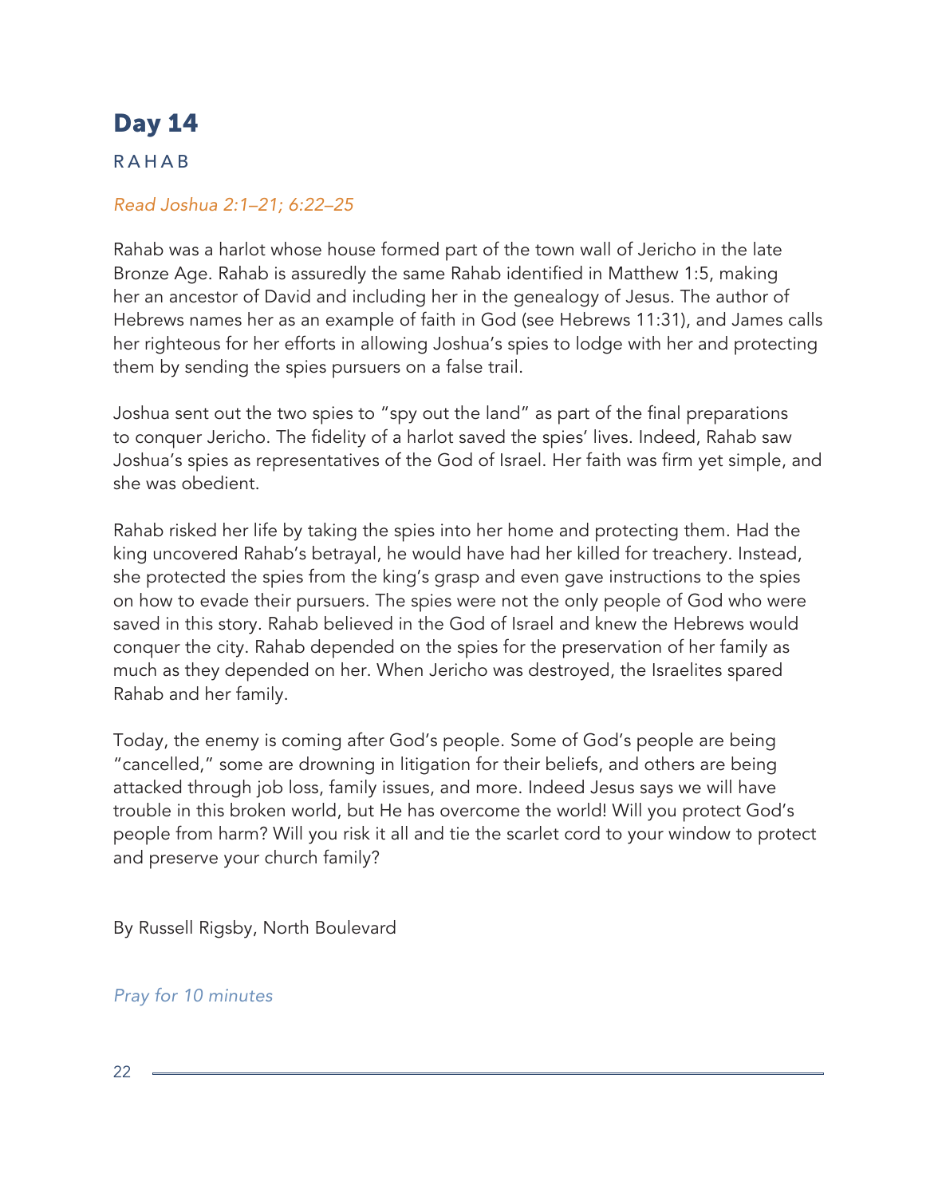# Day 14

## RAHAB

*Read Joshua 2:1–21; 6:22–25*

Rahab was a harlot whose house formed part of the town wall of Jericho in the late Bronze Age. Rahab is assuredly the same Rahab identified in Matthew 1:5, making her an ancestor of David and including her in the genealogy of Jesus. The author of Hebrews names her as an example of faith in God (see Hebrews 11:31), and James calls her righteous for her efforts in allowing Joshua's spies to lodge with her and protecting them by sending the spies pursuers on a false trail.

Joshua sent out the two spies to "spy out the land" as part of the final preparations to conquer Jericho. The fidelity of a harlot saved the spies' lives. Indeed, Rahab saw Joshua's spies as representatives of the God of Israel. Her faith was firm yet simple, and she was obedient.

Rahab risked her life by taking the spies into her home and protecting them. Had the king uncovered Rahab's betrayal, he would have had her killed for treachery. Instead, she protected the spies from the king's grasp and even gave instructions to the spies on how to evade their pursuers. The spies were not the only people of God who were saved in this story. Rahab believed in the God of Israel and knew the Hebrews would conquer the city. Rahab depended on the spies for the preservation of her family as much as they depended on her. When Jericho was destroyed, the Israelites spared Rahab and her family.

Today, the enemy is coming after God's people. Some of God's people are being "cancelled," some are drowning in litigation for their beliefs, and others are being attacked through job loss, family issues, and more. Indeed Jesus says we will have trouble in this broken world, but He has overcome the world! Will you protect God's people from harm? Will you risk it all and tie the scarlet cord to your window to protect and preserve your church family?

By Russell Rigsby, North Boulevard

*Pray for 10 minutes*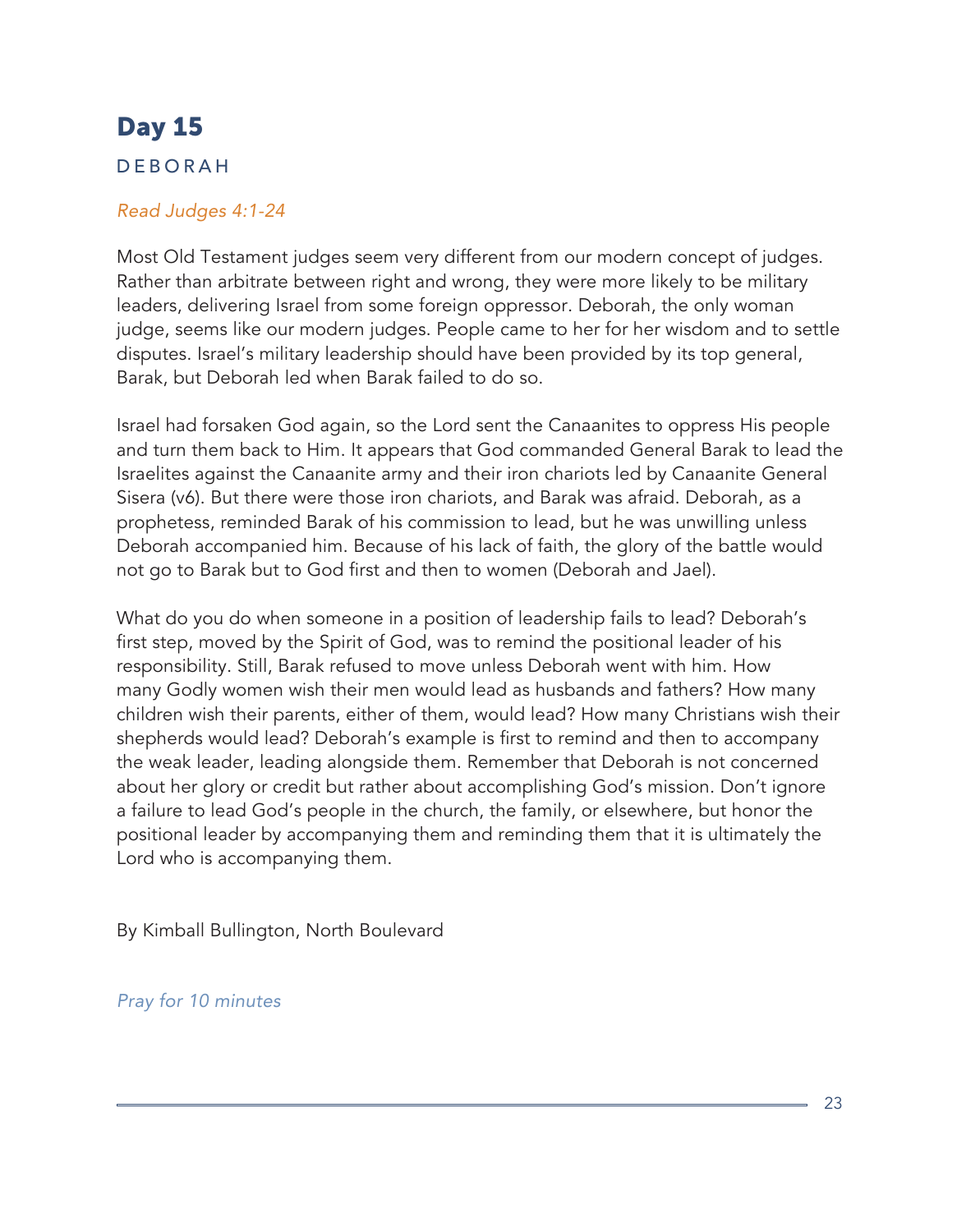# Day 15

## DEBORAH

*Read Judges 4:1-24*

Most Old Testament judges seem very different from our modern concept of judges. Rather than arbitrate between right and wrong, they were more likely to be military leaders, delivering Israel from some foreign oppressor. Deborah, the only woman judge, seems like our modern judges. People came to her for her wisdom and to settle disputes. Israel's military leadership should have been provided by its top general, Barak, but Deborah led when Barak failed to do so.

Israel had forsaken God again, so the Lord sent the Canaanites to oppress His people and turn them back to Him. It appears that God commanded General Barak to lead the Israelites against the Canaanite army and their iron chariots led by Canaanite General Sisera (v6). But there were those iron chariots, and Barak was afraid. Deborah, as a prophetess, reminded Barak of his commission to lead, but he was unwilling unless Deborah accompanied him. Because of his lack of faith, the glory of the battle would not go to Barak but to God first and then to women (Deborah and Jael).

What do you do when someone in a position of leadership fails to lead? Deborah's first step, moved by the Spirit of God, was to remind the positional leader of his responsibility. Still, Barak refused to move unless Deborah went with him. How many Godly women wish their men would lead as husbands and fathers? How many children wish their parents, either of them, would lead? How many Christians wish their shepherds would lead? Deborah's example is first to remind and then to accompany the weak leader, leading alongside them. Remember that Deborah is not concerned about her glory or credit but rather about accomplishing God's mission. Don't ignore a failure to lead God's people in the church, the family, or elsewhere, but honor the positional leader by accompanying them and reminding them that it is ultimately the Lord who is accompanying them.

By Kimball Bullington, North Boulevard

*Pray for 10 minutes*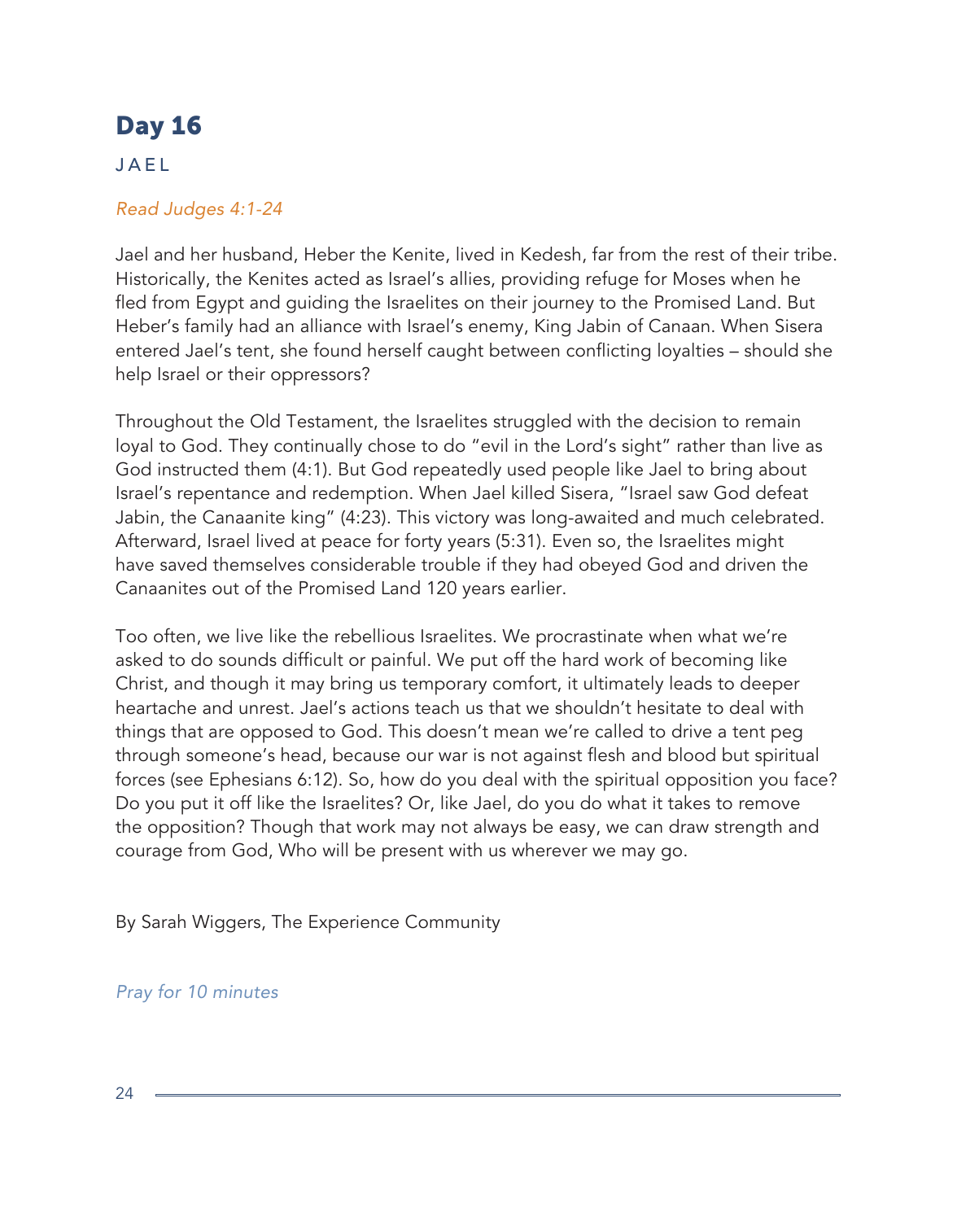# Day 16

## JAEL

*Read Judges 4:1-24*

Jael and her husband, Heber the Kenite, lived in Kedesh, far from the rest of their tribe. Historically, the Kenites acted as Israel's allies, providing refuge for Moses when he fled from Egypt and guiding the Israelites on their journey to the Promised Land. But Heber's family had an alliance with Israel's enemy, King Jabin of Canaan. When Sisera entered Jael's tent, she found herself caught between conflicting loyalties – should she help Israel or their oppressors?

Throughout the Old Testament, the Israelites struggled with the decision to remain loyal to God. They continually chose to do "evil in the Lord's sight" rather than live as God instructed them (4:1). But God repeatedly used people like Jael to bring about Israel's repentance and redemption. When Jael killed Sisera, "Israel saw God defeat Jabin, the Canaanite king" (4:23). This victory was long-awaited and much celebrated. Afterward, Israel lived at peace for forty years (5:31). Even so, the Israelites might have saved themselves considerable trouble if they had obeyed God and driven the Canaanites out of the Promised Land 120 years earlier.

Too often, we live like the rebellious Israelites. We procrastinate when what we're asked to do sounds difficult or painful. We put off the hard work of becoming like Christ, and though it may bring us temporary comfort, it ultimately leads to deeper heartache and unrest. Jael's actions teach us that we shouldn't hesitate to deal with things that are opposed to God. This doesn't mean we're called to drive a tent peg through someone's head, because our war is not against flesh and blood but spiritual forces (see Ephesians 6:12). So, how do you deal with the spiritual opposition you face? Do you put it off like the Israelites? Or, like Jael, do you do what it takes to remove the opposition? Though that work may not always be easy, we can draw strength and courage from God, Who will be present with us wherever we may go.

By Sarah Wiggers, The Experience Community

*Pray for 10 minutes*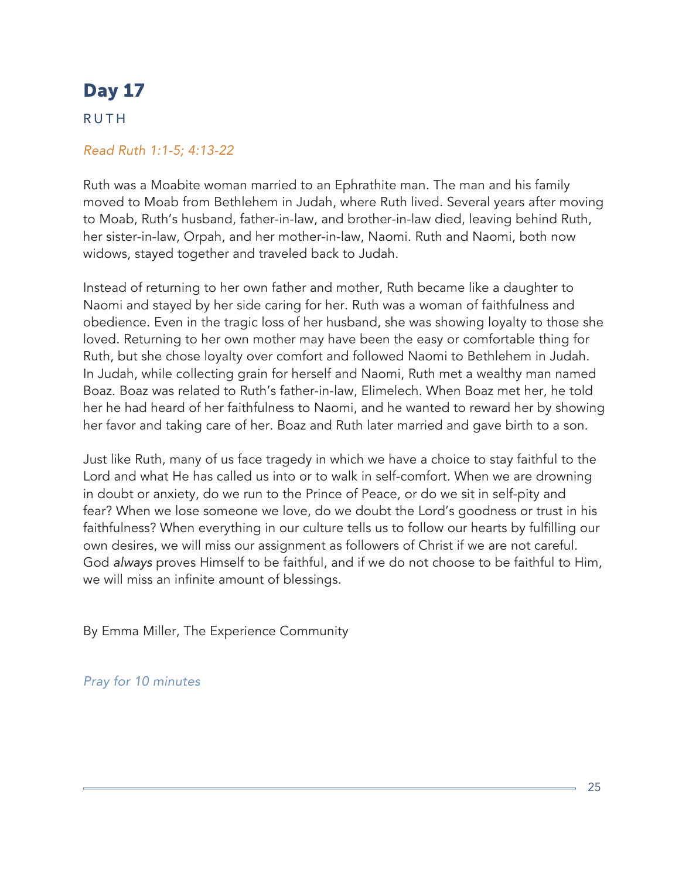# Day 17

RUTH

*Read Ruth 1:1-5; 4:13-22*

Ruth was a Moabite woman married to an Ephrathite man. The man and his family moved to Moab from Bethlehem in Judah, where Ruth lived. Several years after moving to Moab, Ruth's husband, father-in-law, and brother-in-law died, leaving behind Ruth, her sister-in-law, Orpah, and her mother-in-law, Naomi. Ruth and Naomi, both now widows, stayed together and traveled back to Judah.

Instead of returning to her own father and mother, Ruth became like a daughter to Naomi and stayed by her side caring for her. Ruth was a woman of faithfulness and obedience. Even in the tragic loss of her husband, she was showing loyalty to those she loved. Returning to her own mother may have been the easy or comfortable thing for Ruth, but she chose loyalty over comfort and followed Naomi to Bethlehem in Judah. In Judah, while collecting grain for herself and Naomi, Ruth met a wealthy man named Boaz. Boaz was related to Ruth's father-in-law, Elimelech. When Boaz met her, he told her he had heard of her faithfulness to Naomi, and he wanted to reward her by showing her favor and taking care of her. Boaz and Ruth later married and gave birth to a son.

Just like Ruth, many of us face tragedy in which we have a choice to stay faithful to the Lord and what He has called us into or to walk in self-comfort. When we are drowning in doubt or anxiety, do we run to the Prince of Peace, or do we sit in self-pity and fear? When we lose someone we love, do we doubt the Lord's goodness or trust in his faithfulness? When everything in our culture tells us to follow our hearts by fulfilling our own desires, we will miss our assignment as followers of Christ if we are not careful. God *always* proves Himself to be faithful, and if we do not choose to be faithful to Him, we will miss an infinite amount of blessings.

By Emma Miller, The Experience Community

*Pray for 10 minutes*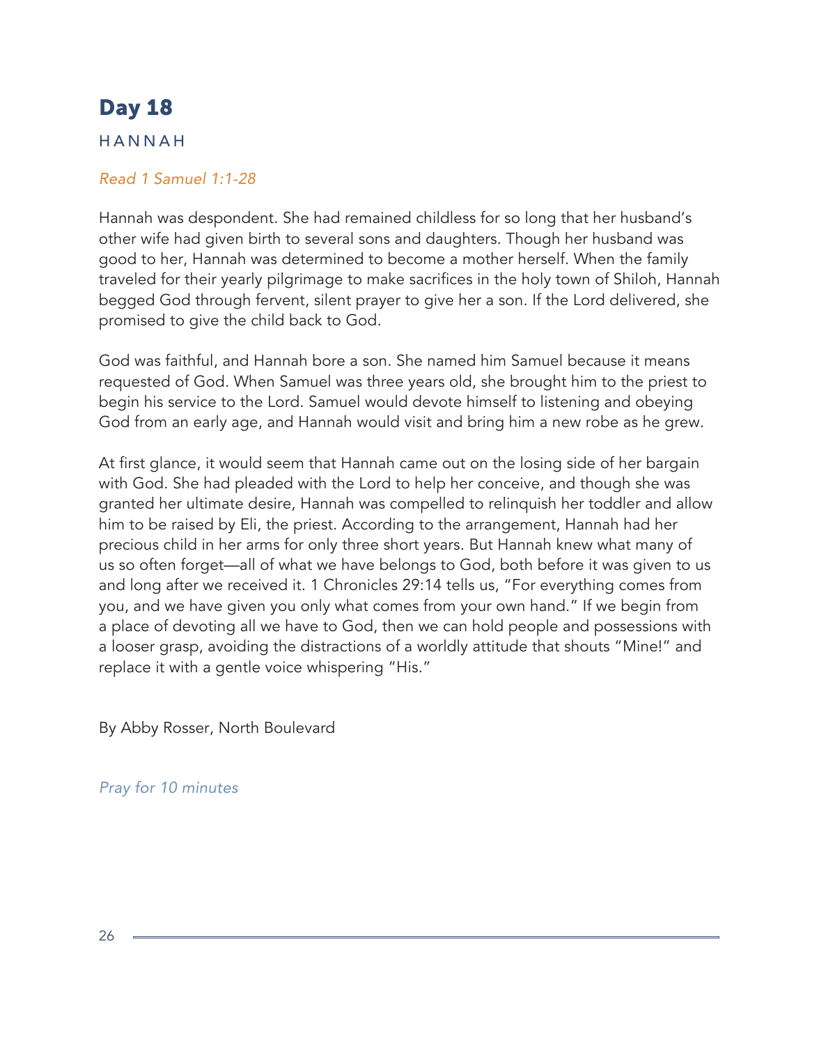# Day 18

## HANNAH

*Read 1 Samuel 1:1-28*

Hannah was despondent. She had remained childless for so long that her husband's other wife had given birth to several sons and daughters. Though her husband was good to her, Hannah was determined to become a mother herself. When the family traveled for their yearly pilgrimage to make sacrifices in the holy town of Shiloh, Hannah begged God through fervent, silent prayer to give her a son. If the Lord delivered, she promised to give the child back to God.

God was faithful, and Hannah bore a son. She named him Samuel because it means requested of God. When Samuel was three years old, she brought him to the priest to begin his service to the Lord. Samuel would devote himself to listening and obeying God from an early age, and Hannah would visit and bring him a new robe as he grew.

At first glance, it would seem that Hannah came out on the losing side of her bargain with God. She had pleaded with the Lord to help her conceive, and though she was granted her ultimate desire, Hannah was compelled to relinquish her toddler and allow him to be raised by Eli, the priest. According to the arrangement, Hannah had her precious child in her arms for only three short years. But Hannah knew what many of us so often forget—all of what we have belongs to God, both before it was given to us and long after we received it. 1 Chronicles 29:14 tells us, "For everything comes from you, and we have given you only what comes from your own hand." If we begin from a place of devoting all we have to God, then we can hold people and possessions with a looser grasp, avoiding the distractions of a worldly attitude that shouts "Mine!" and replace it with a gentle voice whispering "His."

By Abby Rosser, North Boulevard

*Pray for 10 minutes*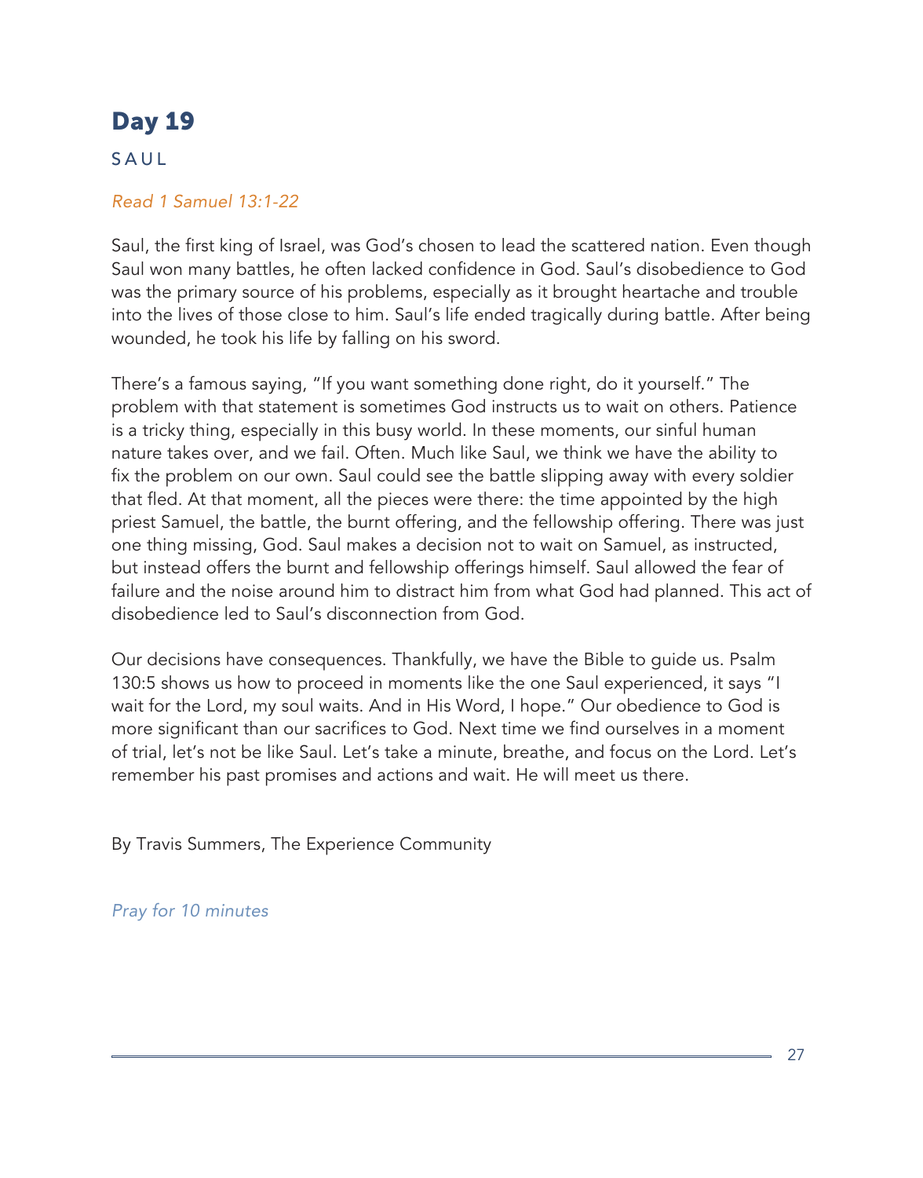# Day 19

SAUL

*Read 1 Samuel 13:1-22*

Saul, the first king of Israel, was God's chosen to lead the scattered nation. Even though Saul won many battles, he often lacked confidence in God. Saul's disobedience to God was the primary source of his problems, especially as it brought heartache and trouble into the lives of those close to him. Saul's life ended tragically during battle. After being wounded, he took his life by falling on his sword.

There's a famous saying, "If you want something done right, do it yourself." The problem with that statement is sometimes God instructs us to wait on others. Patience is a tricky thing, especially in this busy world. In these moments, our sinful human nature takes over, and we fail. Often. Much like Saul, we think we have the ability to fix the problem on our own. Saul could see the battle slipping away with every soldier that fled. At that moment, all the pieces were there: the time appointed by the high priest Samuel, the battle, the burnt offering, and the fellowship offering. There was just one thing missing, God. Saul makes a decision not to wait on Samuel, as instructed, but instead offers the burnt and fellowship offerings himself. Saul allowed the fear of failure and the noise around him to distract him from what God had planned. This act of disobedience led to Saul's disconnection from God.

Our decisions have consequences. Thankfully, we have the Bible to guide us. Psalm 130:5 shows us how to proceed in moments like the one Saul experienced, it says "I wait for the Lord, my soul waits. And in His Word, I hope." Our obedience to God is more significant than our sacrifices to God. Next time we find ourselves in a moment of trial, let's not be like Saul. Let's take a minute, breathe, and focus on the Lord. Let's remember his past promises and actions and wait. He will meet us there.

By Travis Summers, The Experience Community

*Pray for 10 minutes*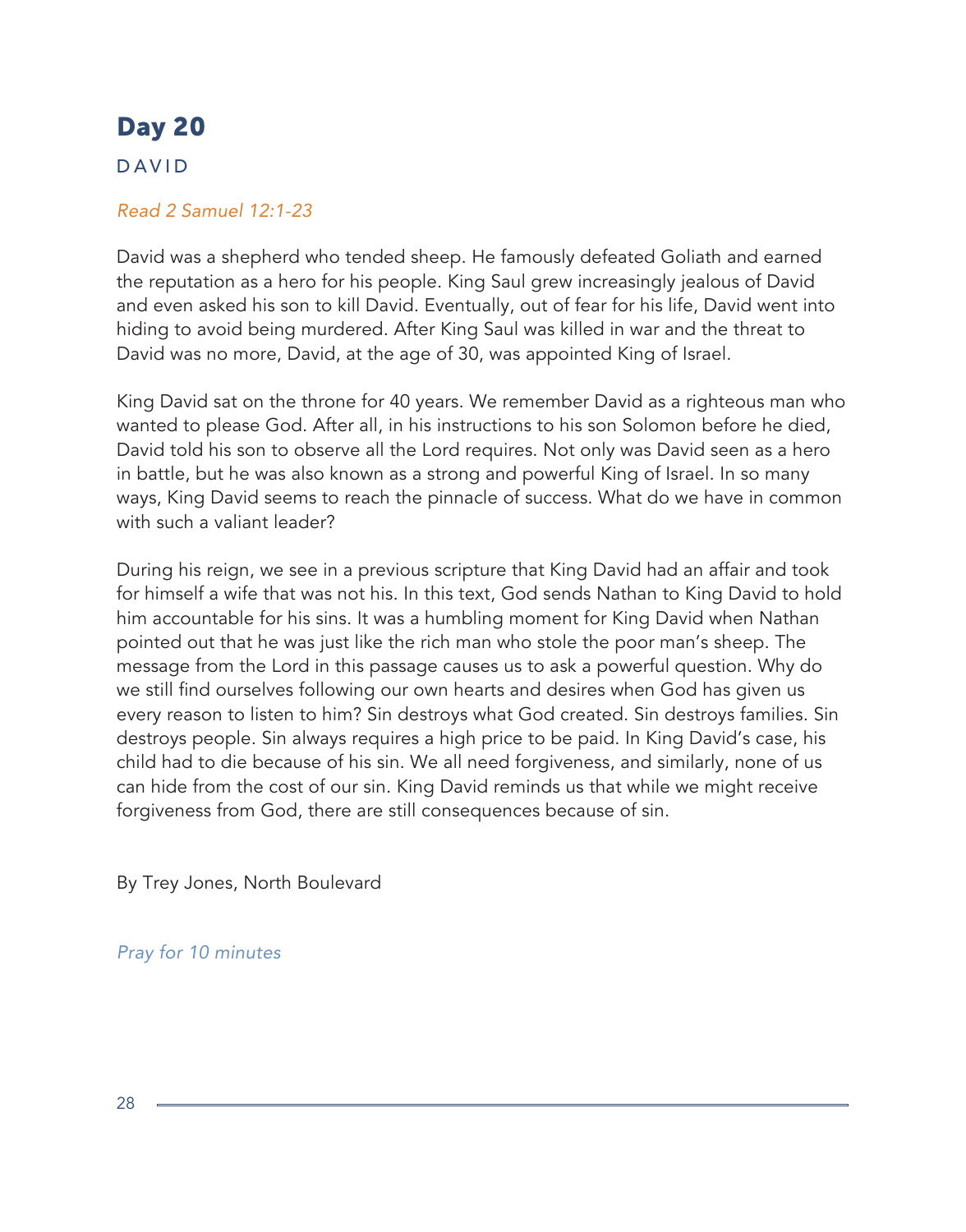# Day 20

## DAVID

*Read 2 Samuel 12:1-23*

David was a shepherd who tended sheep. He famously defeated Goliath and earned the reputation as a hero for his people. King Saul grew increasingly jealous of David and even asked his son to kill David. Eventually, out of fear for his life, David went into hiding to avoid being murdered. After King Saul was killed in war and the threat to David was no more, David, at the age of 30, was appointed King of Israel.

King David sat on the throne for 40 years. We remember David as a righteous man who wanted to please God. After all, in his instructions to his son Solomon before he died, David told his son to observe all the Lord requires. Not only was David seen as a hero in battle, but he was also known as a strong and powerful King of Israel. In so many ways, King David seems to reach the pinnacle of success. What do we have in common with such a valiant leader?

During his reign, we see in a previous scripture that King David had an affair and took for himself a wife that was not his. In this text, God sends Nathan to King David to hold him accountable for his sins. It was a humbling moment for King David when Nathan pointed out that he was just like the rich man who stole the poor man's sheep. The message from the Lord in this passage causes us to ask a powerful question. Why do we still find ourselves following our own hearts and desires when God has given us every reason to listen to him? Sin destroys what God created. Sin destroys families. Sin destroys people. Sin always requires a high price to be paid. In King David's case, his child had to die because of his sin. We all need forgiveness, and similarly, none of us can hide from the cost of our sin. King David reminds us that while we might receive forgiveness from God, there are still consequences because of sin.

By Trey Jones, North Boulevard

*Pray for 10 minutes*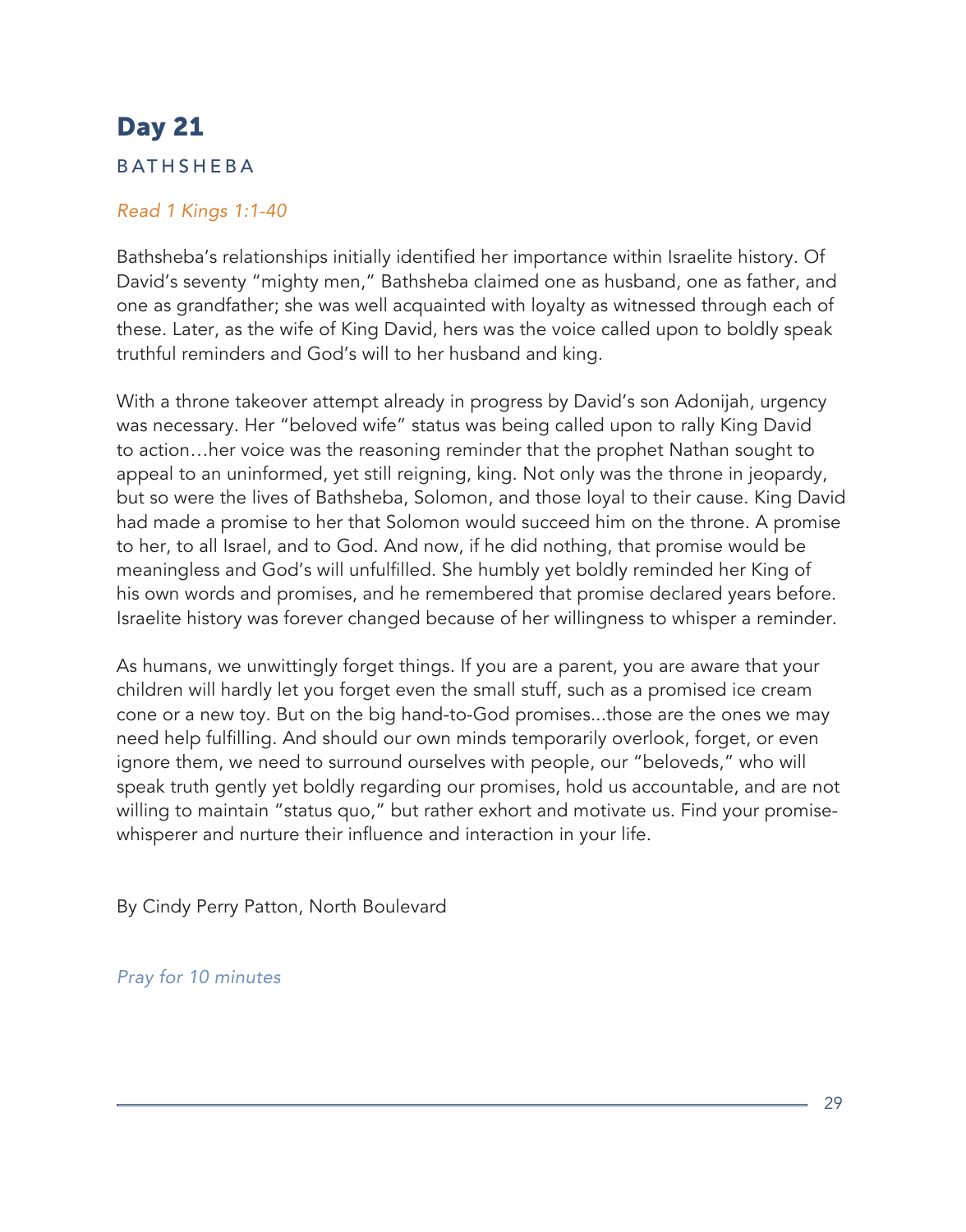## Day 21

### BATHSHEBA

*Read 1 Kings 1:1-40*

Bathsheba's relationships initially identified her importance within Israelite history. Of David's seventy "mighty men," Bathsheba claimed one as husband, one as father, and one as grandfather; she was well acquainted with loyalty as witnessed through each of these. Later, as the wife of King David, hers was the voice called upon to boldly speak truthful reminders and God's will to her husband and king.

With a throne takeover attempt already in progress by David's son Adonijah, urgency was necessary. Her "beloved wife" status was being called upon to rally King David to action…her voice was the reasoning reminder that the prophet Nathan sought to appeal to an uninformed, yet still reigning, king. Not only was the throne in jeopardy, but so were the lives of Bathsheba, Solomon, and those loyal to their cause. King David had made a promise to her that Solomon would succeed him on the throne. A promise to her, to all Israel, and to God. And now, if he did nothing, that promise would be meaningless and God's will unfulfilled. She humbly yet boldly reminded her King of his own words and promises, and he remembered that promise declared years before. Israelite history was forever changed because of her willingness to whisper a reminder.

As humans, we unwittingly forget things. If you are a parent, you are aware that your children will hardly let you forget even the small stuff, such as a promised ice cream cone or a new toy. But on the big hand-to-God promises...those are the ones we may need help fulfilling. And should our own minds temporarily overlook, forget, or even ignore them, we need to surround ourselves with people, our "beloveds," who will speak truth gently yet boldly regarding our promises, hold us accountable, and are not willing to maintain "status quo," but rather exhort and motivate us. Find your promise-whisperer and nurture their influence and interaction in your life.

By Cindy Perry Patton, North Boulevard

*Pray for 10 minutes*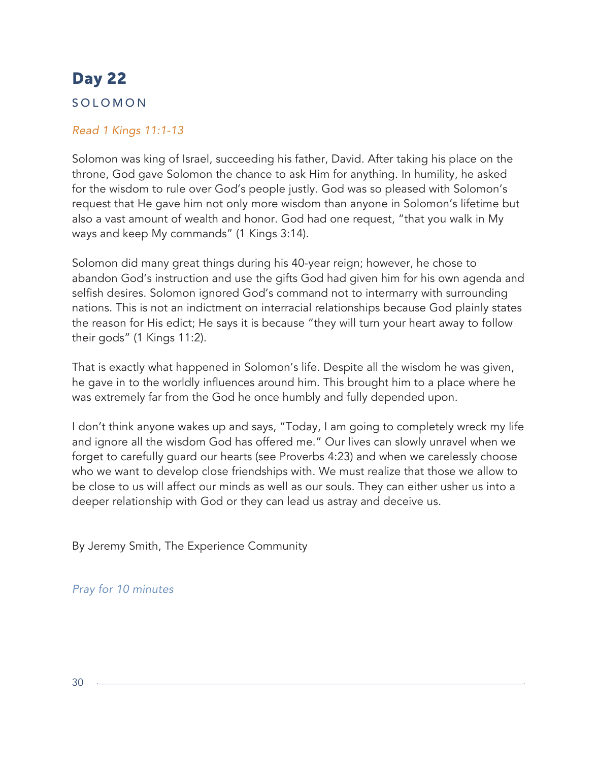# Day 22

## SOLOMON

*Read 1 Kings 11:1-13*

Solomon was king of Israel, succeeding his father, David. After taking his place on the throne, God gave Solomon the chance to ask Him for anything. In humility, he asked for the wisdom to rule over God's people justly. God was so pleased with Solomon's request that He gave him not only more wisdom than anyone in Solomon's lifetime but also a vast amount of wealth and honor. God had one request, "that you walk in My ways and keep My commands" (1 Kings 3:14).

Solomon did many great things during his 40-year reign; however, he chose to abandon God's instruction and use the gifts God had given him for his own agenda and selfish desires. Solomon ignored God's command not to intermarry with surrounding nations. This is not an indictment on interracial relationships because God plainly states the reason for His edict; He says it is because "they will turn your heart away to follow their gods" (1 Kings 11:2).

That is exactly what happened in Solomon's life. Despite all the wisdom he was given, he gave in to the worldly influences around him. This brought him to a place where he was extremely far from the God he once humbly and fully depended upon.

I don't think anyone wakes up and says, "Today, I am going to completely wreck my life and ignore all the wisdom God has offered me." Our lives can slowly unravel when we forget to carefully guard our hearts (see Proverbs 4:23) and when we carelessly choose who we want to develop close friendships with. We must realize that those we allow to be close to us will affect our minds as well as our souls. They can either usher us into a deeper relationship with God or they can lead us astray and deceive us.

By Jeremy Smith, The Experience Community

*Pray for 10 minutes*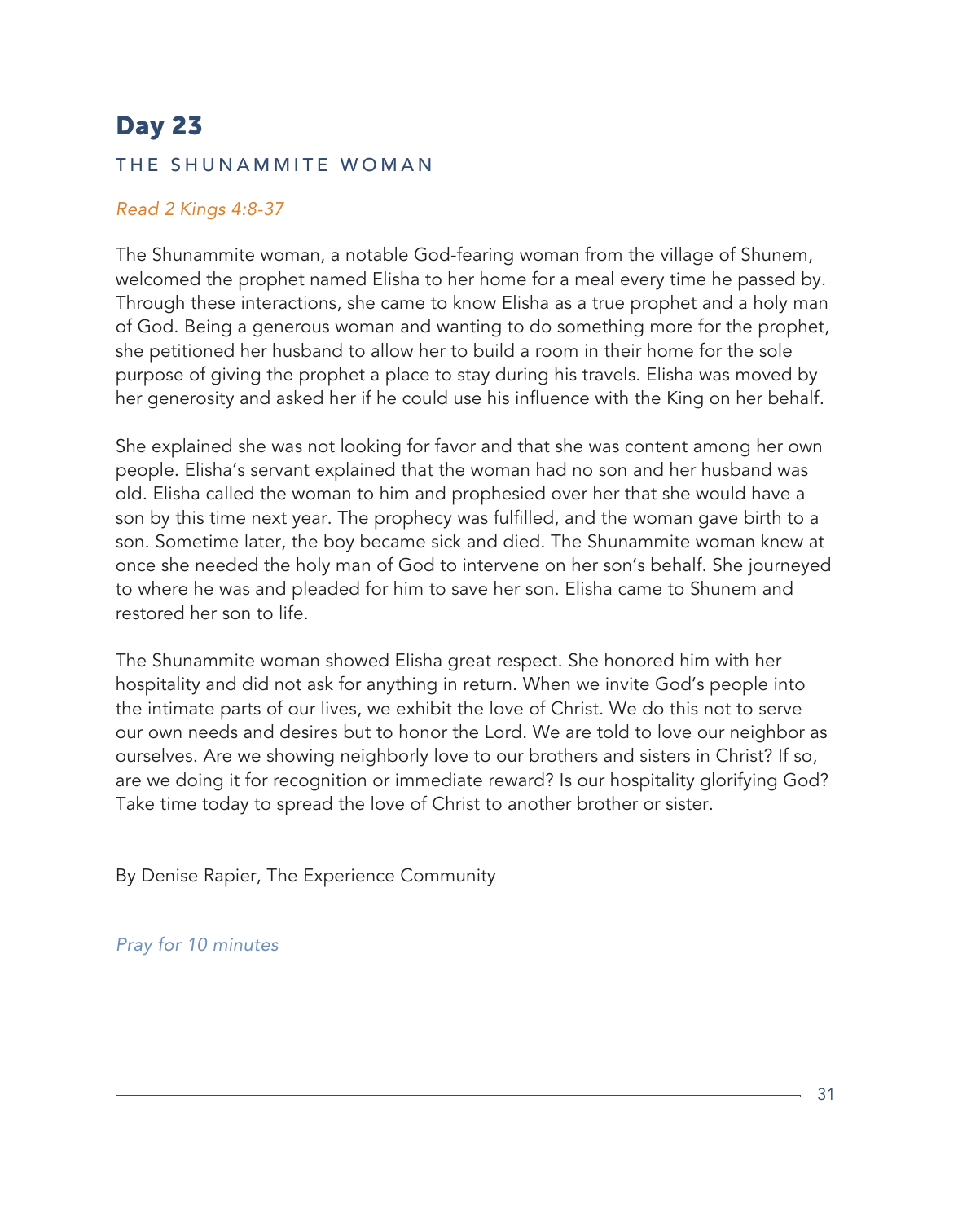## Day 23

### THE SHUNAMMITE WOMAN

*Read 2 Kings 4:8-37*

The Shunammite woman, a notable God-fearing woman from the village of Shunem, welcomed the prophet named Elisha to her home for a meal every time he passed by. Through these interactions, she came to know Elisha as a true prophet and a holy man of God. Being a generous woman and wanting to do something more for the prophet, she petitioned her husband to allow her to build a room in their home for the sole purpose of giving the prophet a place to stay during his travels. Elisha was moved by her generosity and asked her if he could use his influence with the King on her behalf.

She explained she was not looking for favor and that she was content among her own people. Elisha's servant explained that the woman had no son and her husband was old. Elisha called the woman to him and prophesied over her that she would have a son by this time next year. The prophecy was fulfilled, and the woman gave birth to a son. Sometime later, the boy became sick and died. The Shunammite woman knew at once she needed the holy man of God to intervene on her son's behalf. She journeyed to where he was and pleaded for him to save her son. Elisha came to Shunem and restored her son to life.

The Shunammite woman showed Elisha great respect. She honored him with her hospitality and did not ask for anything in return. When we invite God's people into the intimate parts of our lives, we exhibit the love of Christ. We do this not to serve our own needs and desires but to honor the Lord. We are told to love our neighbor as ourselves. Are we showing neighborly love to our brothers and sisters in Christ? If so, are we doing it for recognition or immediate reward? Is our hospitality glorifying God? Take time today to spread the love of Christ to another brother or sister.

By Denise Rapier, The Experience Community

*Pray for 10 minutes*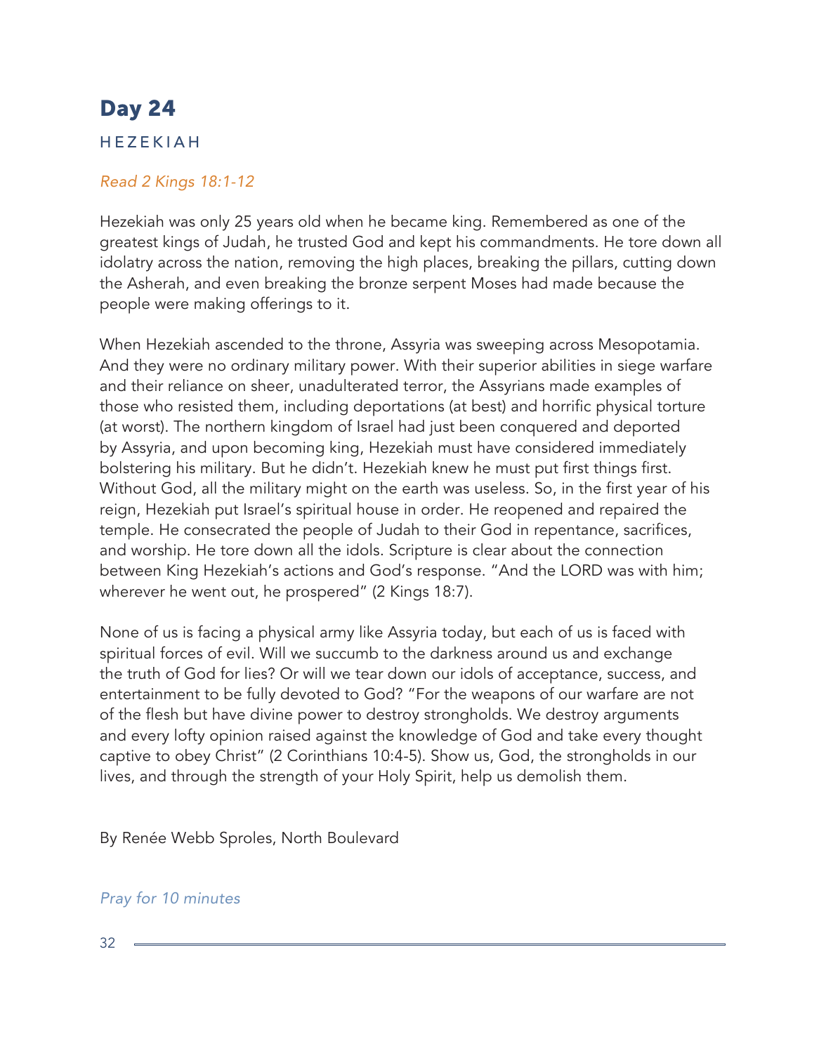# Day 24

## HEZEKIAH

*Read 2 Kings 18:1-12*

Hezekiah was only 25 years old when he became king. Remembered as one of the greatest kings of Judah, he trusted God and kept his commandments. He tore down all idolatry across the nation, removing the high places, breaking the pillars, cutting down the Asherah, and even breaking the bronze serpent Moses had made because the people were making offerings to it.

When Hezekiah ascended to the throne, Assyria was sweeping across Mesopotamia. And they were no ordinary military power. With their superior abilities in siege warfare and their reliance on sheer, unadulterated terror, the Assyrians made examples of those who resisted them, including deportations (at best) and horrific physical torture (at worst). The northern kingdom of Israel had just been conquered and deported by Assyria, and upon becoming king, Hezekiah must have considered immediately bolstering his military. But he didn't. Hezekiah knew he must put first things first. Without God, all the military might on the earth was useless. So, in the first year of his reign, Hezekiah put Israel's spiritual house in order. He reopened and repaired the temple. He consecrated the people of Judah to their God in repentance, sacrifices, and worship. He tore down all the idols. Scripture is clear about the connection between King Hezekiah's actions and God's response. "And the LORD was with him; wherever he went out, he prospered" (2 Kings 18:7).

None of us is facing a physical army like Assyria today, but each of us is faced with spiritual forces of evil. Will we succumb to the darkness around us and exchange the truth of God for lies? Or will we tear down our idols of acceptance, success, and entertainment to be fully devoted to God? "For the weapons of our warfare are not of the flesh but have divine power to destroy strongholds. We destroy arguments and every lofty opinion raised against the knowledge of God and take every thought captive to obey Christ" (2 Corinthians 10:4-5). Show us, God, the strongholds in our lives, and through the strength of your Holy Spirit, help us demolish them.

By Renée Webb Sproles, North Boulevard

*Pray for 10 minutes*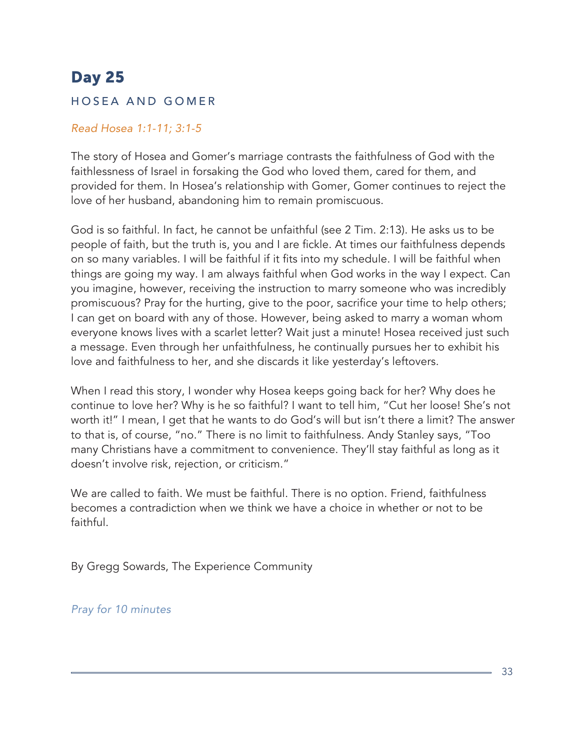# Day 25

## HOSEA AND GOMER

*Read Hosea 1:1-11; 3:1-5*

The story of Hosea and Gomer's marriage contrasts the faithfulness of God with the faithlessness of Israel in forsaking the God who loved them, cared for them, and provided for them. In Hosea's relationship with Gomer, Gomer continues to reject the love of her husband, abandoning him to remain promiscuous.

God is so faithful. In fact, he cannot be unfaithful (see 2 Tim. 2:13). He asks us to be people of faith, but the truth is, you and I are fickle. At times our faithfulness depends on so many variables. I will be faithful if it fits into my schedule. I will be faithful when things are going my way. I am always faithful when God works in the way I expect. Can you imagine, however, receiving the instruction to marry someone who was incredibly promiscuous? Pray for the hurting, give to the poor, sacrifice your time to help others; I can get on board with any of those. However, being asked to marry a woman whom everyone knows lives with a scarlet letter? Wait just a minute! Hosea received just such a message. Even through her unfaithfulness, he continually pursues her to exhibit his love and faithfulness to her, and she discards it like yesterday's leftovers.

When I read this story, I wonder why Hosea keeps going back for her? Why does he continue to love her? Why is he so faithful? I want to tell him, "Cut her loose! She's not worth it!" I mean, I get that he wants to do God's will but isn't there a limit? The answer to that is, of course, "no." There is no limit to faithfulness. Andy Stanley says, "Too many Christians have a commitment to convenience. They'll stay faithful as long as it doesn't involve risk, rejection, or criticism."

We are called to faith. We must be faithful. There is no option. Friend, faithfulness becomes a contradiction when we think we have a choice in whether or not to be faithful.

By Gregg Sowards, The Experience Community

*Pray for 10 minutes*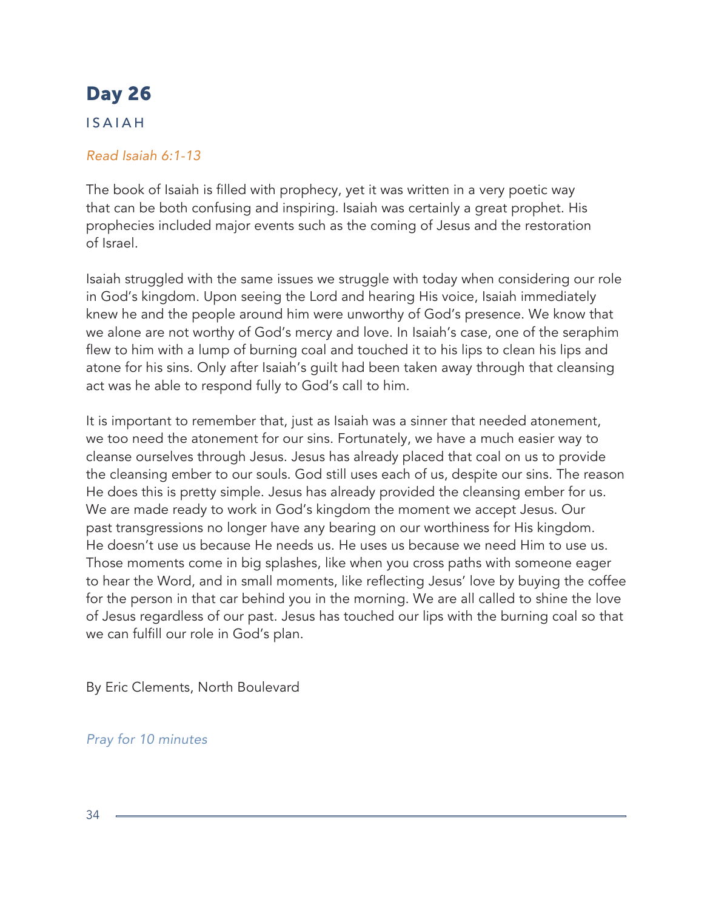# Day 26

ISAIAH

*Read Isaiah 6:1-13*

The book of Isaiah is filled with prophecy, yet it was written in a very poetic way that can be both confusing and inspiring. Isaiah was certainly a great prophet. His prophecies included major events such as the coming of Jesus and the restoration of Israel.

Isaiah struggled with the same issues we struggle with today when considering our role in God's kingdom. Upon seeing the Lord and hearing His voice, Isaiah immediately knew he and the people around him were unworthy of God's presence. We know that we alone are not worthy of God's mercy and love. In Isaiah's case, one of the seraphim flew to him with a lump of burning coal and touched it to his lips to clean his lips and atone for his sins. Only after Isaiah's guilt had been taken away through that cleansing act was he able to respond fully to God's call to him.

It is important to remember that, just as Isaiah was a sinner that needed atonement, we too need the atonement for our sins. Fortunately, we have a much easier way to cleanse ourselves through Jesus. Jesus has already placed that coal on us to provide the cleansing ember to our souls. God still uses each of us, despite our sins. The reason He does this is pretty simple. Jesus has already provided the cleansing ember for us. We are made ready to work in God's kingdom the moment we accept Jesus. Our past transgressions no longer have any bearing on our worthiness for His kingdom. He doesn't use us because He needs us. He uses us because we need Him to use us. Those moments come in big splashes, like when you cross paths with someone eager to hear the Word, and in small moments, like reflecting Jesus' love by buying the coffee for the person in that car behind you in the morning. We are all called to shine the love of Jesus regardless of our past. Jesus has touched our lips with the burning coal so that we can fulfill our role in God's plan.

By Eric Clements, North Boulevard

*Pray for 10 minutes*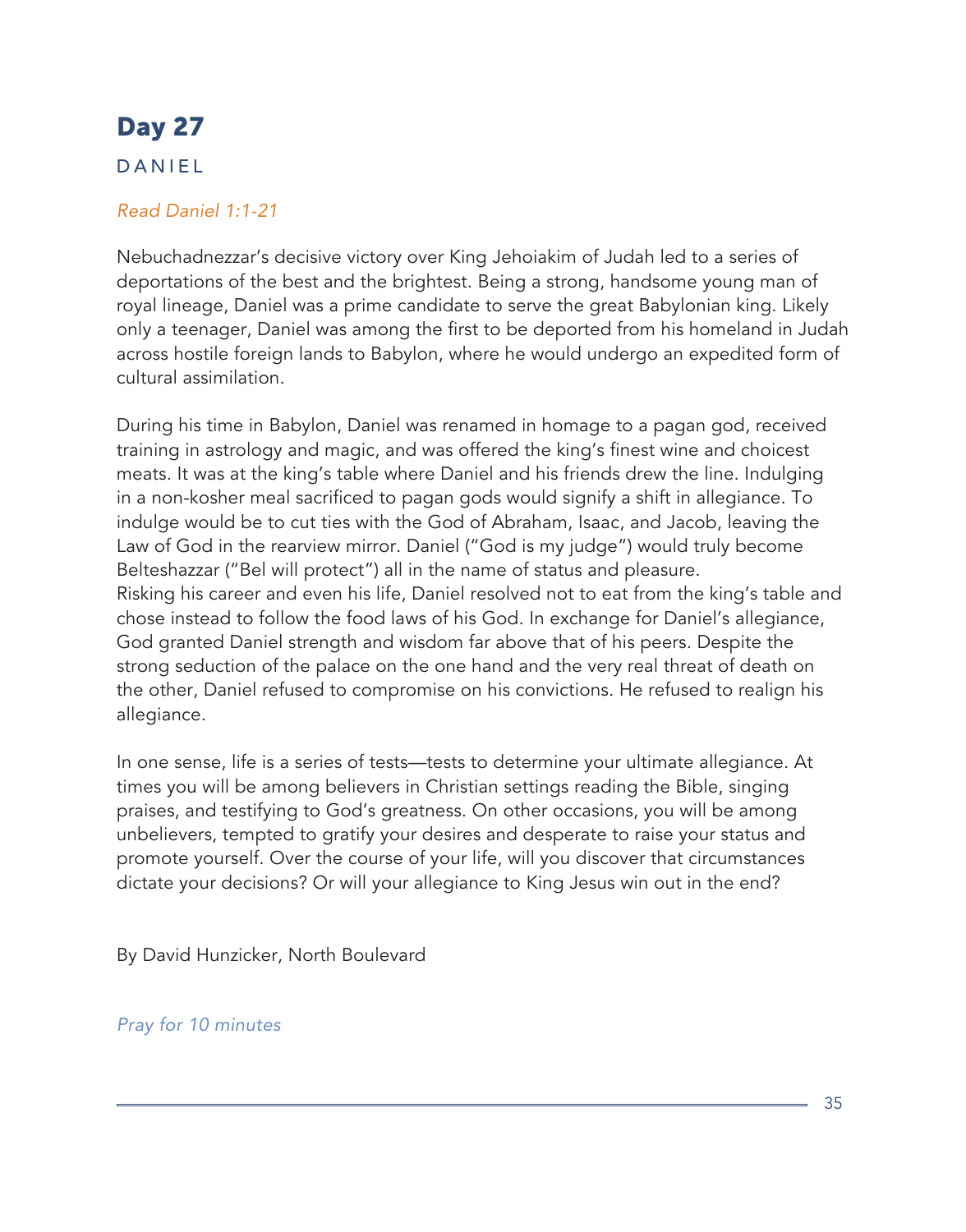# Day 27

## DANIEL

*Read Daniel 1:1-21*

Nebuchadnezzar's decisive victory over King Jehoiakim of Judah led to a series of deportations of the best and the brightest. Being a strong, handsome young man of royal lineage, Daniel was a prime candidate to serve the great Babylonian king. Likely only a teenager, Daniel was among the first to be deported from his homeland in Judah across hostile foreign lands to Babylon, where he would undergo an expedited form of cultural assimilation.

During his time in Babylon, Daniel was renamed in homage to a pagan god, received training in astrology and magic, and was offered the king's finest wine and choicest meats. It was at the king's table where Daniel and his friends drew the line. Indulging in a non-kosher meal sacrificed to pagan gods would signify a shift in allegiance. To indulge would be to cut ties with the God of Abraham, Isaac, and Jacob, leaving the Law of God in the rearview mirror. Daniel ("God is my judge") would truly become Belteshazzar ("Bel will protect") all in the name of status and pleasure.
Risking his career and even his life, Daniel resolved not to eat from the king's table and chose instead to follow the food laws of his God. In exchange for Daniel's allegiance, God granted Daniel strength and wisdom far above that of his peers. Despite the strong seduction of the palace on the one hand and the very real threat of death on the other, Daniel refused to compromise on his convictions. He refused to realign his allegiance.

In one sense, life is a series of tests—tests to determine your ultimate allegiance. At times you will be among believers in Christian settings reading the Bible, singing praises, and testifying to God's greatness. On other occasions, you will be among unbelievers, tempted to gratify your desires and desperate to raise your status and promote yourself. Over the course of your life, will you discover that circumstances dictate your decisions? Or will your allegiance to King Jesus win out in the end?

By David Hunzicker, North Boulevard

*Pray for 10 minutes*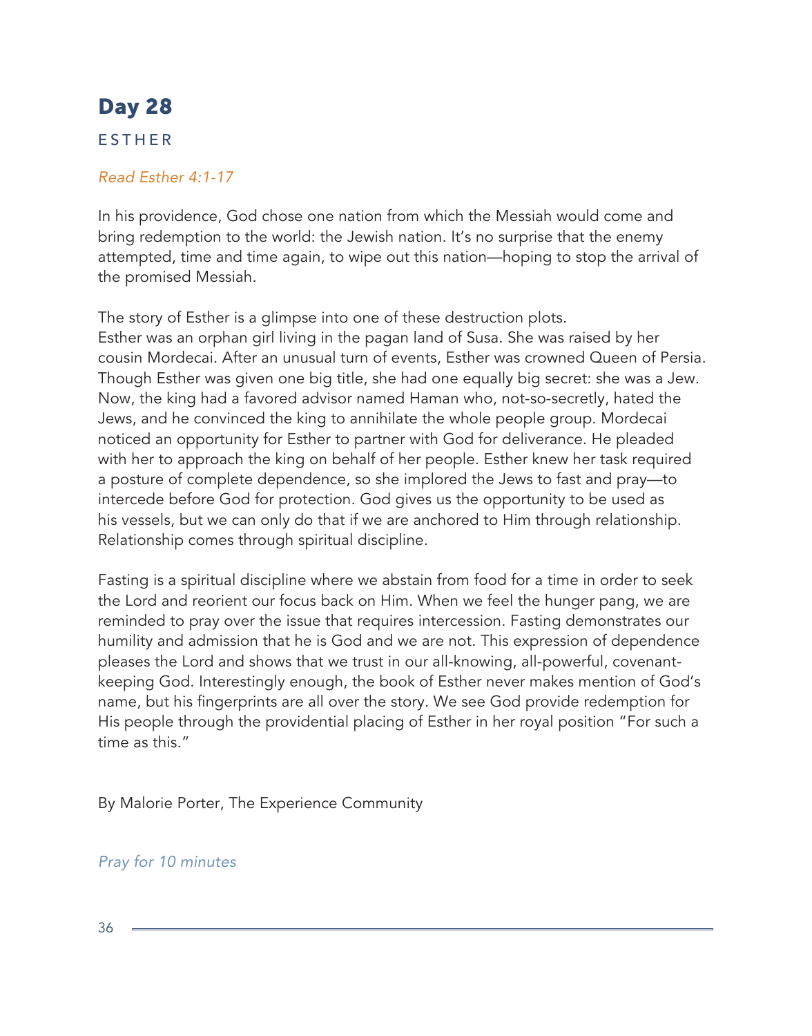# Day 28

ESTHER

*Read Esther 4:1-17*

In his providence, God chose one nation from which the Messiah would come and bring redemption to the world: the Jewish nation. It's no surprise that the enemy attempted, time and time again, to wipe out this nation—hoping to stop the arrival of the promised Messiah.

The story of Esther is a glimpse into one of these destruction plots.
Esther was an orphan girl living in the pagan land of Susa. She was raised by her cousin Mordecai. After an unusual turn of events, Esther was crowned Queen of Persia. Though Esther was given one big title, she had one equally big secret: she was a Jew. Now, the king had a favored advisor named Haman who, not-so-secretly, hated the Jews, and he convinced the king to annihilate the whole people group. Mordecai noticed an opportunity for Esther to partner with God for deliverance. He pleaded with her to approach the king on behalf of her people. Esther knew her task required a posture of complete dependence, so she implored the Jews to fast and pray—to intercede before God for protection. God gives us the opportunity to be used as his vessels, but we can only do that if we are anchored to Him through relationship. Relationship comes through spiritual discipline.

Fasting is a spiritual discipline where we abstain from food for a time in order to seek the Lord and reorient our focus back on Him. When we feel the hunger pang, we are reminded to pray over the issue that requires intercession. Fasting demonstrates our humility and admission that he is God and we are not. This expression of dependence pleases the Lord and shows that we trust in our all-knowing, all-powerful, covenant-keeping God. Interestingly enough, the book of Esther never makes mention of God's name, but his fingerprints are all over the story. We see God provide redemption for His people through the providential placing of Esther in her royal position "For such a time as this."

By Malorie Porter, The Experience Community

*Pray for 10 minutes*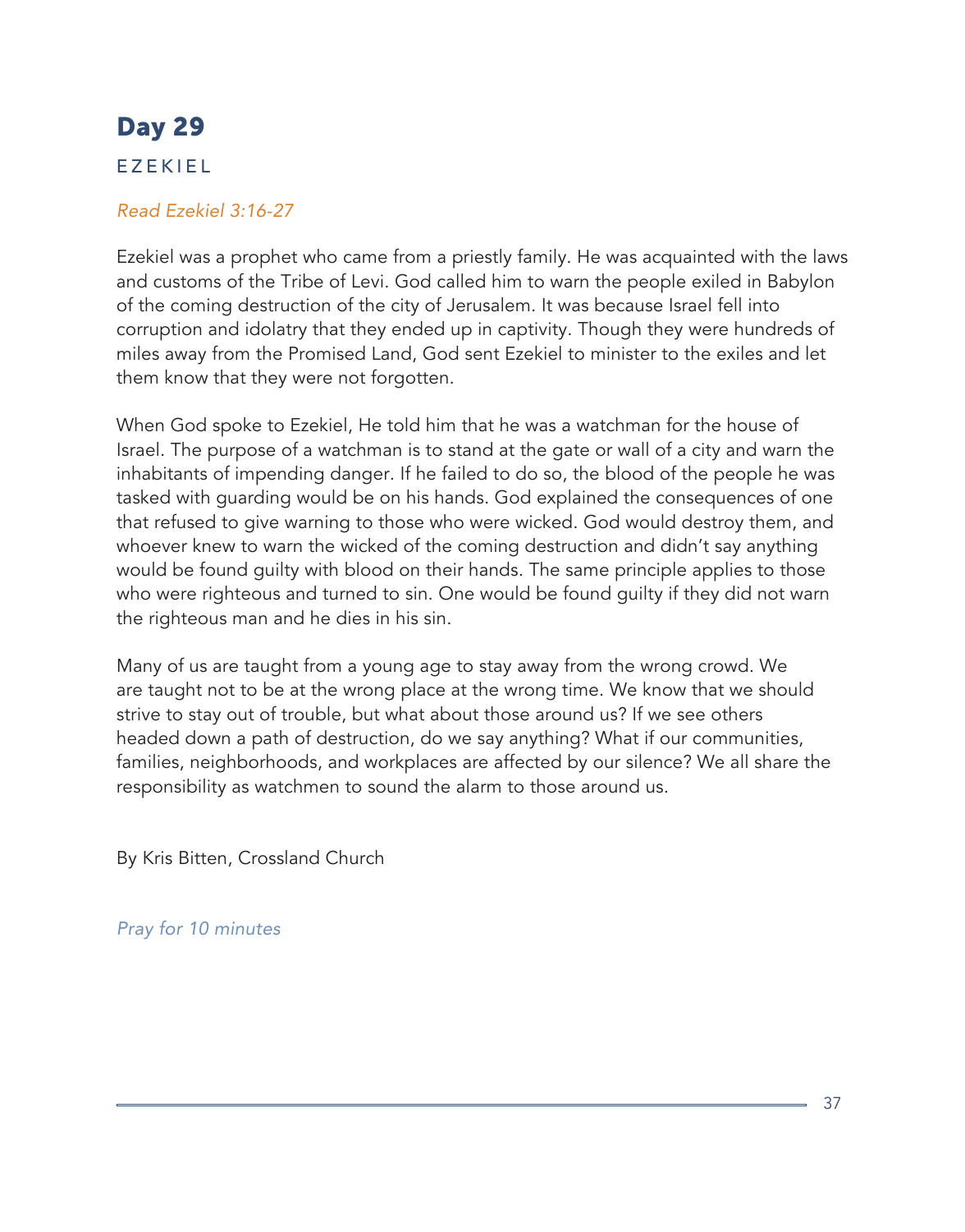## Day 29

EZEKIEL

*Read Ezekiel 3:16-27*

Ezekiel was a prophet who came from a priestly family. He was acquainted with the laws and customs of the Tribe of Levi. God called him to warn the people exiled in Babylon of the coming destruction of the city of Jerusalem. It was because Israel fell into corruption and idolatry that they ended up in captivity. Though they were hundreds of miles away from the Promised Land, God sent Ezekiel to minister to the exiles and let them know that they were not forgotten.

When God spoke to Ezekiel, He told him that he was a watchman for the house of Israel. The purpose of a watchman is to stand at the gate or wall of a city and warn the inhabitants of impending danger. If he failed to do so, the blood of the people he was tasked with guarding would be on his hands. God explained the consequences of one that refused to give warning to those who were wicked. God would destroy them, and whoever knew to warn the wicked of the coming destruction and didn't say anything would be found guilty with blood on their hands. The same principle applies to those who were righteous and turned to sin. One would be found guilty if they did not warn the righteous man and he dies in his sin.

Many of us are taught from a young age to stay away from the wrong crowd. We are taught not to be at the wrong place at the wrong time. We know that we should strive to stay out of trouble, but what about those around us? If we see others headed down a path of destruction, do we say anything? What if our communities, families, neighborhoods, and workplaces are affected by our silence? We all share the responsibility as watchmen to sound the alarm to those around us.

By Kris Bitten, Crossland Church

*Pray for 10 minutes*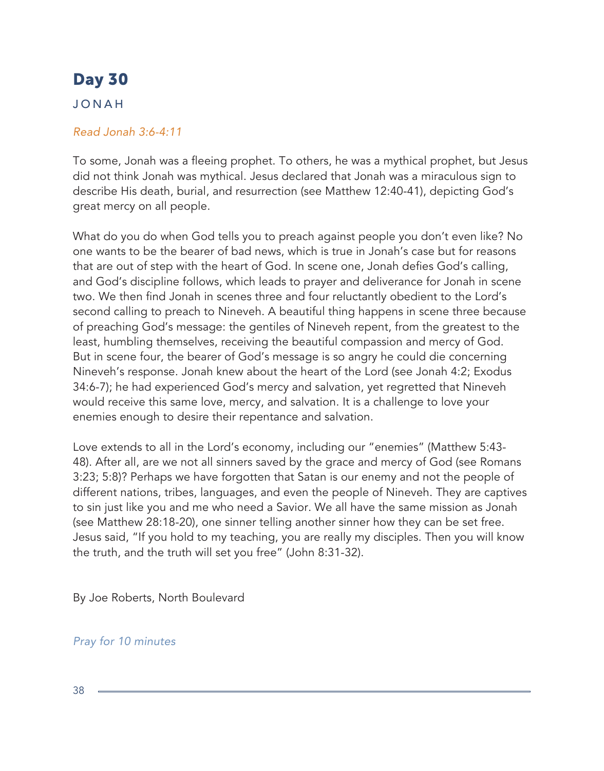# Day 30

## JONAH

*Read Jonah 3:6-4:11*

To some, Jonah was a fleeing prophet. To others, he was a mythical prophet, but Jesus did not think Jonah was mythical. Jesus declared that Jonah was a miraculous sign to describe His death, burial, and resurrection (see Matthew 12:40-41), depicting God's great mercy on all people.

What do you do when God tells you to preach against people you don't even like? No one wants to be the bearer of bad news, which is true in Jonah's case but for reasons that are out of step with the heart of God. In scene one, Jonah defies God's calling, and God's discipline follows, which leads to prayer and deliverance for Jonah in scene two. We then find Jonah in scenes three and four reluctantly obedient to the Lord's second calling to preach to Nineveh. A beautiful thing happens in scene three because of preaching God's message: the gentiles of Nineveh repent, from the greatest to the least, humbling themselves, receiving the beautiful compassion and mercy of God. But in scene four, the bearer of God's message is so angry he could die concerning Nineveh's response. Jonah knew about the heart of the Lord (see Jonah 4:2; Exodus 34:6-7); he had experienced God's mercy and salvation, yet regretted that Nineveh would receive this same love, mercy, and salvation. It is a challenge to love your enemies enough to desire their repentance and salvation.

Love extends to all in the Lord's economy, including our "enemies" (Matthew 5:43-48). After all, are we not all sinners saved by the grace and mercy of God (see Romans 3:23; 5:8)? Perhaps we have forgotten that Satan is our enemy and not the people of different nations, tribes, languages, and even the people of Nineveh. They are captives to sin just like you and me who need a Savior. We all have the same mission as Jonah (see Matthew 28:18-20), one sinner telling another sinner how they can be set free. Jesus said, "If you hold to my teaching, you are really my disciples. Then you will know the truth, and the truth will set you free" (John 8:31-32).

By Joe Roberts, North Boulevard

*Pray for 10 minutes*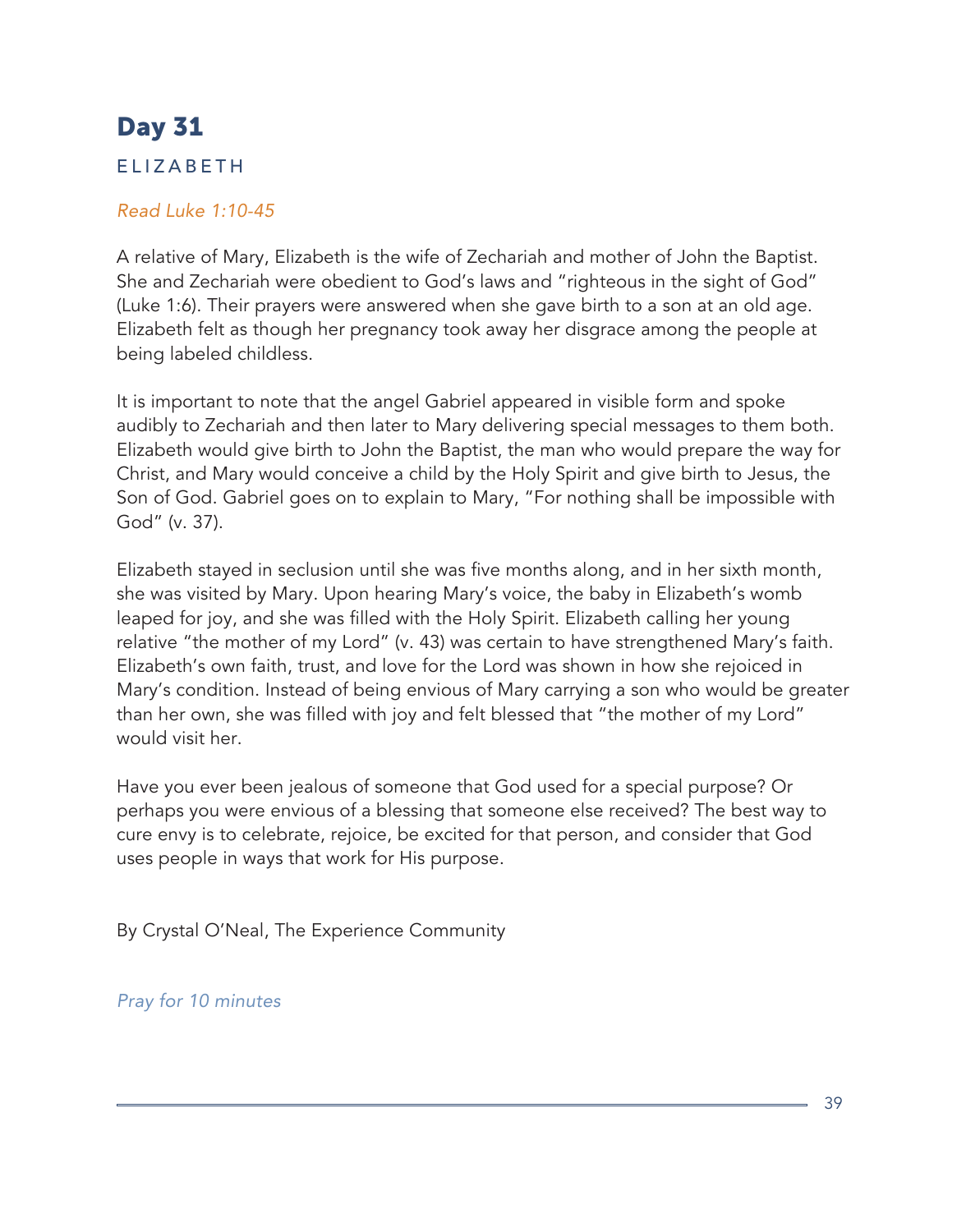# Day 31

## ELIZABETH

*Read Luke 1:10-45*

A relative of Mary, Elizabeth is the wife of Zechariah and mother of John the Baptist. She and Zechariah were obedient to God's laws and "righteous in the sight of God" (Luke 1:6). Their prayers were answered when she gave birth to a son at an old age. Elizabeth felt as though her pregnancy took away her disgrace among the people at being labeled childless.

It is important to note that the angel Gabriel appeared in visible form and spoke audibly to Zechariah and then later to Mary delivering special messages to them both. Elizabeth would give birth to John the Baptist, the man who would prepare the way for Christ, and Mary would conceive a child by the Holy Spirit and give birth to Jesus, the Son of God. Gabriel goes on to explain to Mary, "For nothing shall be impossible with God" (v. 37).

Elizabeth stayed in seclusion until she was five months along, and in her sixth month, she was visited by Mary. Upon hearing Mary's voice, the baby in Elizabeth's womb leaped for joy, and she was filled with the Holy Spirit. Elizabeth calling her young relative "the mother of my Lord" (v. 43) was certain to have strengthened Mary's faith. Elizabeth's own faith, trust, and love for the Lord was shown in how she rejoiced in Mary's condition. Instead of being envious of Mary carrying a son who would be greater than her own, she was filled with joy and felt blessed that "the mother of my Lord" would visit her.

Have you ever been jealous of someone that God used for a special purpose? Or perhaps you were envious of a blessing that someone else received? The best way to cure envy is to celebrate, rejoice, be excited for that person, and consider that God uses people in ways that work for His purpose.

By Crystal O'Neal, The Experience Community

*Pray for 10 minutes*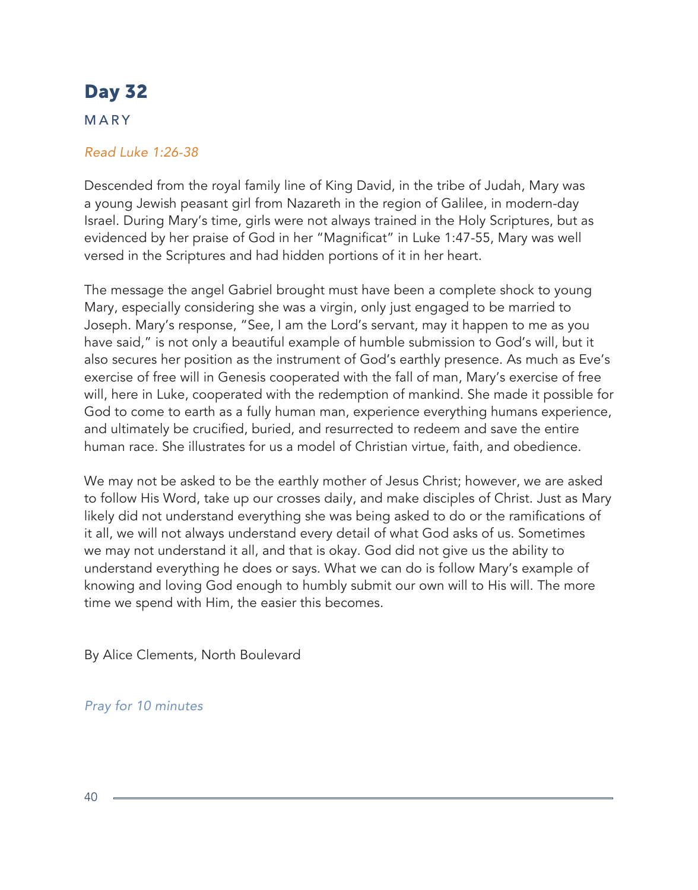# Day 32

## MARY

*Read Luke 1:26-38*

Descended from the royal family line of King David, in the tribe of Judah, Mary was a young Jewish peasant girl from Nazareth in the region of Galilee, in modern-day Israel. During Mary's time, girls were not always trained in the Holy Scriptures, but as evidenced by her praise of God in her "Magnificat" in Luke 1:47-55, Mary was well versed in the Scriptures and had hidden portions of it in her heart.

The message the angel Gabriel brought must have been a complete shock to young Mary, especially considering she was a virgin, only just engaged to be married to Joseph. Mary's response, "See, I am the Lord's servant, may it happen to me as you have said," is not only a beautiful example of humble submission to God's will, but it also secures her position as the instrument of God's earthly presence. As much as Eve's exercise of free will in Genesis cooperated with the fall of man, Mary's exercise of free will, here in Luke, cooperated with the redemption of mankind. She made it possible for God to come to earth as a fully human man, experience everything humans experience, and ultimately be crucified, buried, and resurrected to redeem and save the entire human race. She illustrates for us a model of Christian virtue, faith, and obedience.

We may not be asked to be the earthly mother of Jesus Christ; however, we are asked to follow His Word, take up our crosses daily, and make disciples of Christ. Just as Mary likely did not understand everything she was being asked to do or the ramifications of it all, we will not always understand every detail of what God asks of us. Sometimes we may not understand it all, and that is okay. God did not give us the ability to understand everything he does or says. What we can do is follow Mary's example of knowing and loving God enough to humbly submit our own will to His will. The more time we spend with Him, the easier this becomes.

By Alice Clements, North Boulevard

*Pray for 10 minutes*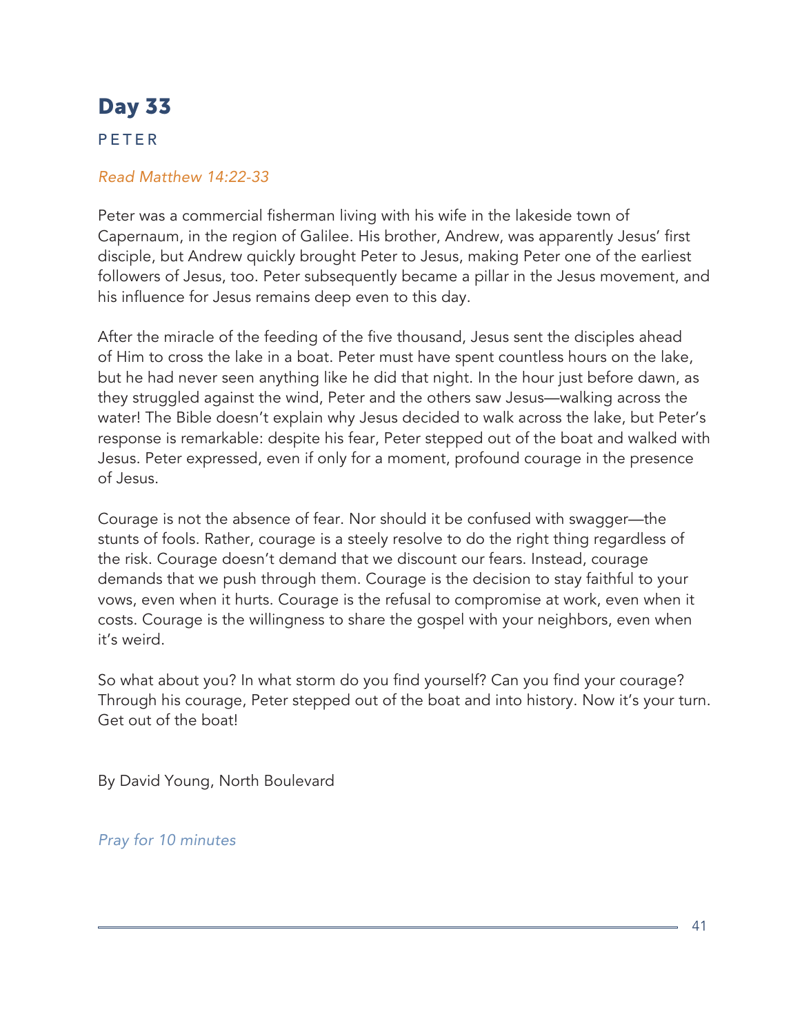# Day 33

## PETER

*Read Matthew 14:22-33*

Peter was a commercial fisherman living with his wife in the lakeside town of Capernaum, in the region of Galilee. His brother, Andrew, was apparently Jesus' first disciple, but Andrew quickly brought Peter to Jesus, making Peter one of the earliest followers of Jesus, too. Peter subsequently became a pillar in the Jesus movement, and his influence for Jesus remains deep even to this day.

After the miracle of the feeding of the five thousand, Jesus sent the disciples ahead of Him to cross the lake in a boat. Peter must have spent countless hours on the lake, but he had never seen anything like he did that night. In the hour just before dawn, as they struggled against the wind, Peter and the others saw Jesus—walking across the water! The Bible doesn't explain why Jesus decided to walk across the lake, but Peter's response is remarkable: despite his fear, Peter stepped out of the boat and walked with Jesus. Peter expressed, even if only for a moment, profound courage in the presence of Jesus.

Courage is not the absence of fear. Nor should it be confused with swagger—the stunts of fools. Rather, courage is a steely resolve to do the right thing regardless of the risk. Courage doesn't demand that we discount our fears. Instead, courage demands that we push through them. Courage is the decision to stay faithful to your vows, even when it hurts. Courage is the refusal to compromise at work, even when it costs. Courage is the willingness to share the gospel with your neighbors, even when it's weird.

So what about you? In what storm do you find yourself? Can you find your courage? Through his courage, Peter stepped out of the boat and into history. Now it's your turn. Get out of the boat!

By David Young, North Boulevard

*Pray for 10 minutes*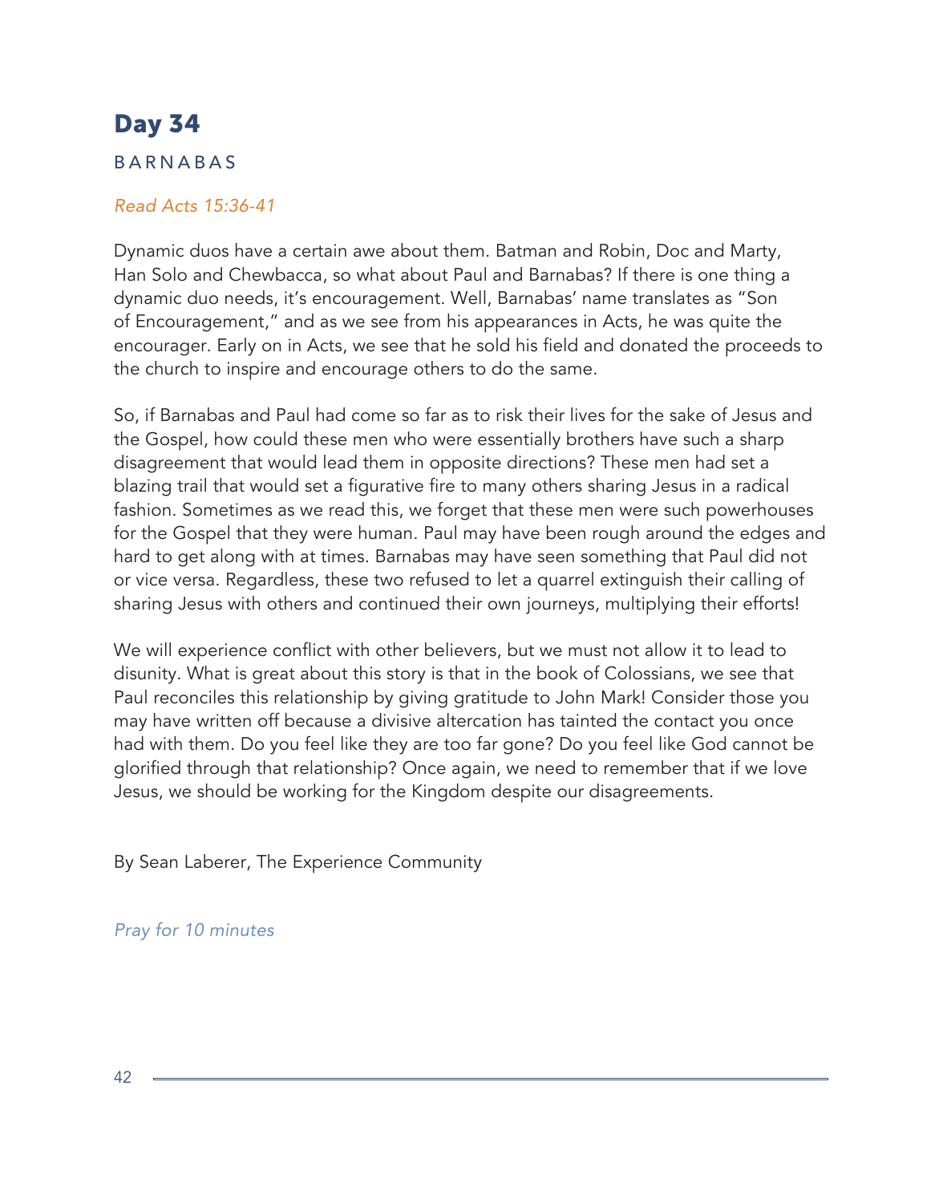# Day 34

## BARNABAS

*Read Acts 15:36-41*

Dynamic duos have a certain awe about them. Batman and Robin, Doc and Marty, Han Solo and Chewbacca, so what about Paul and Barnabas? If there is one thing a dynamic duo needs, it's encouragement. Well, Barnabas' name translates as "Son of Encouragement," and as we see from his appearances in Acts, he was quite the encourager. Early on in Acts, we see that he sold his field and donated the proceeds to the church to inspire and encourage others to do the same.

So, if Barnabas and Paul had come so far as to risk their lives for the sake of Jesus and the Gospel, how could these men who were essentially brothers have such a sharp disagreement that would lead them in opposite directions? These men had set a blazing trail that would set a figurative fire to many others sharing Jesus in a radical fashion. Sometimes as we read this, we forget that these men were such powerhouses for the Gospel that they were human. Paul may have been rough around the edges and hard to get along with at times. Barnabas may have seen something that Paul did not or vice versa. Regardless, these two refused to let a quarrel extinguish their calling of sharing Jesus with others and continued their own journeys, multiplying their efforts!

We will experience conflict with other believers, but we must not allow it to lead to disunity. What is great about this story is that in the book of Colossians, we see that Paul reconciles this relationship by giving gratitude to John Mark! Consider those you may have written off because a divisive altercation has tainted the contact you once had with them. Do you feel like they are too far gone? Do you feel like God cannot be glorified through that relationship? Once again, we need to remember that if we love Jesus, we should be working for the Kingdom despite our disagreements.

By Sean Laberer, The Experience Community

*Pray for 10 minutes*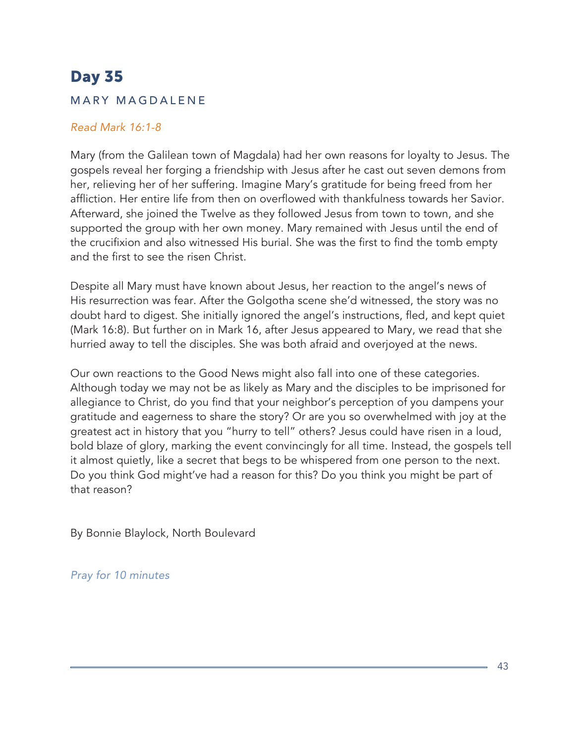# Day 35

## MARY MAGDALENE

*Read Mark 16:1-8*

Mary (from the Galilean town of Magdala) had her own reasons for loyalty to Jesus. The gospels reveal her forging a friendship with Jesus after he cast out seven demons from her, relieving her of her suffering. Imagine Mary's gratitude for being freed from her affliction. Her entire life from then on overflowed with thankfulness towards her Savior. Afterward, she joined the Twelve as they followed Jesus from town to town, and she supported the group with her own money. Mary remained with Jesus until the end of the crucifixion and also witnessed His burial. She was the first to find the tomb empty and the first to see the risen Christ.

Despite all Mary must have known about Jesus, her reaction to the angel's news of His resurrection was fear. After the Golgotha scene she'd witnessed, the story was no doubt hard to digest. She initially ignored the angel's instructions, fled, and kept quiet (Mark 16:8). But further on in Mark 16, after Jesus appeared to Mary, we read that she hurried away to tell the disciples. She was both afraid and overjoyed at the news.

Our own reactions to the Good News might also fall into one of these categories. Although today we may not be as likely as Mary and the disciples to be imprisoned for allegiance to Christ, do you find that your neighbor's perception of you dampens your gratitude and eagerness to share the story? Or are you so overwhelmed with joy at the greatest act in history that you "hurry to tell" others? Jesus could have risen in a loud, bold blaze of glory, marking the event convincingly for all time. Instead, the gospels tell it almost quietly, like a secret that begs to be whispered from one person to the next. Do you think God might've had a reason for this? Do you think you might be part of that reason?

By Bonnie Blaylock, North Boulevard

*Pray for 10 minutes*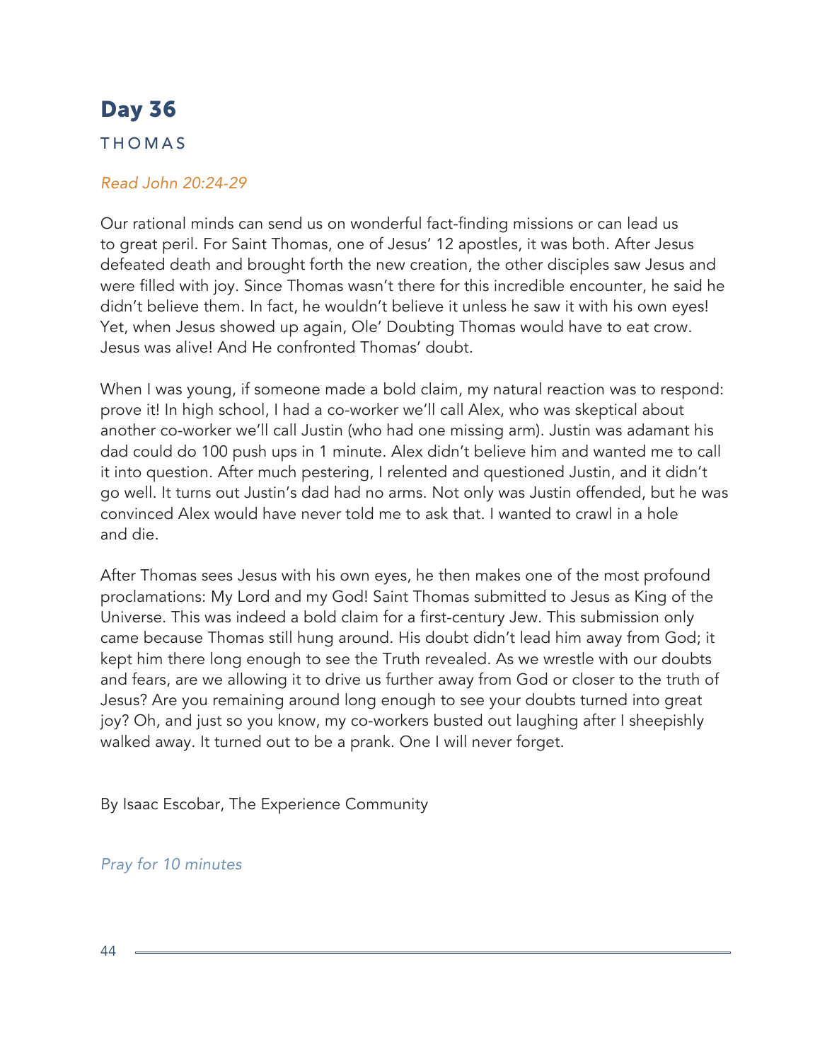# Day 36

## THOMAS

*Read John 20:24-29*

Our rational minds can send us on wonderful fact-finding missions or can lead us to great peril. For Saint Thomas, one of Jesus' 12 apostles, it was both. After Jesus defeated death and brought forth the new creation, the other disciples saw Jesus and were filled with joy. Since Thomas wasn't there for this incredible encounter, he said he didn't believe them. In fact, he wouldn't believe it unless he saw it with his own eyes! Yet, when Jesus showed up again, Ole' Doubting Thomas would have to eat crow. Jesus was alive! And He confronted Thomas' doubt.

When I was young, if someone made a bold claim, my natural reaction was to respond: prove it! In high school, I had a co-worker we'll call Alex, who was skeptical about another co-worker we'll call Justin (who had one missing arm). Justin was adamant his dad could do 100 push ups in 1 minute. Alex didn't believe him and wanted me to call it into question. After much pestering, I relented and questioned Justin, and it didn't go well. It turns out Justin's dad had no arms. Not only was Justin offended, but he was convinced Alex would have never told me to ask that. I wanted to crawl in a hole and die.

After Thomas sees Jesus with his own eyes, he then makes one of the most profound proclamations: My Lord and my God! Saint Thomas submitted to Jesus as King of the Universe. This was indeed a bold claim for a first-century Jew. This submission only came because Thomas still hung around. His doubt didn't lead him away from God; it kept him there long enough to see the Truth revealed. As we wrestle with our doubts and fears, are we allowing it to drive us further away from God or closer to the truth of Jesus? Are you remaining around long enough to see your doubts turned into great joy? Oh, and just so you know, my co-workers busted out laughing after I sheepishly walked away. It turned out to be a prank. One I will never forget.

By Isaac Escobar, The Experience Community

*Pray for 10 minutes*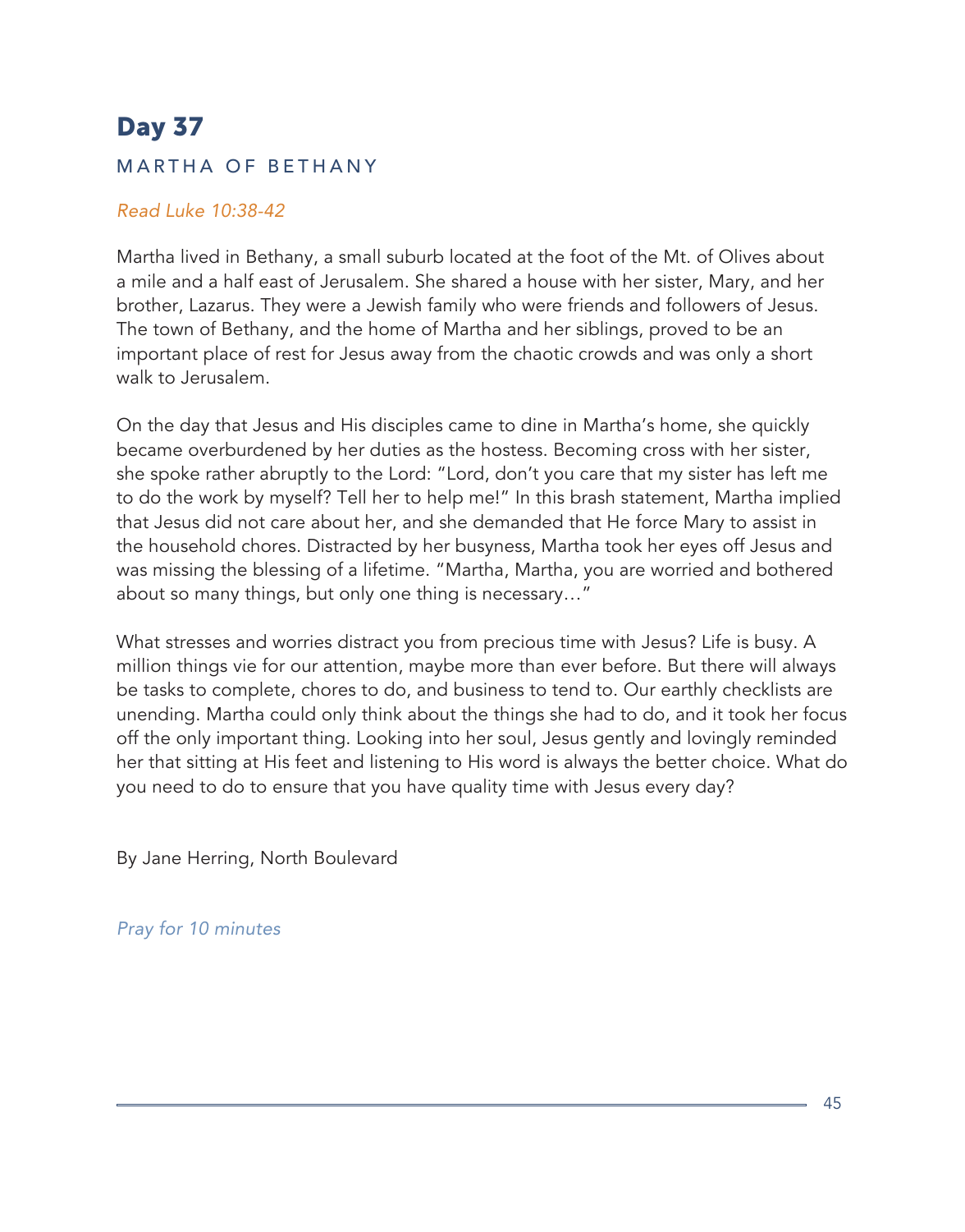# Day 37

## MARTHA OF BETHANY

*Read Luke 10:38-42*

Martha lived in Bethany, a small suburb located at the foot of the Mt. of Olives about a mile and a half east of Jerusalem. She shared a house with her sister, Mary, and her brother, Lazarus. They were a Jewish family who were friends and followers of Jesus. The town of Bethany, and the home of Martha and her siblings, proved to be an important place of rest for Jesus away from the chaotic crowds and was only a short walk to Jerusalem.

On the day that Jesus and His disciples came to dine in Martha's home, she quickly became overburdened by her duties as the hostess. Becoming cross with her sister, she spoke rather abruptly to the Lord: "Lord, don't you care that my sister has left me to do the work by myself? Tell her to help me!" In this brash statement, Martha implied that Jesus did not care about her, and she demanded that He force Mary to assist in the household chores. Distracted by her busyness, Martha took her eyes off Jesus and was missing the blessing of a lifetime. "Martha, Martha, you are worried and bothered about so many things, but only one thing is necessary…"

What stresses and worries distract you from precious time with Jesus? Life is busy. A million things vie for our attention, maybe more than ever before. But there will always be tasks to complete, chores to do, and business to tend to. Our earthly checklists are unending. Martha could only think about the things she had to do, and it took her focus off the only important thing. Looking into her soul, Jesus gently and lovingly reminded her that sitting at His feet and listening to His word is always the better choice. What do you need to do to ensure that you have quality time with Jesus every day?

By Jane Herring, North Boulevard

*Pray for 10 minutes*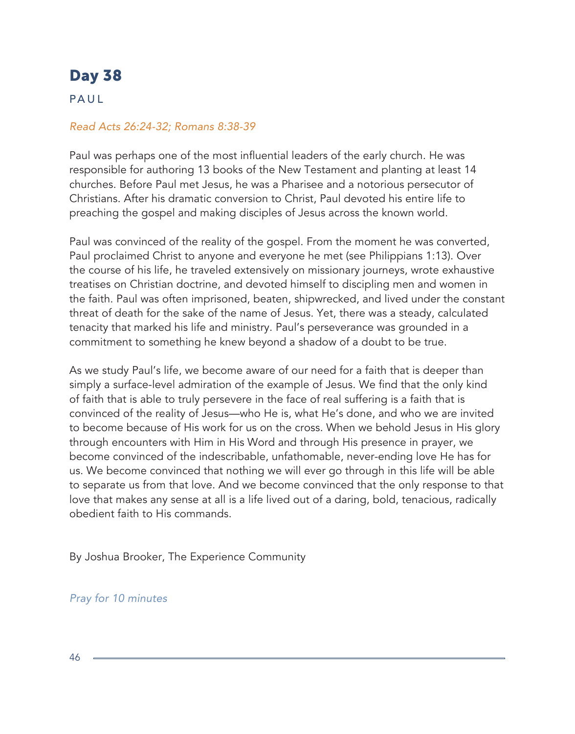# Day 38

PAUL

*Read Acts 26:24-32; Romans 8:38-39*

Paul was perhaps one of the most influential leaders of the early church. He was responsible for authoring 13 books of the New Testament and planting at least 14 churches. Before Paul met Jesus, he was a Pharisee and a notorious persecutor of Christians. After his dramatic conversion to Christ, Paul devoted his entire life to preaching the gospel and making disciples of Jesus across the known world.

Paul was convinced of the reality of the gospel. From the moment he was converted, Paul proclaimed Christ to anyone and everyone he met (see Philippians 1:13). Over the course of his life, he traveled extensively on missionary journeys, wrote exhaustive treatises on Christian doctrine, and devoted himself to discipling men and women in the faith. Paul was often imprisoned, beaten, shipwrecked, and lived under the constant threat of death for the sake of the name of Jesus. Yet, there was a steady, calculated tenacity that marked his life and ministry. Paul's perseverance was grounded in a commitment to something he knew beyond a shadow of a doubt to be true.

As we study Paul's life, we become aware of our need for a faith that is deeper than simply a surface-level admiration of the example of Jesus. We find that the only kind of faith that is able to truly persevere in the face of real suffering is a faith that is convinced of the reality of Jesus—who He is, what He's done, and who we are invited to become because of His work for us on the cross. When we behold Jesus in His glory through encounters with Him in His Word and through His presence in prayer, we become convinced of the indescribable, unfathomable, never-ending love He has for us. We become convinced that nothing we will ever go through in this life will be able to separate us from that love. And we become convinced that the only response to that love that makes any sense at all is a life lived out of a daring, bold, tenacious, radically obedient faith to His commands.

By Joshua Brooker, The Experience Community

*Pray for 10 minutes*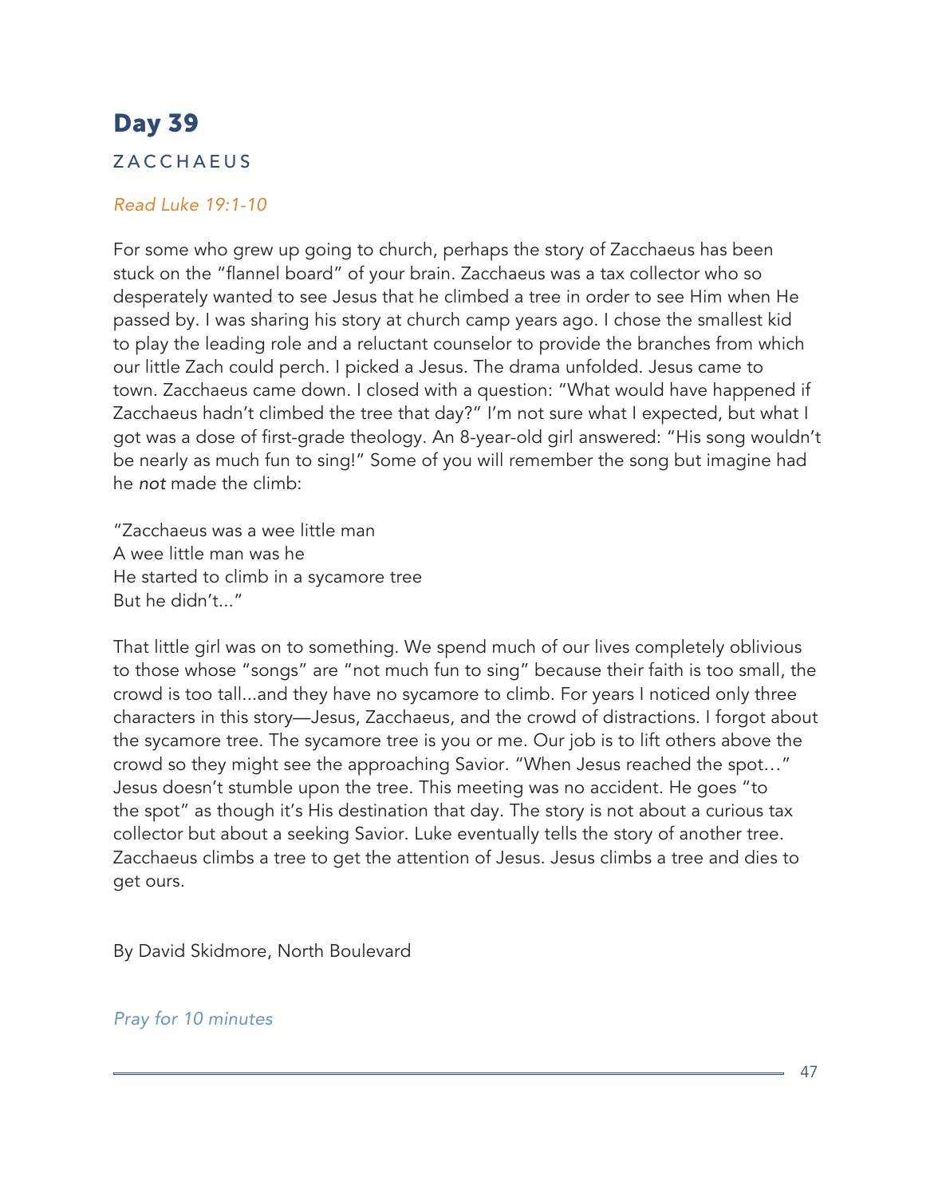# Day 39

## ZACCHAEUS

*Read Luke 19:1-10*

For some who grew up going to church, perhaps the story of Zacchaeus has been stuck on the "flannel board" of your brain. Zacchaeus was a tax collector who so desperately wanted to see Jesus that he climbed a tree in order to see Him when He passed by. I was sharing his story at church camp years ago. I chose the smallest kid to play the leading role and a reluctant counselor to provide the branches from which our little Zach could perch. I picked a Jesus. The drama unfolded. Jesus came to town. Zacchaeus came down. I closed with a question: "What would have happened if Zacchaeus hadn't climbed the tree that day?" I'm not sure what I expected, but what I got was a dose of first-grade theology. An 8-year-old girl answered: "His song wouldn't be nearly as much fun to sing!" Some of you will remember the song but imagine had he *not* made the climb:

"Zacchaeus was a wee little man  
A wee little man was he  
He started to climb in a sycamore tree  
But he didn't..."

That little girl was on to something. We spend much of our lives completely oblivious to those whose "songs" are "not much fun to sing" because their faith is too small, the crowd is too tall...and they have no sycamore to climb. For years I noticed only three characters in this story—Jesus, Zacchaeus, and the crowd of distractions. I forgot about the sycamore tree. The sycamore tree is you or me. Our job is to lift others above the crowd so they might see the approaching Savior. "When Jesus reached the spot…" Jesus doesn't stumble upon the tree. This meeting was no accident. He goes "to the spot" as though it's His destination that day. The story is not about a curious tax collector but about a seeking Savior. Luke eventually tells the story of another tree. Zacchaeus climbs a tree to get the attention of Jesus. Jesus climbs a tree and dies to get ours.

By David Skidmore, North Boulevard

*Pray for 10 minutes*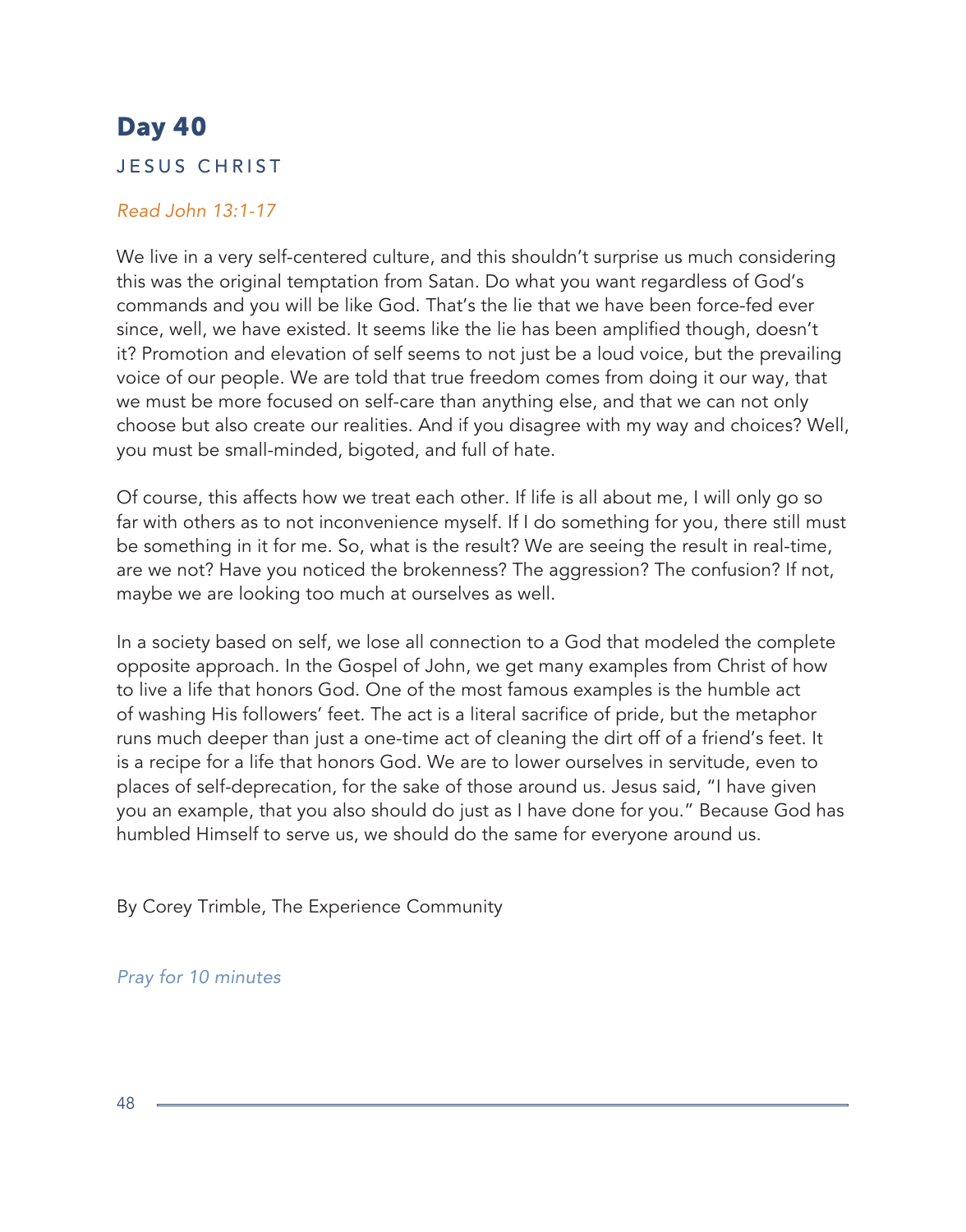# Day 40

## JESUS CHRIST

*Read John 13:1-17*

We live in a very self-centered culture, and this shouldn't surprise us much considering this was the original temptation from Satan. Do what you want regardless of God's commands and you will be like God. That's the lie that we have been force-fed ever since, well, we have existed. It seems like the lie has been amplified though, doesn't it? Promotion and elevation of self seems to not just be a loud voice, but the prevailing voice of our people. We are told that true freedom comes from doing it our way, that we must be more focused on self-care than anything else, and that we can not only choose but also create our realities. And if you disagree with my way and choices? Well, you must be small-minded, bigoted, and full of hate.

Of course, this affects how we treat each other. If life is all about me, I will only go so far with others as to not inconvenience myself. If I do something for you, there still must be something in it for me. So, what is the result? We are seeing the result in real-time, are we not? Have you noticed the brokenness? The aggression? The confusion? If not, maybe we are looking too much at ourselves as well.

In a society based on self, we lose all connection to a God that modeled the complete opposite approach. In the Gospel of John, we get many examples from Christ of how to live a life that honors God. One of the most famous examples is the humble act of washing His followers' feet. The act is a literal sacrifice of pride, but the metaphor runs much deeper than just a one-time act of cleaning the dirt off of a friend's feet. It is a recipe for a life that honors God. We are to lower ourselves in servitude, even to places of self-deprecation, for the sake of those around us. Jesus said, "I have given you an example, that you also should do just as I have done for you." Because God has humbled Himself to serve us, we should do the same for everyone around us.

By Corey Trimble, The Experience Community

*Pray for 10 minutes*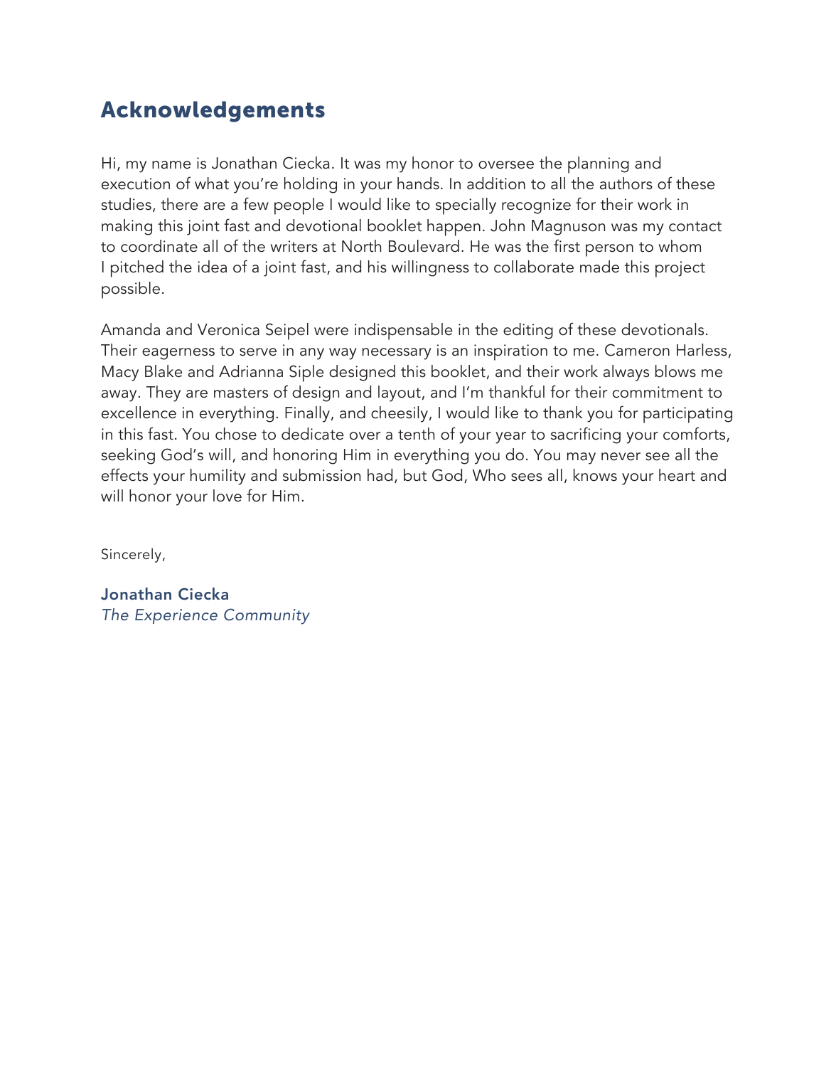# Acknowledgements

Hi, my name is Jonathan Ciecka. It was my honor to oversee the planning and execution of what you're holding in your hands. In addition to all the authors of these studies, there are a few people I would like to specially recognize for their work in making this joint fast and devotional booklet happen. John Magnuson was my contact to coordinate all of the writers at North Boulevard. He was the first person to whom I pitched the idea of a joint fast, and his willingness to collaborate made this project possible.

Amanda and Veronica Seipel were indispensable in the editing of these devotionals. Their eagerness to serve in any way necessary is an inspiration to me. Cameron Harless, Macy Blake and Adrianna Siple designed this booklet, and their work always blows me away. They are masters of design and layout, and I'm thankful for their commitment to excellence in everything. Finally, and cheesily, I would like to thank you for participating in this fast. You chose to dedicate over a tenth of your year to sacrificing your comforts, seeking God's will, and honoring Him in everything you do. You may never see all the effects your humility and submission had, but God, Who sees all, knows your heart and will honor your love for Him.

Sincerely,

**Jonathan Ciecka**
*The Experience Community*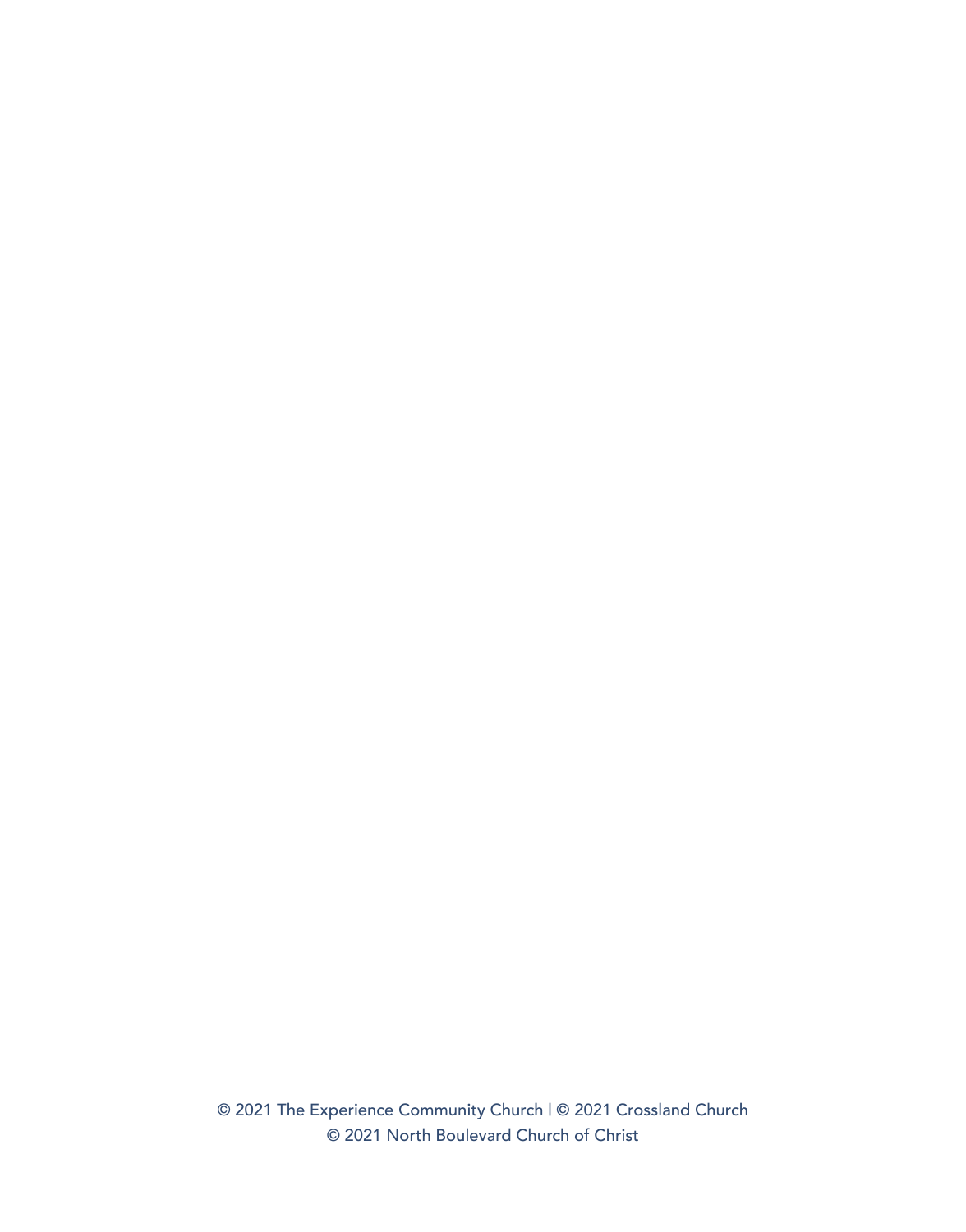© 2021 The Experience Community Church | © 2021 Crossland Church
© 2021 North Boulevard Church of Christ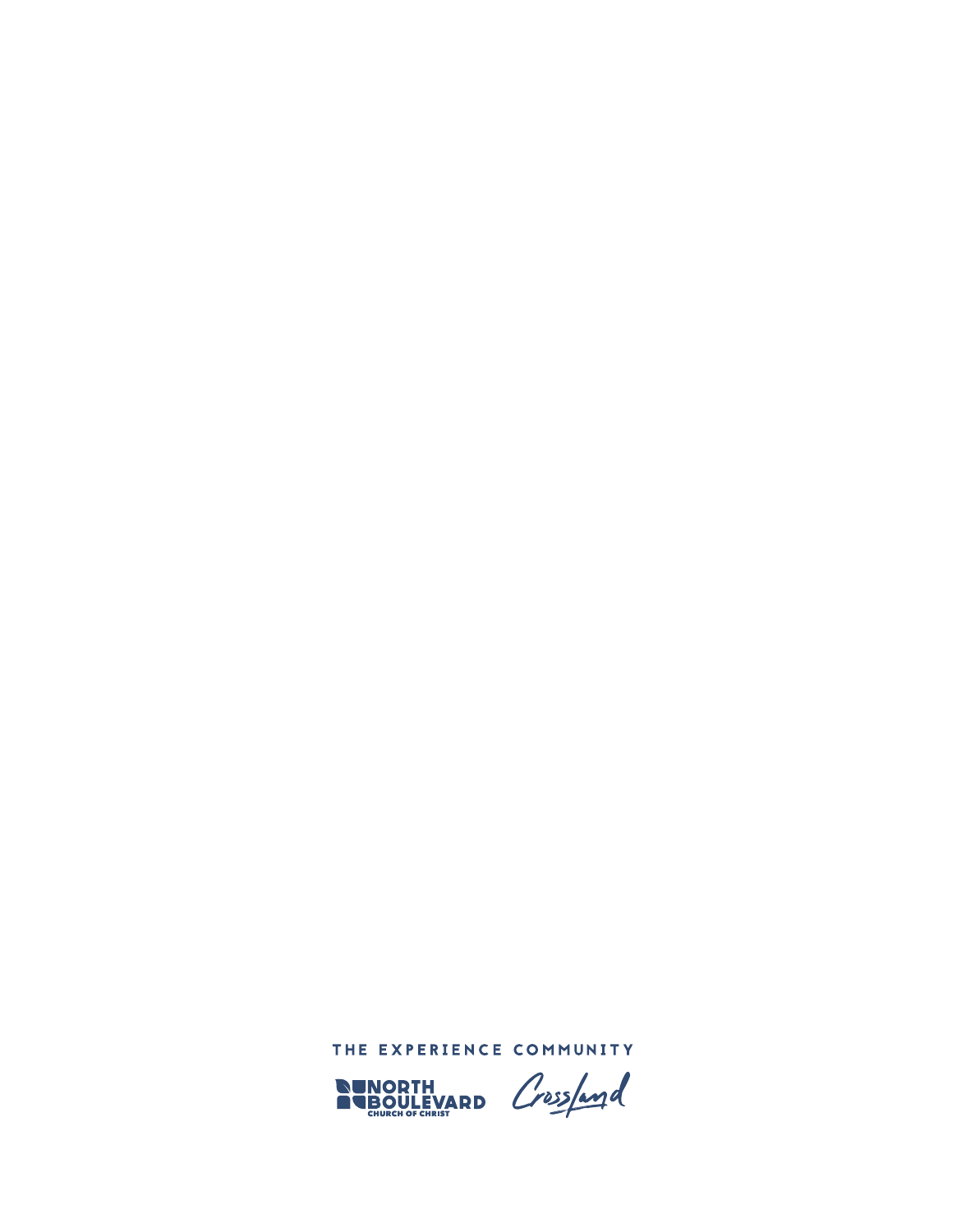THE EXPERIENCE COMMUNITY

NORTH BOULEVARD
CHURCH OF CHRIST

Crossland